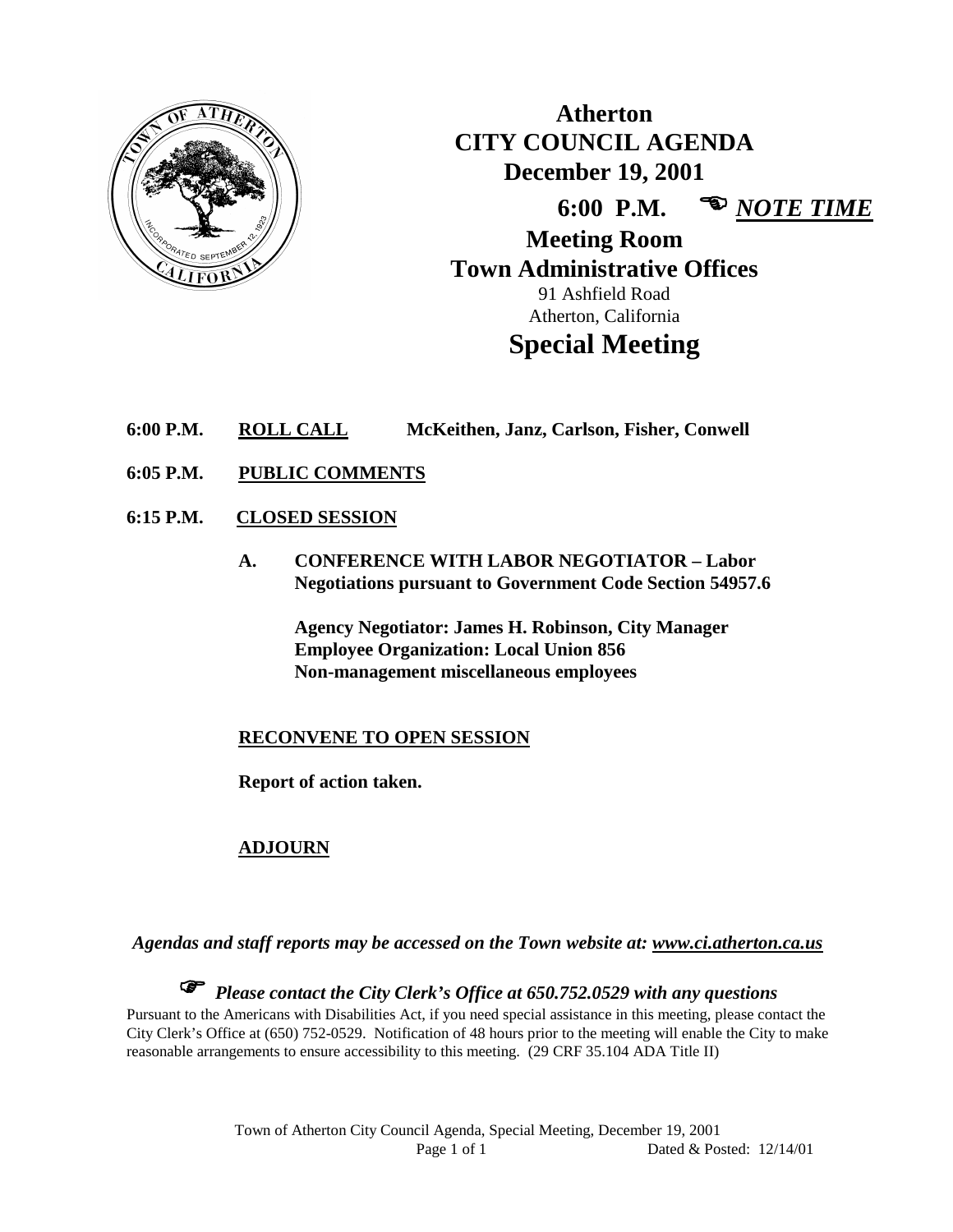# Atherton
# CITY COUNCIL AGENDA
## December 19, 2001

**6:00 P.M.** ☜ ***NOTE TIME***

**Meeting Room**
**Town Administrative Offices**
91 Ashfield Road
Atherton, California

# Special Meeting

**6:00 P.M.** **ROLL CALL** **McKeithen, Janz, Carlson, Fisher, Conwell**

**6:05 P.M.** **PUBLIC COMMENTS**

**6:15 P.M.** **CLOSED SESSION**

**A. CONFERENCE WITH LABOR NEGOTIATOR – Labor Negotiations pursuant to Government Code Section 54957.6**

**Agency Negotiator: James H. Robinson, City Manager**
**Employee Organization: Local Union 856**
**Non-management miscellaneous employees**

**RECONVENE TO OPEN SESSION**

**Report of action taken.**

**ADJOURN**

***Agendas and staff reports may be accessed on the Town website at: www.ci.atherton.ca.us***

☞ ***Please contact the City Clerk's Office at 650.752.0529 with any questions***

Pursuant to the Americans with Disabilities Act, if you need special assistance in this meeting, please contact the City Clerk's Office at (650) 752-0529. Notification of 48 hours prior to the meeting will enable the City to make reasonable arrangements to ensure accessibility to this meeting. (29 CRF 35.104 ADA Title II)

Town of Atherton City Council Agenda, Special Meeting, December 19, 2001
Dated & Posted: 12/14/01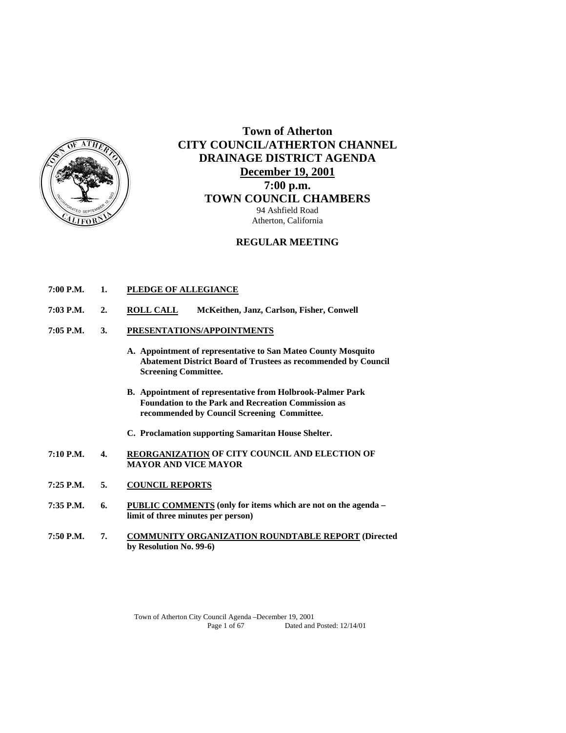# Town of Atherton
# CITY COUNCIL/ATHERTON CHANNEL DRAINAGE DISTRICT AGENDA
## December 19, 2001
## 7:00 p.m.
## TOWN COUNCIL CHAMBERS

94 Ashfield Road
Atherton, California

### REGULAR MEETING

**7:00 P.M.** **1.** **PLEDGE OF ALLEGIANCE**

**7:03 P.M.** **2.** **ROLL CALL** **McKeithen, Janz, Carlson, Fisher, Conwell**

**7:05 P.M.** **3.** **PRESENTATIONS/APPOINTMENTS**

- **A. Appointment of representative to San Mateo County Mosquito Abatement District Board of Trustees as recommended by Council Screening Committee.**
- **B. Appointment of representative from Holbrook-Palmer Park Foundation to the Park and Recreation Commission as recommended by Council Screening Committee.**
- **C. Proclamation supporting Samaritan House Shelter.**

**7:10 P.M.** **4.** **REORGANIZATION OF CITY COUNCIL AND ELECTION OF MAYOR AND VICE MAYOR**

**7:25 P.M.** **5.** **COUNCIL REPORTS**

**7:35 P.M.** **6.** **PUBLIC COMMENTS (only for items which are not on the agenda – limit of three minutes per person)**

**7:50 P.M.** **7.** **COMMUNITY ORGANIZATION ROUNDTABLE REPORT (Directed by Resolution No. 99-6)**

Town of Atherton City Council Agenda –December 19, 2001
Dated and Posted: 12/14/01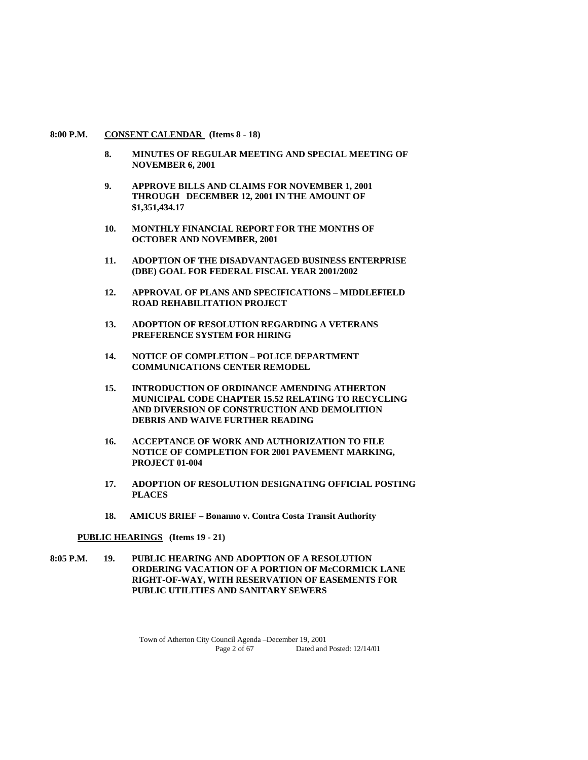**8:00 P.M.** **<u>CONSENT CALENDAR</u> (Items 8 - 18)**

**8. MINUTES OF REGULAR MEETING AND SPECIAL MEETING OF NOVEMBER 6, 2001**

**9. APPROVE BILLS AND CLAIMS FOR NOVEMBER 1, 2001 THROUGH DECEMBER 12, 2001 IN THE AMOUNT OF $1,351,434.17**

**10. MONTHLY FINANCIAL REPORT FOR THE MONTHS OF OCTOBER AND NOVEMBER, 2001**

**11. ADOPTION OF THE DISADVANTAGED BUSINESS ENTERPRISE (DBE) GOAL FOR FEDERAL FISCAL YEAR 2001/2002**

**12. APPROVAL OF PLANS AND SPECIFICATIONS – MIDDLEFIELD ROAD REHABILITATION PROJECT**

**13. ADOPTION OF RESOLUTION REGARDING A VETERANS PREFERENCE SYSTEM FOR HIRING**

**14. NOTICE OF COMPLETION – POLICE DEPARTMENT COMMUNICATIONS CENTER REMODEL**

**15. INTRODUCTION OF ORDINANCE AMENDING ATHERTON MUNICIPAL CODE CHAPTER 15.52 RELATING TO RECYCLING AND DIVERSION OF CONSTRUCTION AND DEMOLITION DEBRIS AND WAIVE FURTHER READING**

**16. ACCEPTANCE OF WORK AND AUTHORIZATION TO FILE NOTICE OF COMPLETION FOR 2001 PAVEMENT MARKING, PROJECT 01-004**

**17. ADOPTION OF RESOLUTION DESIGNATING OFFICIAL POSTING PLACES**

**18. AMICUS BRIEF – Bonanno v. Contra Costa Transit Authority**

**<u>PUBLIC HEARINGS</u> (Items 19 - 21)**

**8:05 P.M.** **19. PUBLIC HEARING AND ADOPTION OF A RESOLUTION ORDERING VACATION OF A PORTION OF McCORMICK LANE RIGHT-OF-WAY, WITH RESERVATION OF EASEMENTS FOR PUBLIC UTILITIES AND SANITARY SEWERS**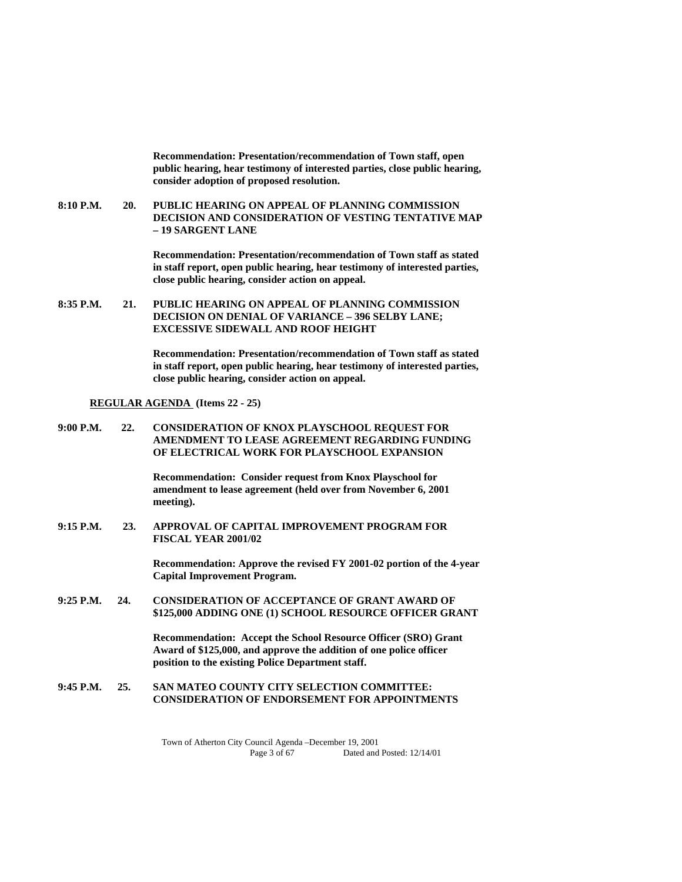**Recommendation: Presentation/recommendation of Town staff, open public hearing, hear testimony of interested parties, close public hearing, consider adoption of proposed resolution.**

**8:10 P.M. 20. PUBLIC HEARING ON APPEAL OF PLANNING COMMISSION DECISION AND CONSIDERATION OF VESTING TENTATIVE MAP – 19 SARGENT LANE**

**Recommendation: Presentation/recommendation of Town staff as stated in staff report, open public hearing, hear testimony of interested parties, close public hearing, consider action on appeal.**

**8:35 P.M. 21. PUBLIC HEARING ON APPEAL OF PLANNING COMMISSION DECISION ON DENIAL OF VARIANCE – 396 SELBY LANE; EXCESSIVE SIDEWALL AND ROOF HEIGHT**

**Recommendation: Presentation/recommendation of Town staff as stated in staff report, open public hearing, hear testimony of interested parties, close public hearing, consider action on appeal.**

**REGULAR AGENDA (Items 22 - 25)**

**9:00 P.M. 22. CONSIDERATION OF KNOX PLAYSCHOOL REQUEST FOR AMENDMENT TO LEASE AGREEMENT REGARDING FUNDING OF ELECTRICAL WORK FOR PLAYSCHOOL EXPANSION**

**Recommendation: Consider request from Knox Playschool for amendment to lease agreement (held over from November 6, 2001 meeting).**

**9:15 P.M. 23. APPROVAL OF CAPITAL IMPROVEMENT PROGRAM FOR FISCAL YEAR 2001/02**

**Recommendation: Approve the revised FY 2001-02 portion of the 4-year Capital Improvement Program.**

**9:25 P.M. 24. CONSIDERATION OF ACCEPTANCE OF GRANT AWARD OF $125,000 ADDING ONE (1) SCHOOL RESOURCE OFFICER GRANT**

**Recommendation: Accept the School Resource Officer (SRO) Grant Award of $125,000, and approve the addition of one police officer position to the existing Police Department staff.**

**9:45 P.M. 25. SAN MATEO COUNTY CITY SELECTION COMMITTEE: CONSIDERATION OF ENDORSEMENT FOR APPOINTMENTS**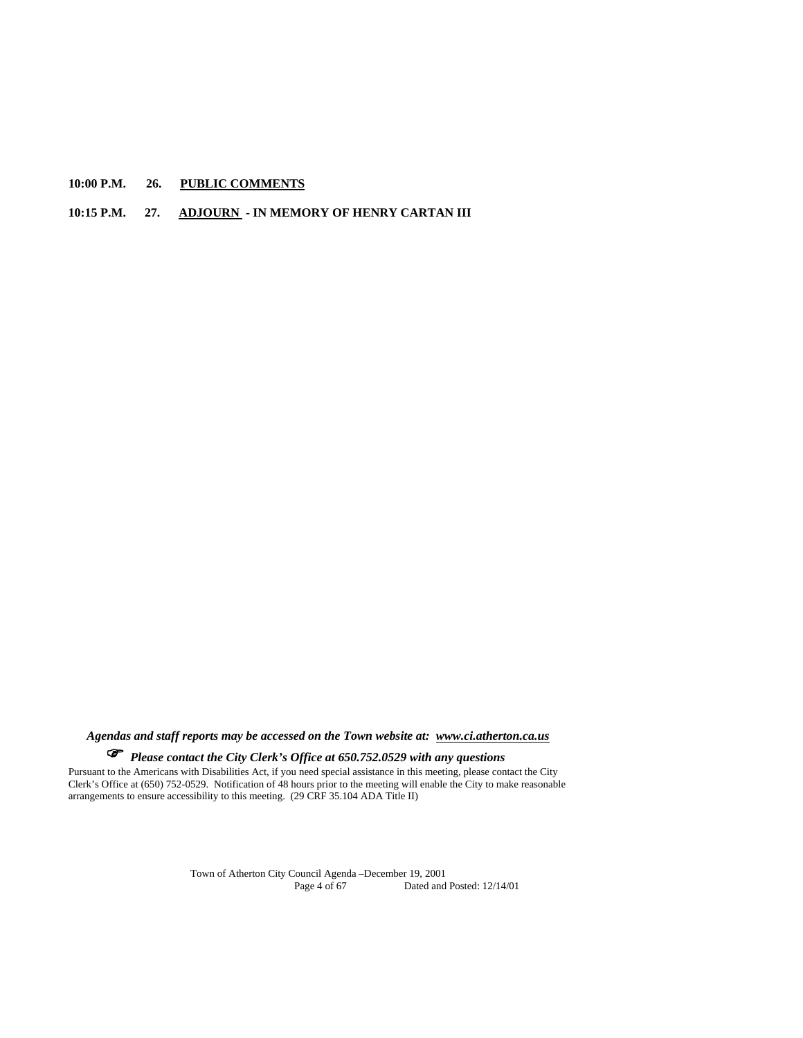**10:00 P.M. 26. PUBLIC COMMENTS**

**10:15 P.M. 27. ADJOURN - IN MEMORY OF HENRY CARTAN III**

***Agendas and staff reports may be accessed on the Town website at: www.ci.atherton.ca.us***

☞ ***Please contact the City Clerk's Office at 650.752.0529 with any questions***

Pursuant to the Americans with Disabilities Act, if you need special assistance in this meeting, please contact the City Clerk's Office at (650) 752-0529. Notification of 48 hours prior to the meeting will enable the City to make reasonable arrangements to ensure accessibility to this meeting. (29 CRF 35.104 ADA Title II)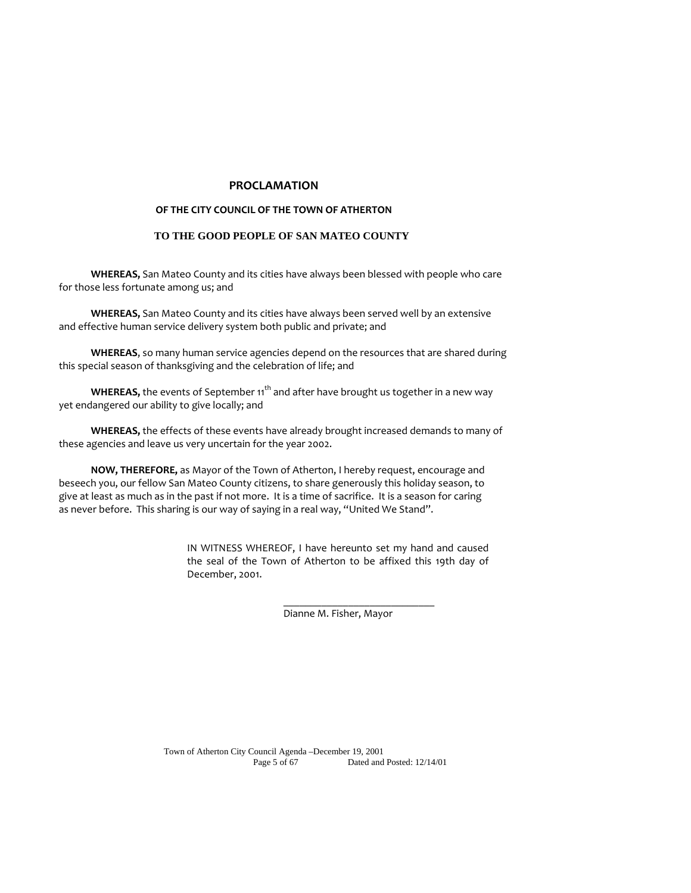# PROCLAMATION

## OF THE CITY COUNCIL OF THE TOWN OF ATHERTON

## TO THE GOOD PEOPLE OF SAN MATEO COUNTY

**WHEREAS,** San Mateo County and its cities have always been blessed with people who care for those less fortunate among us; and

**WHEREAS,** San Mateo County and its cities have always been served well by an extensive and effective human service delivery system both public and private; and

**WHEREAS**, so many human service agencies depend on the resources that are shared during this special season of thanksgiving and the celebration of life; and

**WHEREAS,** the events of September 11th and after have brought us together in a new way yet endangered our ability to give locally; and

**WHEREAS,** the effects of these events have already brought increased demands to many of these agencies and leave us very uncertain for the year 2002.

**NOW, THEREFORE,** as Mayor of the Town of Atherton, I hereby request, encourage and beseech you, our fellow San Mateo County citizens, to share generously this holiday season, to give at least as much as in the past if not more. It is a time of sacrifice. It is a season for caring as never before. This sharing is our way of saying in a real way, "United We Stand".

IN WITNESS WHEREOF, I have hereunto set my hand and caused the seal of the Town of Atherton to be affixed this 19th day of December, 2001.

\_\_\_\_\_\_\_\_\_\_\_\_\_\_\_\_\_\_\_\_\_\_\_\_\_\_\_\_\_\_
Dianne M. Fisher, Mayor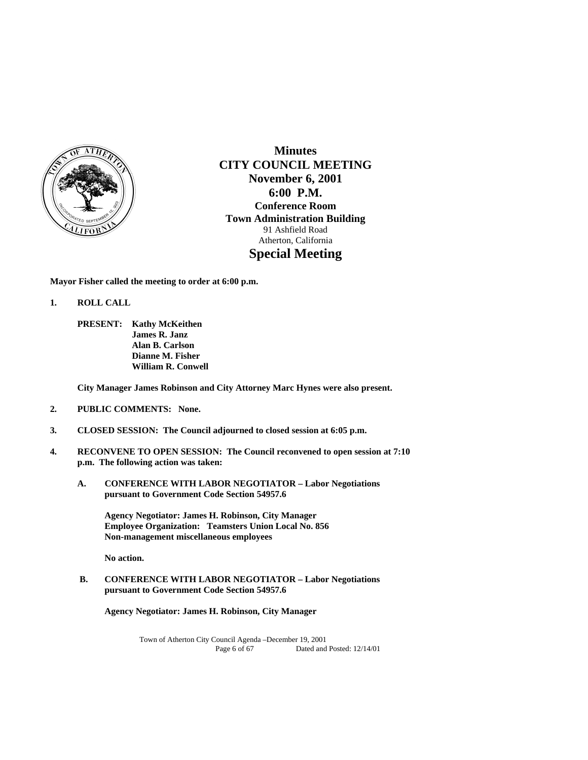# Minutes
## CITY COUNCIL MEETING
### November 6, 2001
### 6:00 P.M.

**Conference Room**
**Town Administration Building**
91 Ashfield Road
Atherton, California

## Special Meeting

**Mayor Fisher called the meeting to order at 6:00 p.m.**

**1. ROLL CALL**

**PRESENT: Kathy McKeithen**
**James R. Janz**
**Alan B. Carlson**
**Dianne M. Fisher**
**William R. Conwell**

**City Manager James Robinson and City Attorney Marc Hynes were also present.**

**2. PUBLIC COMMENTS: None.**

**3. CLOSED SESSION: The Council adjourned to closed session at 6:05 p.m.**

**4. RECONVENE TO OPEN SESSION: The Council reconvened to open session at 7:10 p.m. The following action was taken:**

**A. CONFERENCE WITH LABOR NEGOTIATOR – Labor Negotiations pursuant to Government Code Section 54957.6**

**Agency Negotiator: James H. Robinson, City Manager**
**Employee Organization: Teamsters Union Local No. 856**
**Non-management miscellaneous employees**

**No action.**

**B. CONFERENCE WITH LABOR NEGOTIATOR – Labor Negotiations pursuant to Government Code Section 54957.6**

**Agency Negotiator: James H. Robinson, City Manager**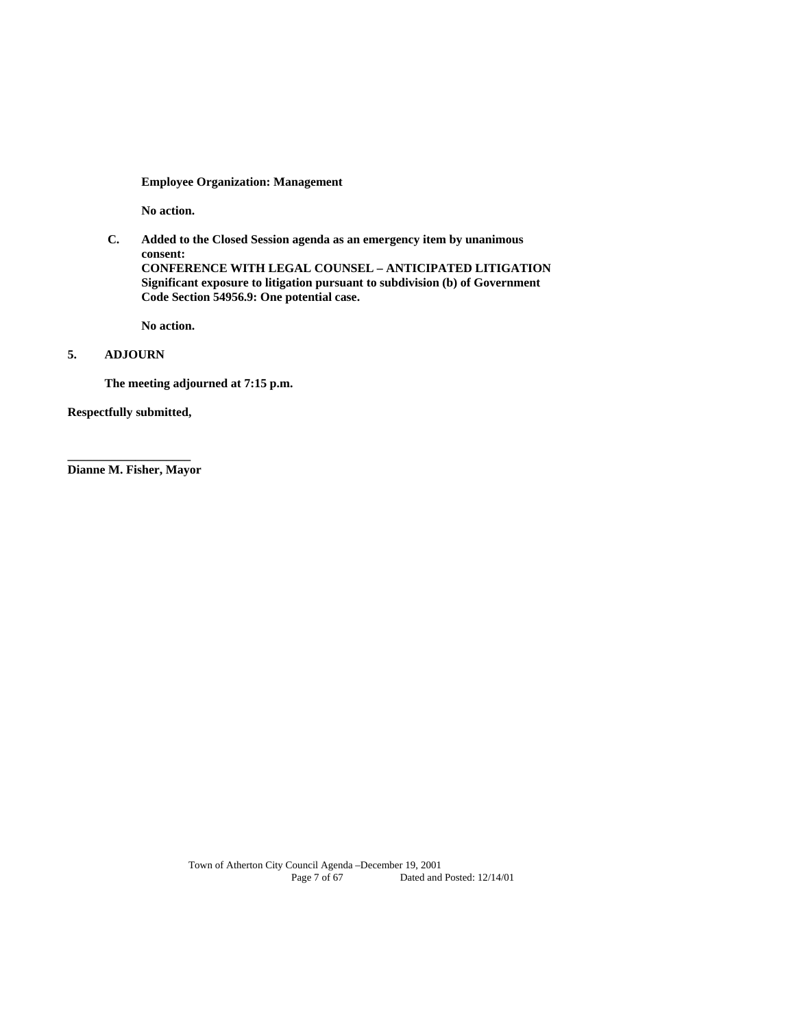**Employee Organization: Management**

**No action.**

**C. Added to the Closed Session agenda as an emergency item by unanimous consent:**
**CONFERENCE WITH LEGAL COUNSEL – ANTICIPATED LITIGATION**
**Significant exposure to litigation pursuant to subdivision (b) of Government Code Section 54956.9: One potential case.**

**No action.**

**5. ADJOURN**

**The meeting adjourned at 7:15 p.m.**

**Respectfully submitted,**

**____________________**
**Dianne M. Fisher, Mayor**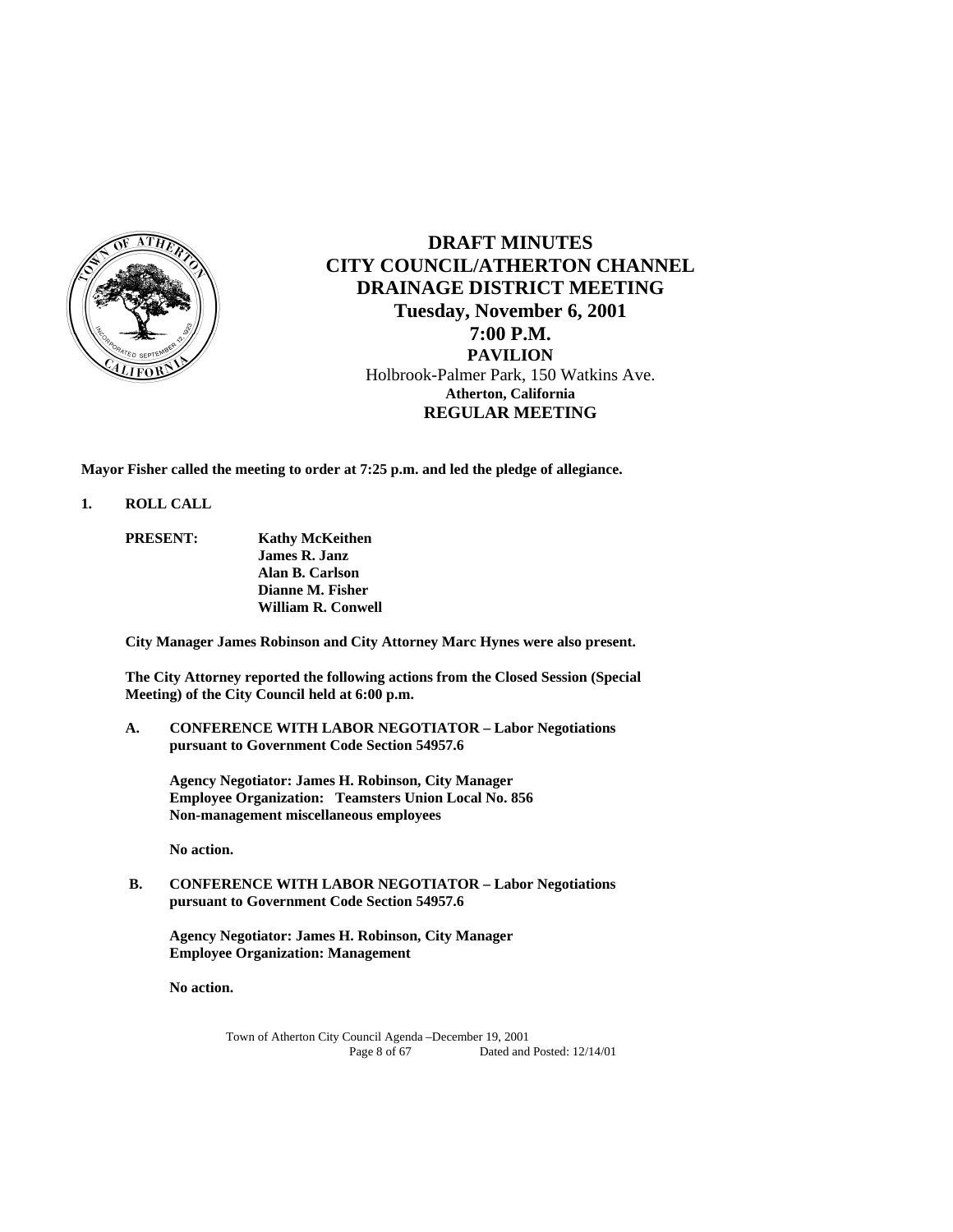# DRAFT MINUTES
# CITY COUNCIL/ATHERTON CHANNEL DRAINAGE DISTRICT MEETING

**Tuesday, November 6, 2001**
**7:00 P.M.**
**PAVILION**
Holbrook-Palmer Park, 150 Watkins Ave.
**Atherton, California**
**REGULAR MEETING**

**Mayor Fisher called the meeting to order at 7:25 p.m. and led the pledge of allegiance.**

## 1. ROLL CALL

**PRESENT:**
- **Kathy McKeithen**
- **James R. Janz**
- **Alan B. Carlson**
- **Dianne M. Fisher**
- **William R. Conwell**

**City Manager James Robinson and City Attorney Marc Hynes were also present.**

**The City Attorney reported the following actions from the Closed Session (Special Meeting) of the City Council held at 6:00 p.m.**

**A. CONFERENCE WITH LABOR NEGOTIATOR – Labor Negotiations pursuant to Government Code Section 54957.6**

**Agency Negotiator: James H. Robinson, City Manager**
**Employee Organization: Teamsters Union Local No. 856**
**Non-management miscellaneous employees**

**No action.**

**B. CONFERENCE WITH LABOR NEGOTIATOR – Labor Negotiations pursuant to Government Code Section 54957.6**

**Agency Negotiator: James H. Robinson, City Manager**
**Employee Organization: Management**

**No action.**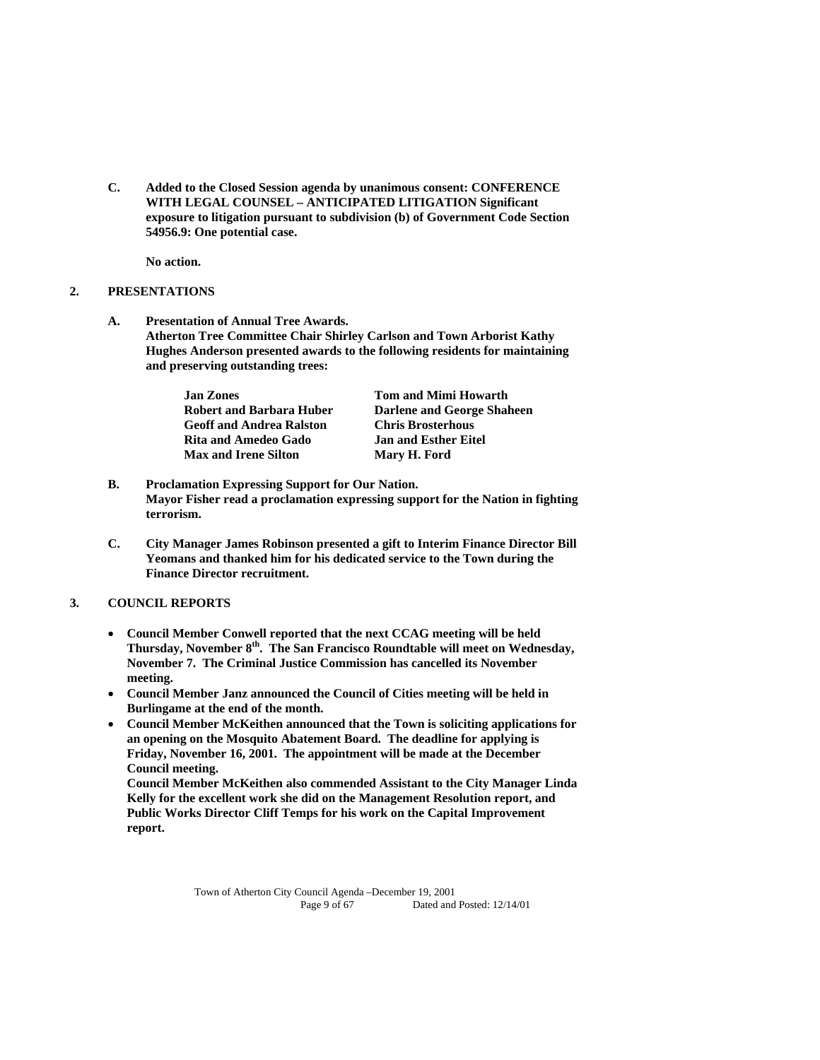**C. Added to the Closed Session agenda by unanimous consent: CONFERENCE WITH LEGAL COUNSEL – ANTICIPATED LITIGATION Significant exposure to litigation pursuant to subdivision (b) of Government Code Section 54956.9: One potential case.**

**No action.**

## 2. PRESENTATIONS

**A. Presentation of Annual Tree Awards.**
**Atherton Tree Committee Chair Shirley Carlson and Town Arborist Kathy Hughes Anderson presented awards to the following residents for maintaining and preserving outstanding trees:**

| | |
|---|---|
| **Jan Zones** | **Tom and Mimi Howarth** |
| **Robert and Barbara Huber** | **Darlene and George Shaheen** |
| **Geoff and Andrea Ralston** | **Chris Brosterhous** |
| **Rita and Amedeo Gado** | **Jan and Esther Eitel** |
| **Max and Irene Silton** | **Mary H. Ford** |

**B. Proclamation Expressing Support for Our Nation.**
**Mayor Fisher read a proclamation expressing support for the Nation in fighting terrorism.**

**C. City Manager James Robinson presented a gift to Interim Finance Director Bill Yeomans and thanked him for his dedicated service to the Town during the Finance Director recruitment.**

## 3. COUNCIL REPORTS

- **Council Member Conwell reported that the next CCAG meeting will be held Thursday, November 8th. The San Francisco Roundtable will meet on Wednesday, November 7. The Criminal Justice Commission has cancelled its November meeting.**
- **Council Member Janz announced the Council of Cities meeting will be held in Burlingame at the end of the month.**
- **Council Member McKeithen announced that the Town is soliciting applications for an opening on the Mosquito Abatement Board. The deadline for applying is Friday, November 16, 2001. The appointment will be made at the December Council meeting.**
  **Council Member McKeithen also commended Assistant to the City Manager Linda Kelly for the excellent work she did on the Management Resolution report, and Public Works Director Cliff Temps for his work on the Capital Improvement report.**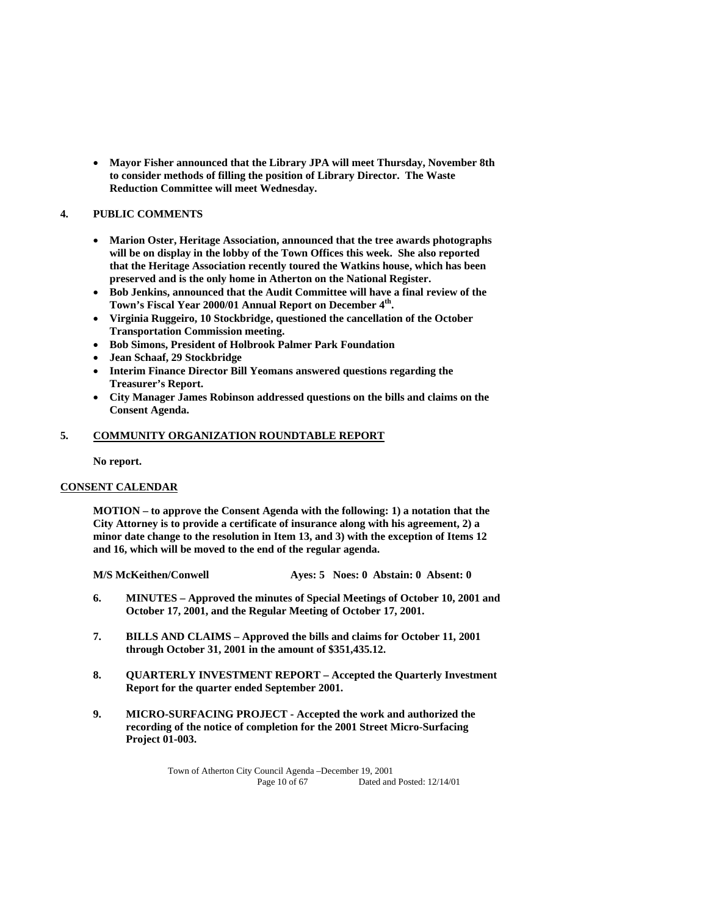- **Mayor Fisher announced that the Library JPA will meet Thursday, November 8th to consider methods of filling the position of Library Director. The Waste Reduction Committee will meet Wednesday.**

**4. PUBLIC COMMENTS**

- **Marion Oster, Heritage Association, announced that the tree awards photographs will be on display in the lobby of the Town Offices this week. She also reported that the Heritage Association recently toured the Watkins house, which has been preserved and is the only home in Atherton on the National Register.**
- **Bob Jenkins, announced that the Audit Committee will have a final review of the Town's Fiscal Year 2000/01 Annual Report on December 4th.**
- **Virginia Ruggeiro, 10 Stockbridge, questioned the cancellation of the October Transportation Commission meeting.**
- **Bob Simons, President of Holbrook Palmer Park Foundation**
- **Jean Schaaf, 29 Stockbridge**
- **Interim Finance Director Bill Yeomans answered questions regarding the Treasurer's Report.**
- **City Manager James Robinson addressed questions on the bills and claims on the Consent Agenda.**

**5. COMMUNITY ORGANIZATION ROUNDTABLE REPORT**

**No report.**

**CONSENT CALENDAR**

**MOTION – to approve the Consent Agenda with the following: 1) a notation that the City Attorney is to provide a certificate of insurance along with his agreement, 2) a minor date change to the resolution in Item 13, and 3) with the exception of Items 12 and 16, which will be moved to the end of the regular agenda.**

**M/S McKeithen/Conwell Ayes: 5 Noes: 0 Abstain: 0 Absent: 0**

**6. MINUTES – Approved the minutes of Special Meetings of October 10, 2001 and October 17, 2001, and the Regular Meeting of October 17, 2001.**

**7. BILLS AND CLAIMS – Approved the bills and claims for October 11, 2001 through October 31, 2001 in the amount of $351,435.12.**

**8. QUARTERLY INVESTMENT REPORT – Accepted the Quarterly Investment Report for the quarter ended September 2001.**

**9. MICRO-SURFACING PROJECT - Accepted the work and authorized the recording of the notice of completion for the 2001 Street Micro-Surfacing Project 01-003.**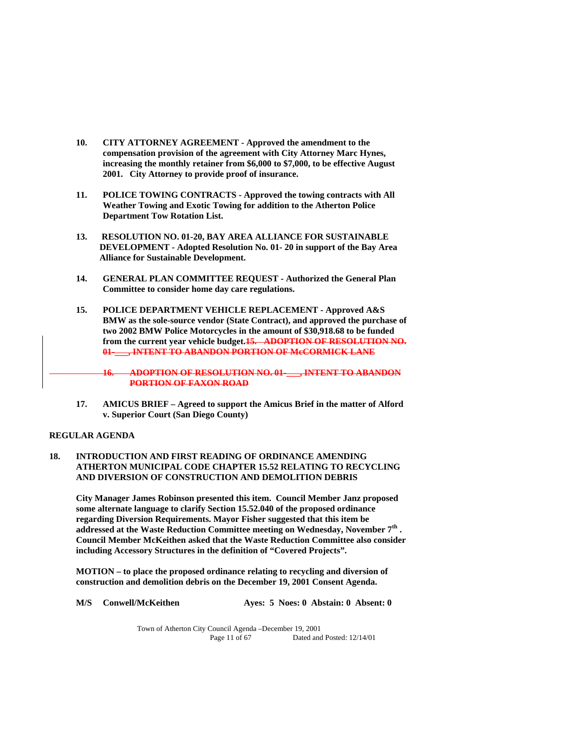10. **CITY ATTORNEY AGREEMENT - Approved the amendment to the compensation provision of the agreement with City Attorney Marc Hynes, increasing the monthly retainer from $6,000 to $7,000, to be effective August 2001. City Attorney to provide proof of insurance.**

11. **POLICE TOWING CONTRACTS - Approved the towing contracts with All Weather Towing and Exotic Towing for addition to the Atherton Police Department Tow Rotation List.**

13. **RESOLUTION NO. 01-20, BAY AREA ALLIANCE FOR SUSTAINABLE DEVELOPMENT - Adopted Resolution No. 01- 20 in support of the Bay Area Alliance for Sustainable Development.**

14. **GENERAL PLAN COMMITTEE REQUEST - Authorized the General Plan Committee to consider home day care regulations.**

15. **POLICE DEPARTMENT VEHICLE REPLACEMENT - Approved A&S BMW as the sole-source vendor (State Contract), and approved the purchase of two 2002 BMW Police Motorcycles in the amount of $30,918.68 to be funded from the current year vehicle budget.**~~**15. ADOPTION OF RESOLUTION NO. 01-___, INTENT TO ABANDON PORTION OF McCORMICK LANE**~~

~~**16. ADOPTION OF RESOLUTION NO. 01-___, INTENT TO ABANDON PORTION OF FAXON ROAD**~~

17. **AMICUS BRIEF – Agreed to support the Amicus Brief in the matter of Alford v. Superior Court (San Diego County)**

**REGULAR AGENDA**

**18. INTRODUCTION AND FIRST READING OF ORDINANCE AMENDING ATHERTON MUNICIPAL CODE CHAPTER 15.52 RELATING TO RECYCLING AND DIVERSION OF CONSTRUCTION AND DEMOLITION DEBRIS**

**City Manager James Robinson presented this item. Council Member Janz proposed some alternate language to clarify Section 15.52.040 of the proposed ordinance regarding Diversion Requirements. Mayor Fisher suggested that this item be addressed at the Waste Reduction Committee meeting on Wednesday, November 7th . Council Member McKeithen asked that the Waste Reduction Committee also consider including Accessory Structures in the definition of "Covered Projects".**

**MOTION – to place the proposed ordinance relating to recycling and diversion of construction and demolition debris on the December 19, 2001 Consent Agenda.**

**M/S Conwell/McKeithen Ayes: 5 Noes: 0 Abstain: 0 Absent: 0**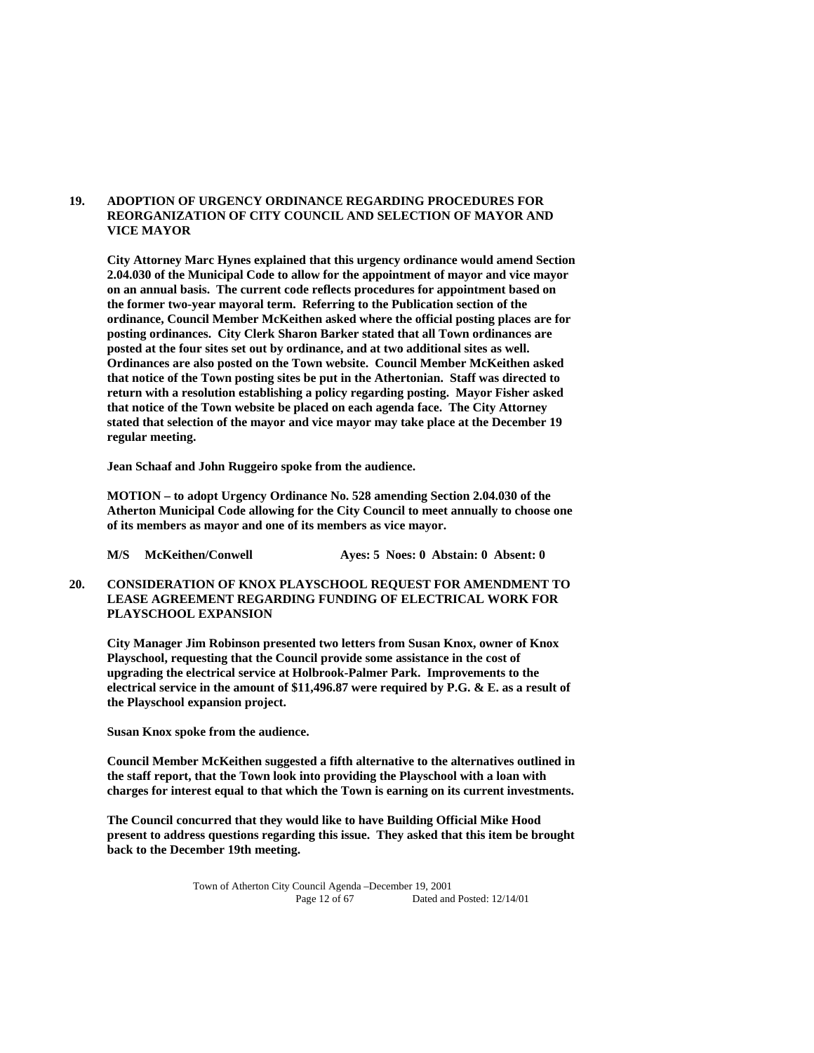**19. ADOPTION OF URGENCY ORDINANCE REGARDING PROCEDURES FOR REORGANIZATION OF CITY COUNCIL AND SELECTION OF MAYOR AND VICE MAYOR**

**City Attorney Marc Hynes explained that this urgency ordinance would amend Section 2.04.030 of the Municipal Code to allow for the appointment of mayor and vice mayor on an annual basis. The current code reflects procedures for appointment based on the former two-year mayoral term. Referring to the Publication section of the ordinance, Council Member McKeithen asked where the official posting places are for posting ordinances. City Clerk Sharon Barker stated that all Town ordinances are posted at the four sites set out by ordinance, and at two additional sites as well. Ordinances are also posted on the Town website. Council Member McKeithen asked that notice of the Town posting sites be put in the Athertonian. Staff was directed to return with a resolution establishing a policy regarding posting. Mayor Fisher asked that notice of the Town website be placed on each agenda face. The City Attorney stated that selection of the mayor and vice mayor may take place at the December 19 regular meeting.**

**Jean Schaaf and John Ruggeiro spoke from the audience.**

**MOTION – to adopt Urgency Ordinance No. 528 amending Section 2.04.030 of the Atherton Municipal Code allowing for the City Council to meet annually to choose one of its members as mayor and one of its members as vice mayor.**

**M/S McKeithen/Conwell Ayes: 5 Noes: 0 Abstain: 0 Absent: 0**

**20. CONSIDERATION OF KNOX PLAYSCHOOL REQUEST FOR AMENDMENT TO LEASE AGREEMENT REGARDING FUNDING OF ELECTRICAL WORK FOR PLAYSCHOOL EXPANSION**

**City Manager Jim Robinson presented two letters from Susan Knox, owner of Knox Playschool, requesting that the Council provide some assistance in the cost of upgrading the electrical service at Holbrook-Palmer Park. Improvements to the electrical service in the amount of $11,496.87 were required by P.G. & E. as a result of the Playschool expansion project.**

**Susan Knox spoke from the audience.**

**Council Member McKeithen suggested a fifth alternative to the alternatives outlined in the staff report, that the Town look into providing the Playschool with a loan with charges for interest equal to that which the Town is earning on its current investments.**

**The Council concurred that they would like to have Building Official Mike Hood present to address questions regarding this issue. They asked that this item be brought back to the December 19th meeting.**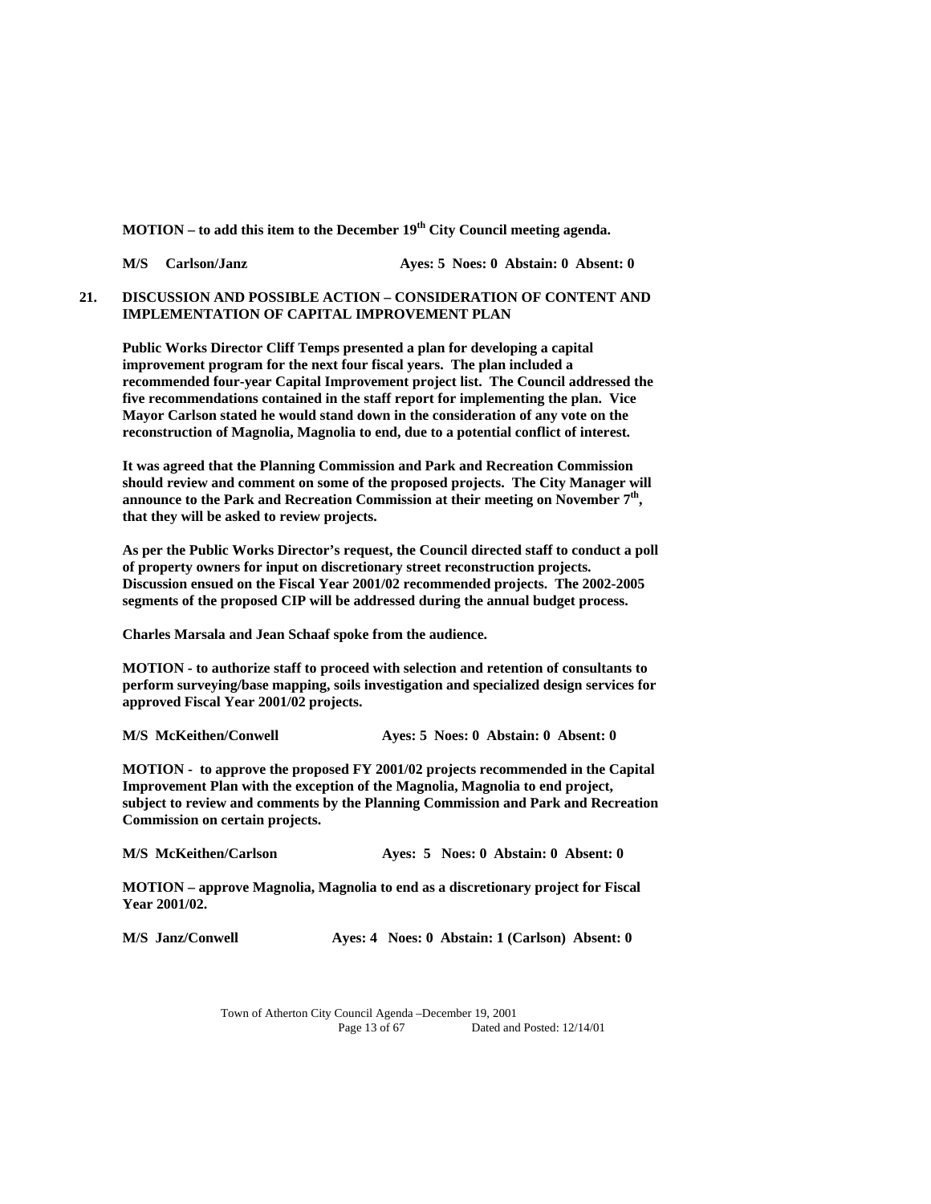**MOTION – to add this item to the December 19th City Council meeting agenda.**

**M/S Carlson/Janz Ayes: 5 Noes: 0 Abstain: 0 Absent: 0**

**21. DISCUSSION AND POSSIBLE ACTION – CONSIDERATION OF CONTENT AND IMPLEMENTATION OF CAPITAL IMPROVEMENT PLAN**

**Public Works Director Cliff Temps presented a plan for developing a capital improvement program for the next four fiscal years. The plan included a recommended four-year Capital Improvement project list. The Council addressed the five recommendations contained in the staff report for implementing the plan. Vice Mayor Carlson stated he would stand down in the consideration of any vote on the reconstruction of Magnolia, Magnolia to end, due to a potential conflict of interest.**

**It was agreed that the Planning Commission and Park and Recreation Commission should review and comment on some of the proposed projects. The City Manager will announce to the Park and Recreation Commission at their meeting on November 7th, that they will be asked to review projects.**

**As per the Public Works Director's request, the Council directed staff to conduct a poll of property owners for input on discretionary street reconstruction projects. Discussion ensued on the Fiscal Year 2001/02 recommended projects. The 2002-2005 segments of the proposed CIP will be addressed during the annual budget process.**

**Charles Marsala and Jean Schaaf spoke from the audience.**

**MOTION - to authorize staff to proceed with selection and retention of consultants to perform surveying/base mapping, soils investigation and specialized design services for approved Fiscal Year 2001/02 projects.**

**M/S McKeithen/Conwell Ayes: 5 Noes: 0 Abstain: 0 Absent: 0**

**MOTION - to approve the proposed FY 2001/02 projects recommended in the Capital Improvement Plan with the exception of the Magnolia, Magnolia to end project, subject to review and comments by the Planning Commission and Park and Recreation Commission on certain projects.**

**M/S McKeithen/Carlson Ayes: 5 Noes: 0 Abstain: 0 Absent: 0**

**MOTION – approve Magnolia, Magnolia to end as a discretionary project for Fiscal Year 2001/02.**

**M/S Janz/Conwell Ayes: 4 Noes: 0 Abstain: 1 (Carlson) Absent: 0**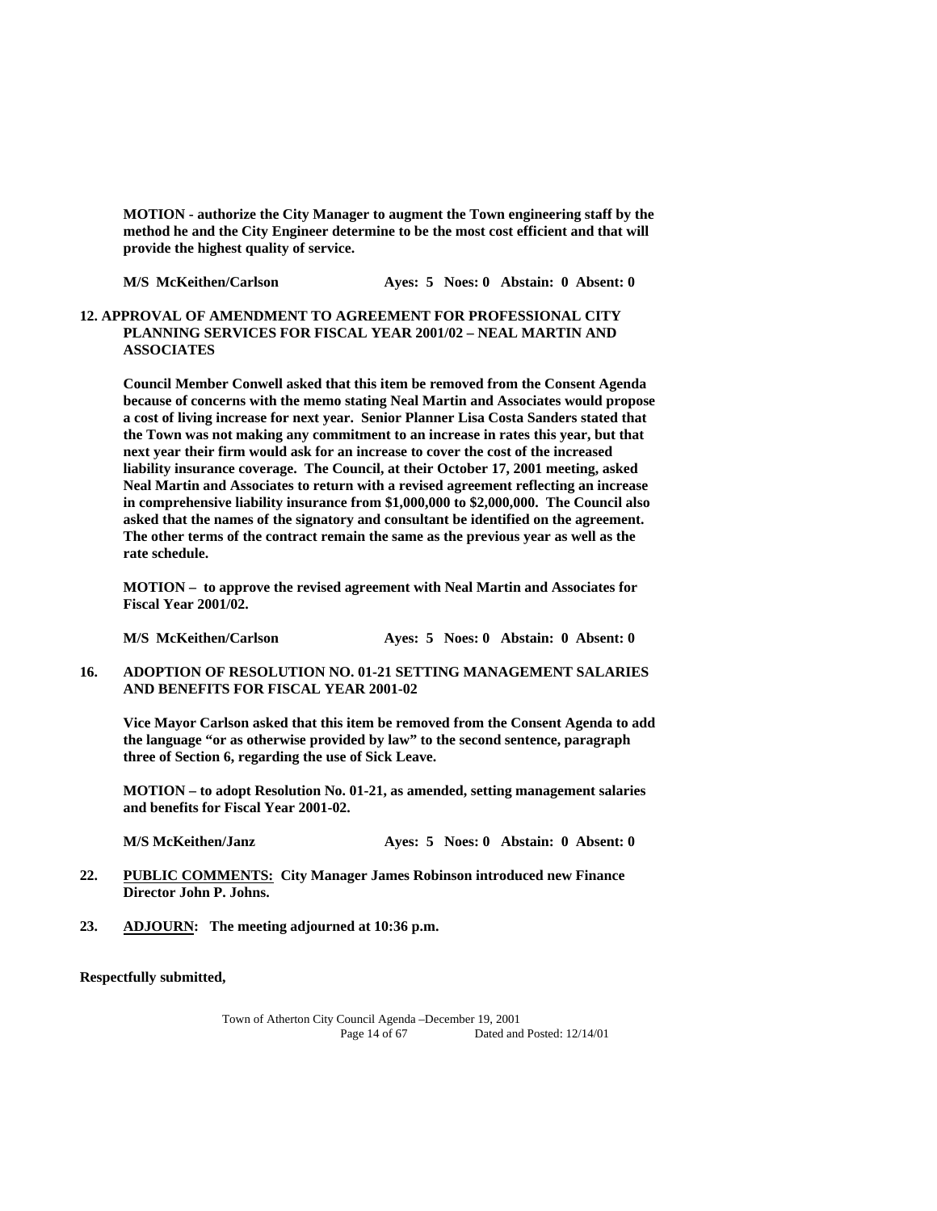**MOTION - authorize the City Manager to augment the Town engineering staff by the method he and the City Engineer determine to be the most cost efficient and that will provide the highest quality of service.**

**M/S McKeithen/Carlson Ayes: 5 Noes: 0 Abstain: 0 Absent: 0**

**12. APPROVAL OF AMENDMENT TO AGREEMENT FOR PROFESSIONAL CITY PLANNING SERVICES FOR FISCAL YEAR 2001/02 – NEAL MARTIN AND ASSOCIATES**

**Council Member Conwell asked that this item be removed from the Consent Agenda because of concerns with the memo stating Neal Martin and Associates would propose a cost of living increase for next year. Senior Planner Lisa Costa Sanders stated that the Town was not making any commitment to an increase in rates this year, but that next year their firm would ask for an increase to cover the cost of the increased liability insurance coverage. The Council, at their October 17, 2001 meeting, asked Neal Martin and Associates to return with a revised agreement reflecting an increase in comprehensive liability insurance from $1,000,000 to $2,000,000. The Council also asked that the names of the signatory and consultant be identified on the agreement. The other terms of the contract remain the same as the previous year as well as the rate schedule.**

**MOTION – to approve the revised agreement with Neal Martin and Associates for Fiscal Year 2001/02.**

**M/S McKeithen/Carlson Ayes: 5 Noes: 0 Abstain: 0 Absent: 0**

**16. ADOPTION OF RESOLUTION NO. 01-21 SETTING MANAGEMENT SALARIES AND BENEFITS FOR FISCAL YEAR 2001-02**

**Vice Mayor Carlson asked that this item be removed from the Consent Agenda to add the language "or as otherwise provided by law" to the second sentence, paragraph three of Section 6, regarding the use of Sick Leave.**

**MOTION – to adopt Resolution No. 01-21, as amended, setting management salaries and benefits for Fiscal Year 2001-02.**

**M/S McKeithen/Janz Ayes: 5 Noes: 0 Abstain: 0 Absent: 0**

**22. PUBLIC COMMENTS: City Manager James Robinson introduced new Finance Director John P. Johns.**

**23. ADJOURN: The meeting adjourned at 10:36 p.m.**

**Respectfully submitted,**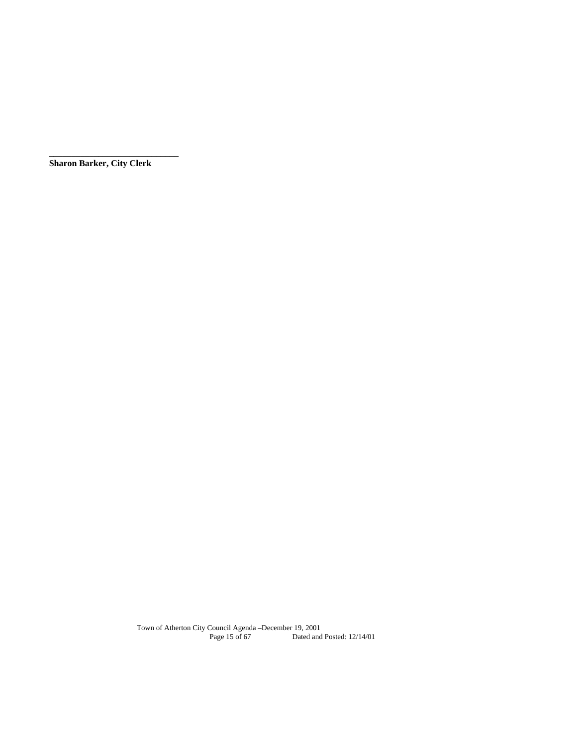______________________________
**Sharon Barker, City Clerk**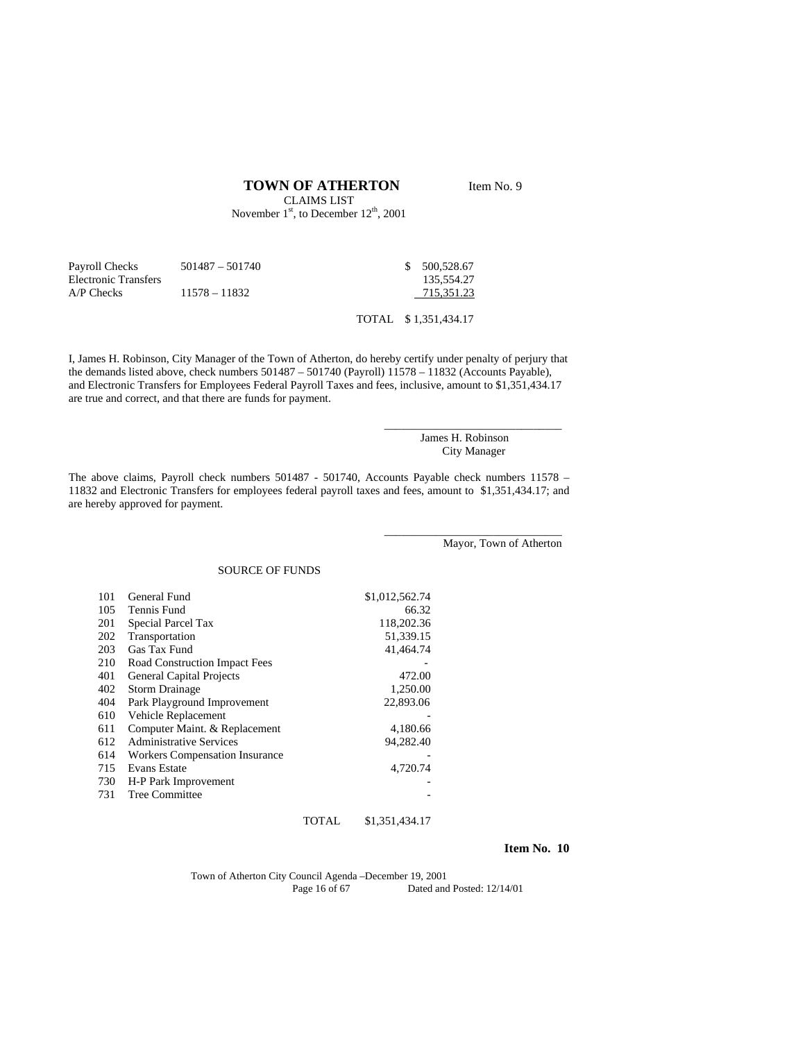# TOWN OF ATHERTON

Item No. 9

CLAIMS LIST
November 1st, to December 12th, 2001

| | | |
|---|---|---|
| Payroll Checks | 501487 – 501740 | $ 500,528.67 |
| Electronic Transfers | | 135,554.27 |
| A/P Checks | 11578 – 11832 | 715,351.23 |
| | TOTAL | $ 1,351,434.17 |

I, James H. Robinson, City Manager of the Town of Atherton, do hereby certify under penalty of perjury that the demands listed above, check numbers 501487 – 501740 (Payroll) 11578 – 11832 (Accounts Payable), and Electronic Transfers for Employees Federal Payroll Taxes and fees, inclusive, amount to $1,351,434.17 are true and correct, and that there are funds for payment.

_______________________________
James H. Robinson
City Manager

The above claims, Payroll check numbers 501487 - 501740, Accounts Payable check numbers 11578 – 11832 and Electronic Transfers for employees federal payroll taxes and fees, amount to $1,351,434.17; and are hereby approved for payment.

_______________________________
Mayor, Town of Atherton

SOURCE OF FUNDS

| | | |
|---|---|---|
| 101 | General Fund | $1,012,562.74 |
| 105 | Tennis Fund | 66.32 |
| 201 | Special Parcel Tax | 118,202.36 |
| 202 | Transportation | 51,339.15 |
| 203 | Gas Tax Fund | 41,464.74 |
| 210 | Road Construction Impact Fees | - |
| 401 | General Capital Projects | 472.00 |
| 402 | Storm Drainage | 1,250.00 |
| 404 | Park Playground Improvement | 22,893.06 |
| 610 | Vehicle Replacement | - |
| 611 | Computer Maint. & Replacement | 4,180.66 |
| 612 | Administrative Services | 94,282.40 |
| 614 | Workers Compensation Insurance | - |
| 715 | Evans Estate | 4,720.74 |
| 730 | H-P Park Improvement | - |
| 731 | Tree Committee | - |
| | TOTAL | $1,351,434.17 |

**Item No. 10**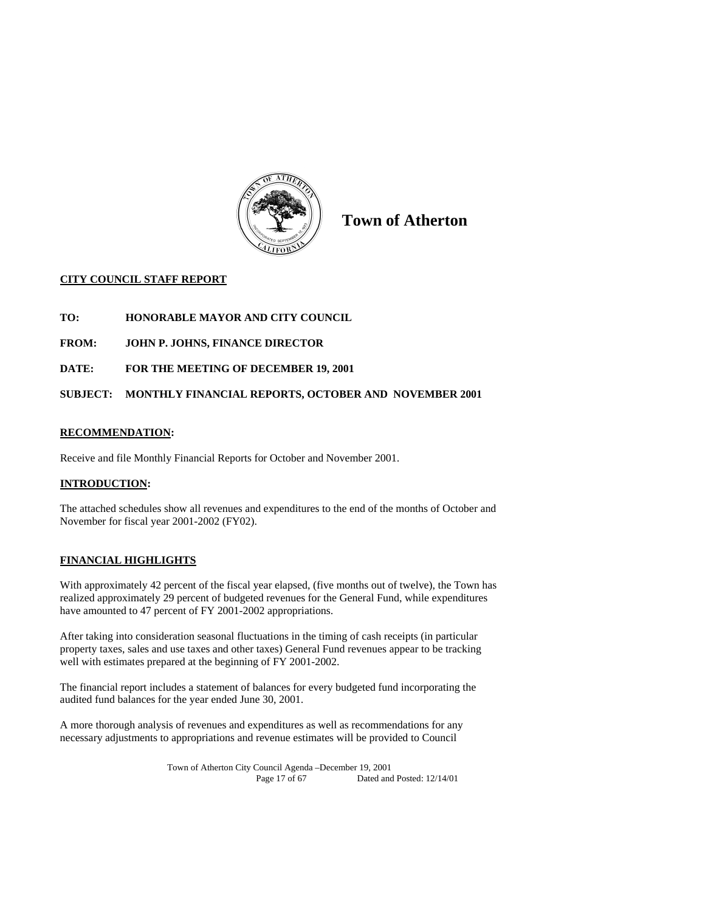# Town of Atherton

**CITY COUNCIL STAFF REPORT**

**TO:** HONORABLE MAYOR AND CITY COUNCIL

**FROM:** JOHN P. JOHNS, FINANCE DIRECTOR

**DATE:** FOR THE MEETING OF DECEMBER 19, 2001

**SUBJECT:** MONTHLY FINANCIAL REPORTS, OCTOBER AND NOVEMBER 2001

## RECOMMENDATION:

Receive and file Monthly Financial Reports for October and November 2001.

## INTRODUCTION:

The attached schedules show all revenues and expenditures to the end of the months of October and November for fiscal year 2001-2002 (FY02).

## FINANCIAL HIGHLIGHTS

With approximately 42 percent of the fiscal year elapsed, (five months out of twelve), the Town has realized approximately 29 percent of budgeted revenues for the General Fund, while expenditures have amounted to 47 percent of FY 2001-2002 appropriations.

After taking into consideration seasonal fluctuations in the timing of cash receipts (in particular property taxes, sales and use taxes and other taxes) General Fund revenues appear to be tracking well with estimates prepared at the beginning of FY 2001-2002.

The financial report includes a statement of balances for every budgeted fund incorporating the audited fund balances for the year ended June 30, 2001.

A more thorough analysis of revenues and expenditures as well as recommendations for any necessary adjustments to appropriations and revenue estimates will be provided to Council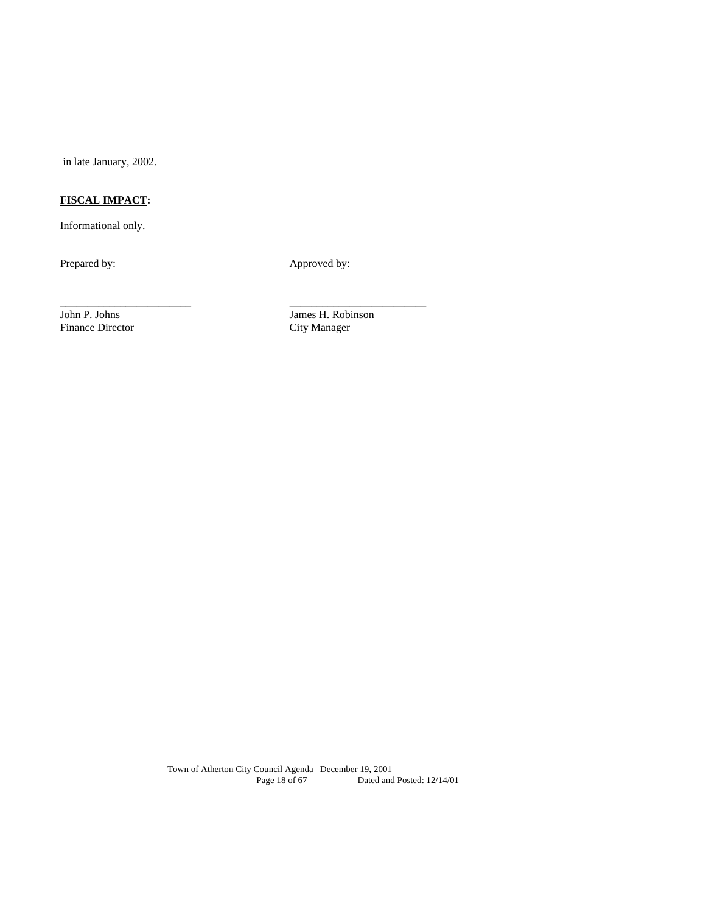in late January, 2002.

**FISCAL IMPACT:**

Informational only.

Prepared by: Approved by:

\_\_\_\_\_\_\_\_\_\_\_\_\_\_\_\_\_\_\_\_\_\_\_\_ \_\_\_\_\_\_\_\_\_\_\_\_\_\_\_\_\_\_\_\_\_\_\_\_\_

John P. Johns
Finance Director

James H. Robinson
City Manager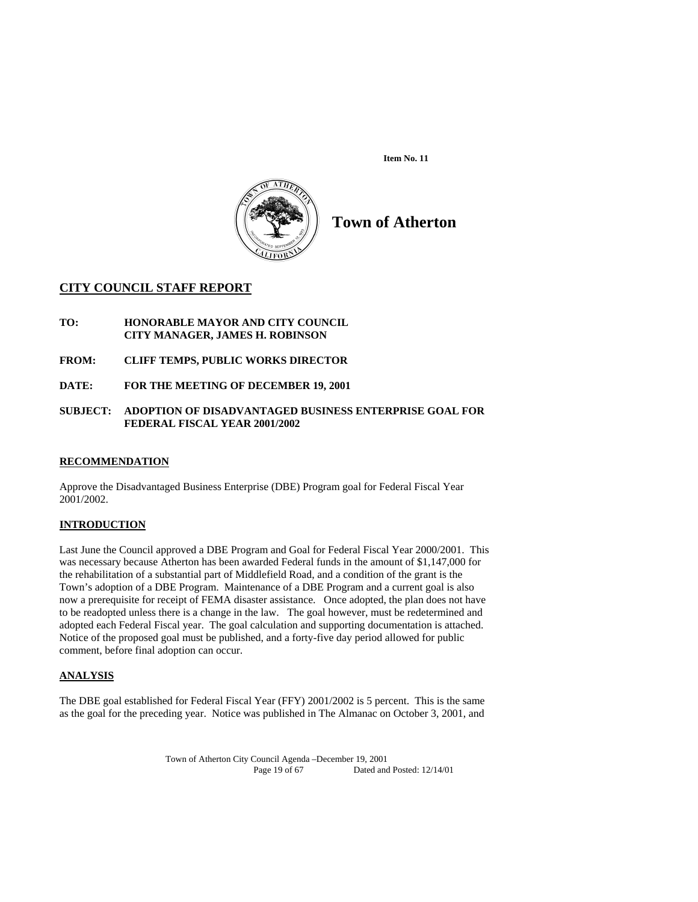**Item No. 11**

# Town of Atherton

## CITY COUNCIL STAFF REPORT

**TO:** **HONORABLE MAYOR AND CITY COUNCIL**
**CITY MANAGER, JAMES H. ROBINSON**

**FROM:** **CLIFF TEMPS, PUBLIC WORKS DIRECTOR**

**DATE:** **FOR THE MEETING OF DECEMBER 19, 2001**

**SUBJECT:** **ADOPTION OF DISADVANTAGED BUSINESS ENTERPRISE GOAL FOR FEDERAL FISCAL YEAR 2001/2002**

### RECOMMENDATION

Approve the Disadvantaged Business Enterprise (DBE) Program goal for Federal Fiscal Year 2001/2002.

### INTRODUCTION

Last June the Council approved a DBE Program and Goal for Federal Fiscal Year 2000/2001. This was necessary because Atherton has been awarded Federal funds in the amount of $1,147,000 for the rehabilitation of a substantial part of Middlefield Road, and a condition of the grant is the Town's adoption of a DBE Program. Maintenance of a DBE Program and a current goal is also now a prerequisite for receipt of FEMA disaster assistance. Once adopted, the plan does not have to be readopted unless there is a change in the law. The goal however, must be redetermined and adopted each Federal Fiscal year. The goal calculation and supporting documentation is attached. Notice of the proposed goal must be published, and a forty-five day period allowed for public comment, before final adoption can occur.

### ANALYSIS

The DBE goal established for Federal Fiscal Year (FFY) 2001/2002 is 5 percent. This is the same as the goal for the preceding year. Notice was published in The Almanac on October 3, 2001, and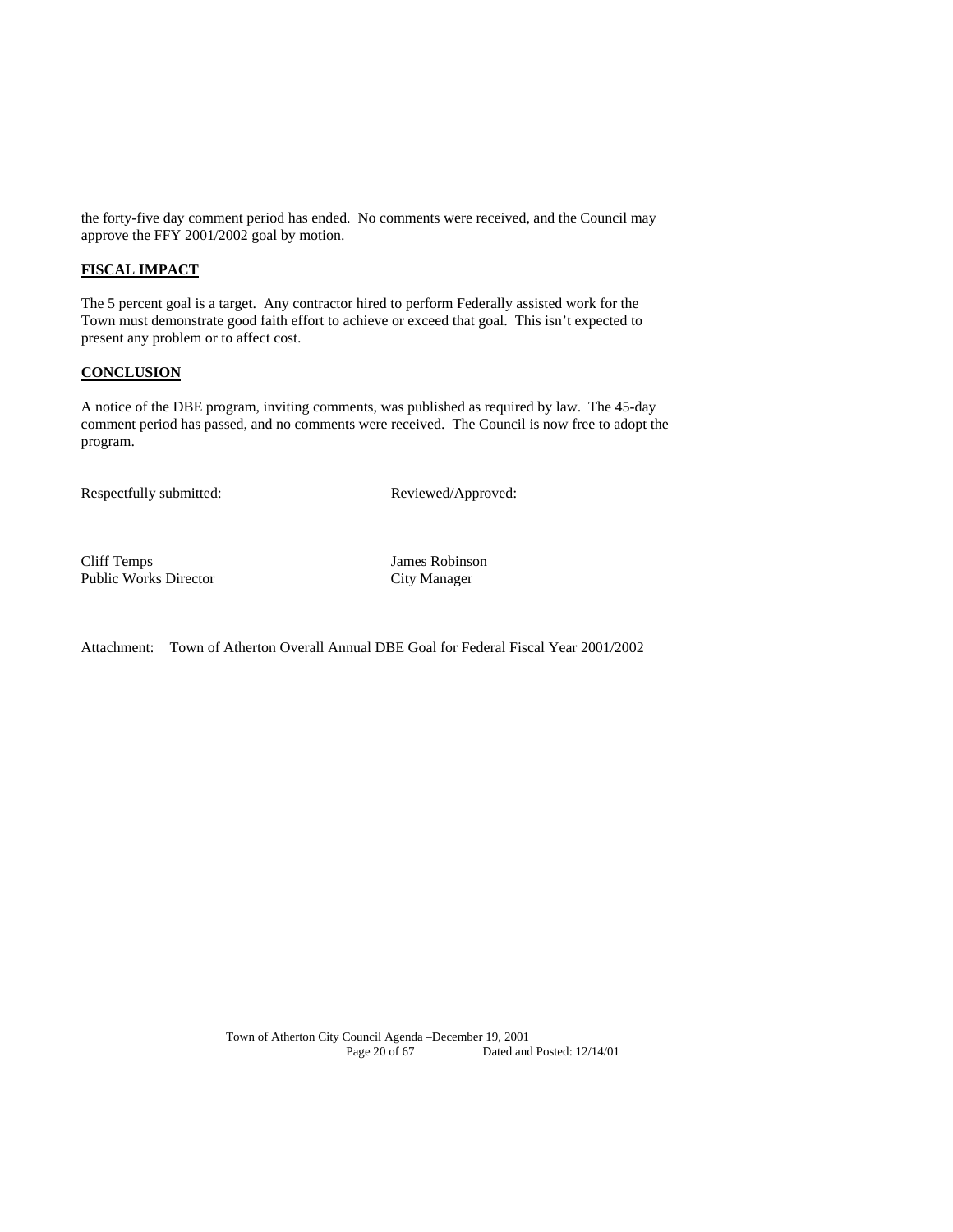the forty-five day comment period has ended. No comments were received, and the Council may approve the FFY 2001/2002 goal by motion.

**FISCAL IMPACT**

The 5 percent goal is a target. Any contractor hired to perform Federally assisted work for the Town must demonstrate good faith effort to achieve or exceed that goal. This isn't expected to present any problem or to affect cost.

**CONCLUSION**

A notice of the DBE program, inviting comments, was published as required by law. The 45-day comment period has passed, and no comments were received. The Council is now free to adopt the program.

Respectfully submitted: Reviewed/Approved:

Cliff Temps
Public Works Director

James Robinson
City Manager

Attachment: Town of Atherton Overall Annual DBE Goal for Federal Fiscal Year 2001/2002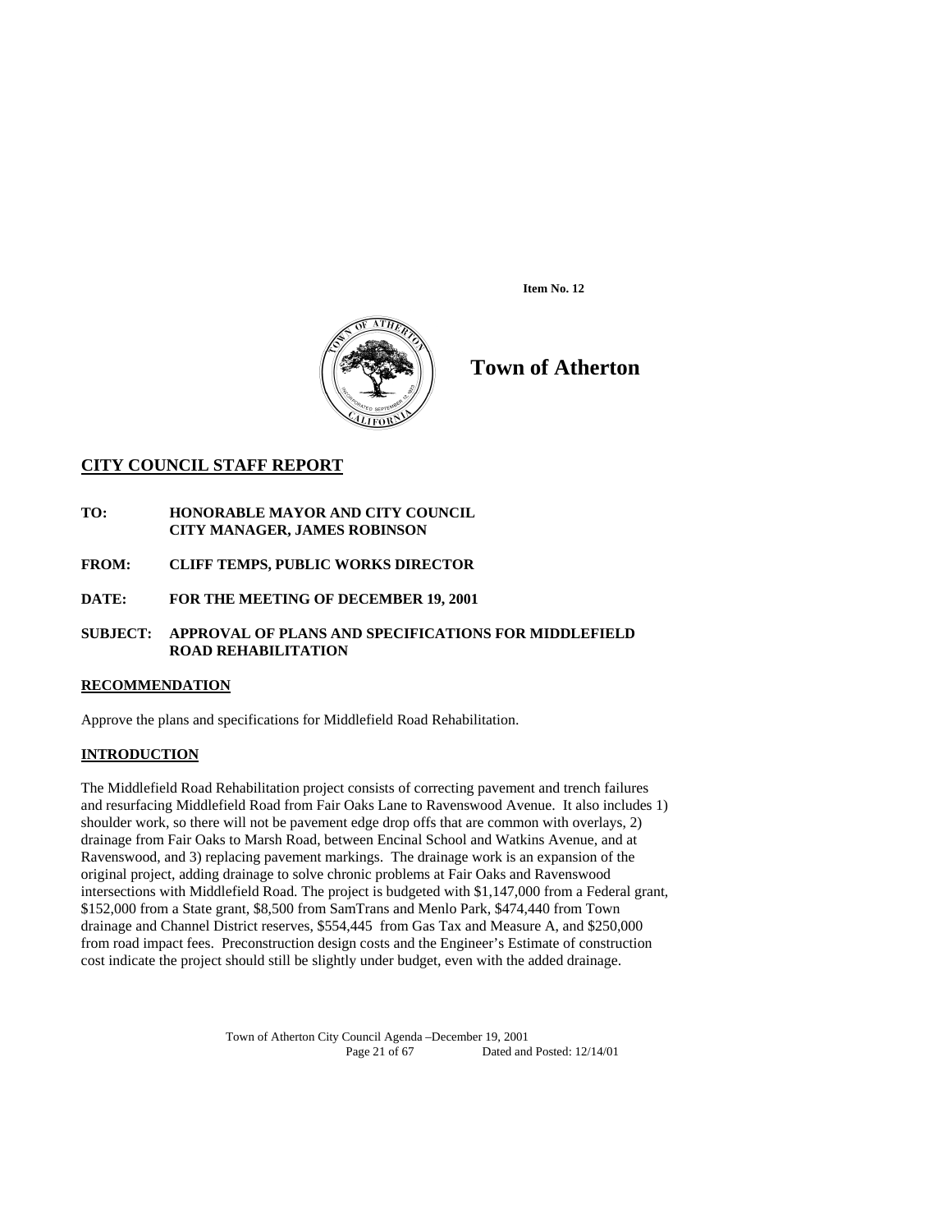**Item No. 12**

# Town of Atherton

## CITY COUNCIL STAFF REPORT

**TO:** **HONORABLE MAYOR AND CITY COUNCIL**
**CITY MANAGER, JAMES ROBINSON**

**FROM:** **CLIFF TEMPS, PUBLIC WORKS DIRECTOR**

**DATE:** **FOR THE MEETING OF DECEMBER 19, 2001**

**SUBJECT:** **APPROVAL OF PLANS AND SPECIFICATIONS FOR MIDDLEFIELD ROAD REHABILITATION**

### RECOMMENDATION

Approve the plans and specifications for Middlefield Road Rehabilitation.

### INTRODUCTION

The Middlefield Road Rehabilitation project consists of correcting pavement and trench failures and resurfacing Middlefield Road from Fair Oaks Lane to Ravenswood Avenue. It also includes 1) shoulder work, so there will not be pavement edge drop offs that are common with overlays, 2) drainage from Fair Oaks to Marsh Road, between Encinal School and Watkins Avenue, and at Ravenswood, and 3) replacing pavement markings. The drainage work is an expansion of the original project, adding drainage to solve chronic problems at Fair Oaks and Ravenswood intersections with Middlefield Road. The project is budgeted with $1,147,000 from a Federal grant, $152,000 from a State grant, $8,500 from SamTrans and Menlo Park, $474,440 from Town drainage and Channel District reserves, $554,445 from Gas Tax and Measure A, and $250,000 from road impact fees. Preconstruction design costs and the Engineer's Estimate of construction cost indicate the project should still be slightly under budget, even with the added drainage.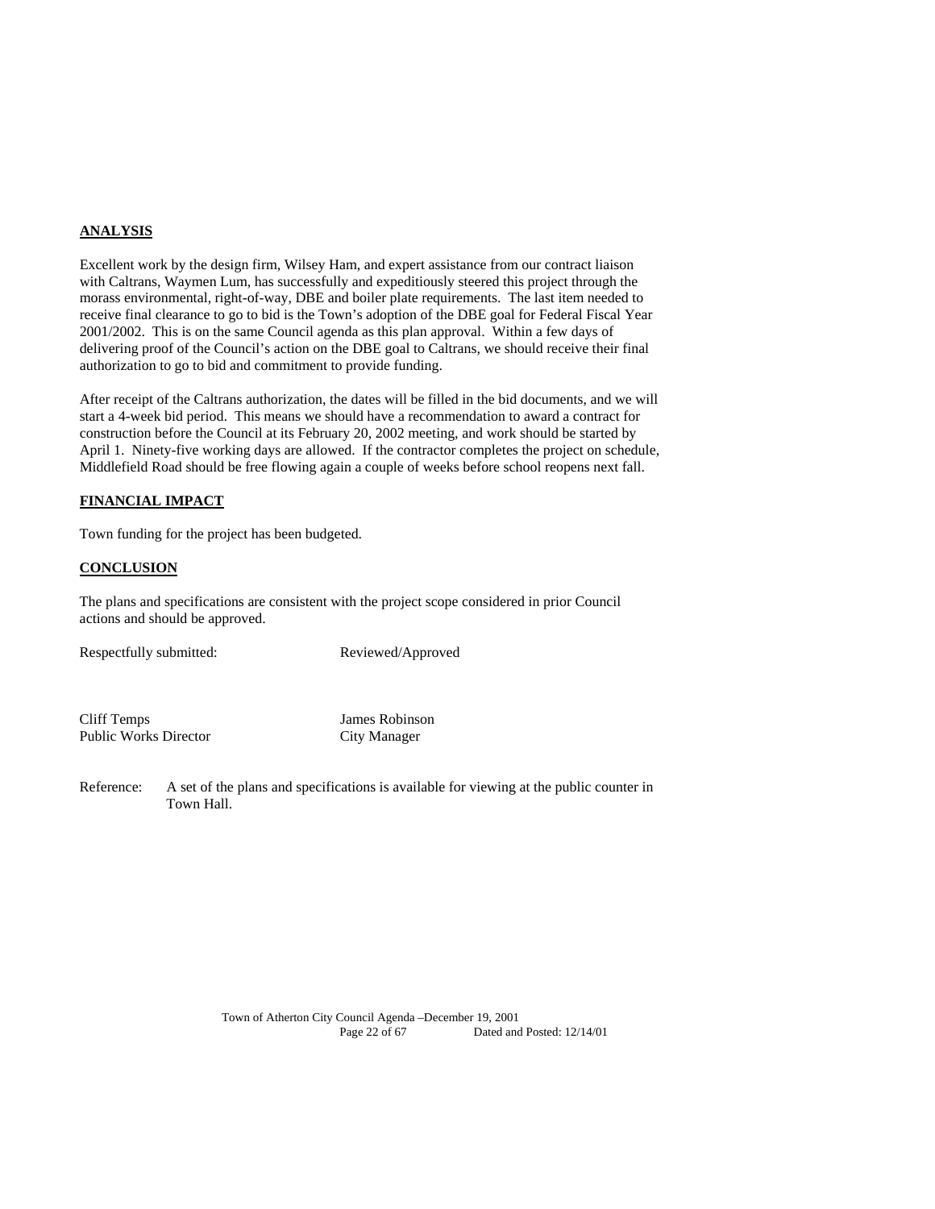## ANALYSIS

Excellent work by the design firm, Wilsey Ham, and expert assistance from our contract liaison with Caltrans, Waymen Lum, has successfully and expeditiously steered this project through the morass environmental, right-of-way, DBE and boiler plate requirements. The last item needed to receive final clearance to go to bid is the Town's adoption of the DBE goal for Federal Fiscal Year 2001/2002. This is on the same Council agenda as this plan approval. Within a few days of delivering proof of the Council's action on the DBE goal to Caltrans, we should receive their final authorization to go to bid and commitment to provide funding.

After receipt of the Caltrans authorization, the dates will be filled in the bid documents, and we will start a 4-week bid period. This means we should have a recommendation to award a contract for construction before the Council at its February 20, 2002 meeting, and work should be started by April 1. Ninety-five working days are allowed. If the contractor completes the project on schedule, Middlefield Road should be free flowing again a couple of weeks before school reopens next fall.

## FINANCIAL IMPACT

Town funding for the project has been budgeted.

## CONCLUSION

The plans and specifications are consistent with the project scope considered in prior Council actions and should be approved.

Respectfully submitted: Reviewed/Approved

Cliff Temps
Public Works Director

James Robinson
City Manager

Reference: A set of the plans and specifications is available for viewing at the public counter in Town Hall.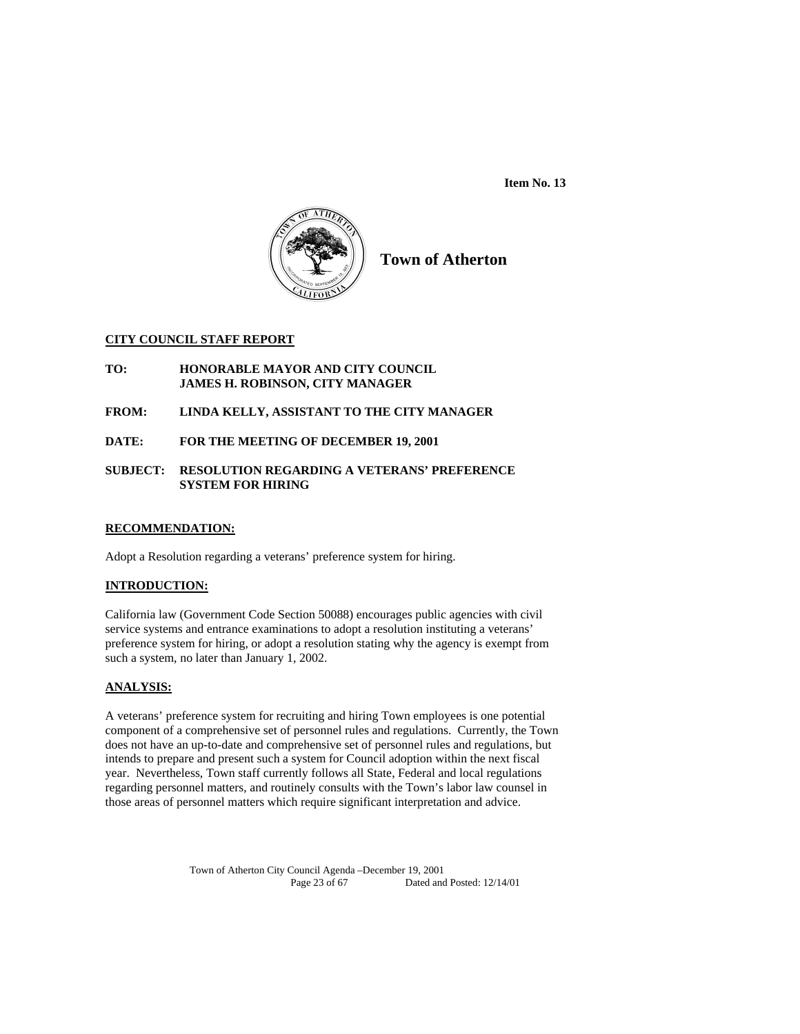**Item No. 13**

**Town of Atherton**

**CITY COUNCIL STAFF REPORT**

**TO:** **HONORABLE MAYOR AND CITY COUNCIL**
**JAMES H. ROBINSON, CITY MANAGER**

**FROM:** **LINDA KELLY, ASSISTANT TO THE CITY MANAGER**

**DATE:** **FOR THE MEETING OF DECEMBER 19, 2001**

**SUBJECT:** **RESOLUTION REGARDING A VETERANS' PREFERENCE SYSTEM FOR HIRING**

**RECOMMENDATION:**

Adopt a Resolution regarding a veterans' preference system for hiring.

**INTRODUCTION:**

California law (Government Code Section 50088) encourages public agencies with civil service systems and entrance examinations to adopt a resolution instituting a veterans' preference system for hiring, or adopt a resolution stating why the agency is exempt from such a system, no later than January 1, 2002.

**ANALYSIS:**

A veterans' preference system for recruiting and hiring Town employees is one potential component of a comprehensive set of personnel rules and regulations. Currently, the Town does not have an up-to-date and comprehensive set of personnel rules and regulations, but intends to prepare and present such a system for Council adoption within the next fiscal year. Nevertheless, Town staff currently follows all State, Federal and local regulations regarding personnel matters, and routinely consults with the Town's labor law counsel in those areas of personnel matters which require significant interpretation and advice.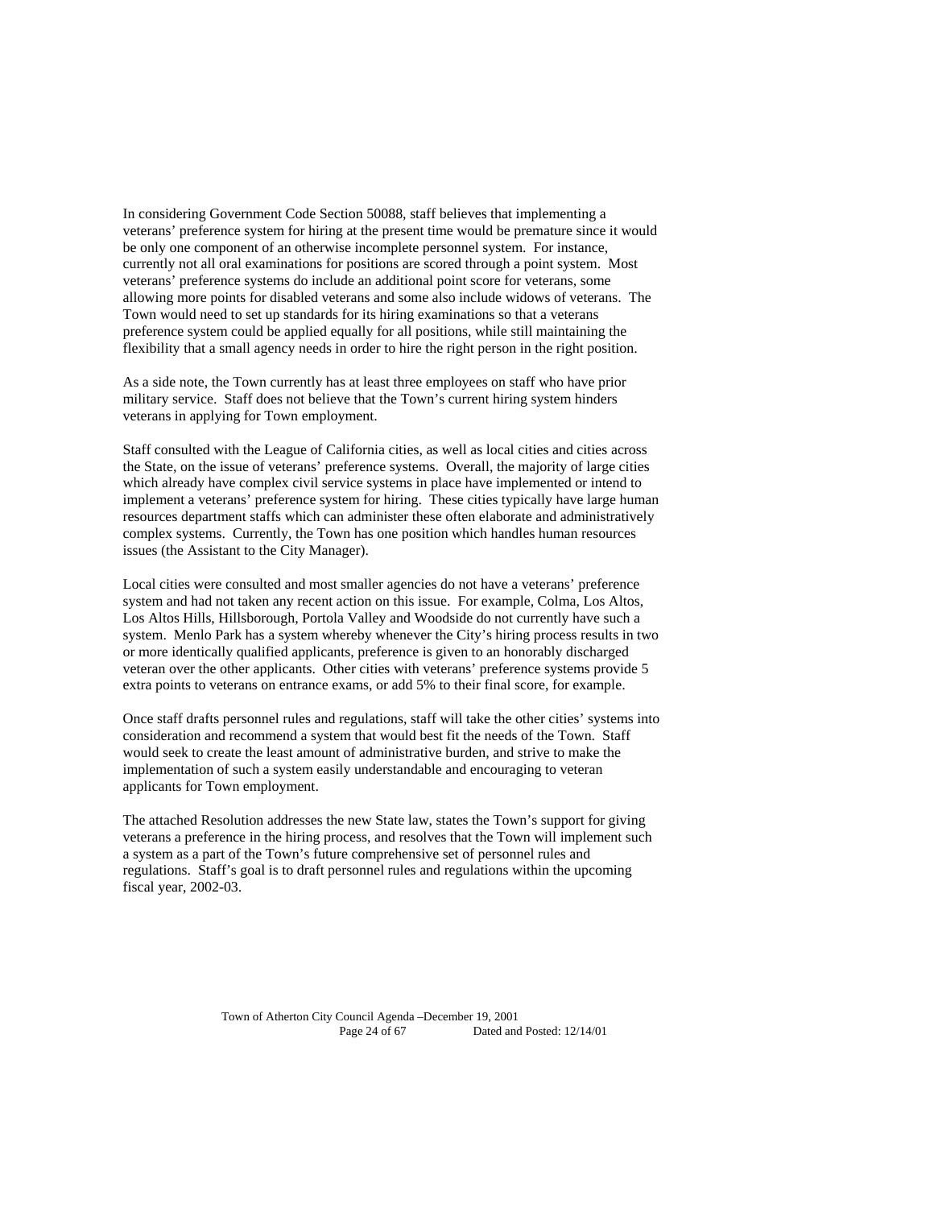In considering Government Code Section 50088, staff believes that implementing a veterans' preference system for hiring at the present time would be premature since it would be only one component of an otherwise incomplete personnel system. For instance, currently not all oral examinations for positions are scored through a point system. Most veterans' preference systems do include an additional point score for veterans, some allowing more points for disabled veterans and some also include widows of veterans. The Town would need to set up standards for its hiring examinations so that a veterans preference system could be applied equally for all positions, while still maintaining the flexibility that a small agency needs in order to hire the right person in the right position.

As a side note, the Town currently has at least three employees on staff who have prior military service. Staff does not believe that the Town's current hiring system hinders veterans in applying for Town employment.

Staff consulted with the League of California cities, as well as local cities and cities across the State, on the issue of veterans' preference systems. Overall, the majority of large cities which already have complex civil service systems in place have implemented or intend to implement a veterans' preference system for hiring. These cities typically have large human resources department staffs which can administer these often elaborate and administratively complex systems. Currently, the Town has one position which handles human resources issues (the Assistant to the City Manager).

Local cities were consulted and most smaller agencies do not have a veterans' preference system and had not taken any recent action on this issue. For example, Colma, Los Altos, Los Altos Hills, Hillsborough, Portola Valley and Woodside do not currently have such a system. Menlo Park has a system whereby whenever the City's hiring process results in two or more identically qualified applicants, preference is given to an honorably discharged veteran over the other applicants. Other cities with veterans' preference systems provide 5 extra points to veterans on entrance exams, or add 5% to their final score, for example.

Once staff drafts personnel rules and regulations, staff will take the other cities' systems into consideration and recommend a system that would best fit the needs of the Town. Staff would seek to create the least amount of administrative burden, and strive to make the implementation of such a system easily understandable and encouraging to veteran applicants for Town employment.

The attached Resolution addresses the new State law, states the Town's support for giving veterans a preference in the hiring process, and resolves that the Town will implement such a system as a part of the Town's future comprehensive set of personnel rules and regulations. Staff's goal is to draft personnel rules and regulations within the upcoming fiscal year, 2002-03.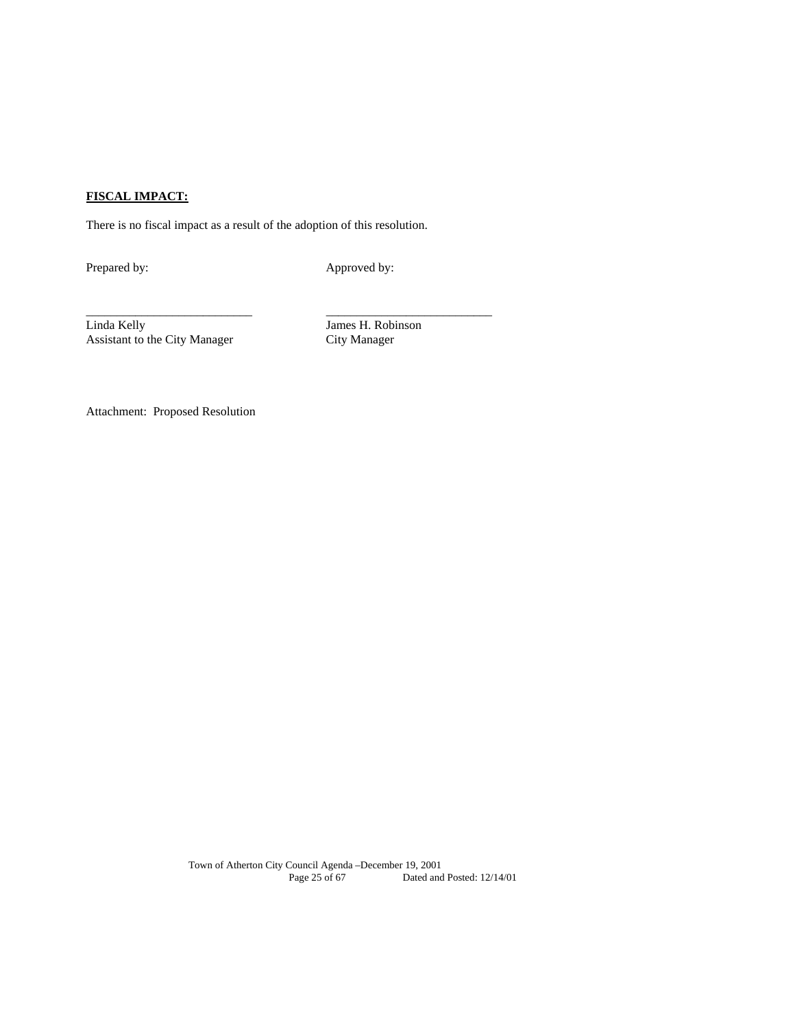**FISCAL IMPACT:**

There is no fiscal impact as a result of the adoption of this resolution.

| Prepared by: | Approved by: |
|---|---|
| ___________________________ | ___________________________ |
| Linda Kelly | James H. Robinson |
| Assistant to the City Manager | City Manager |

Attachment: Proposed Resolution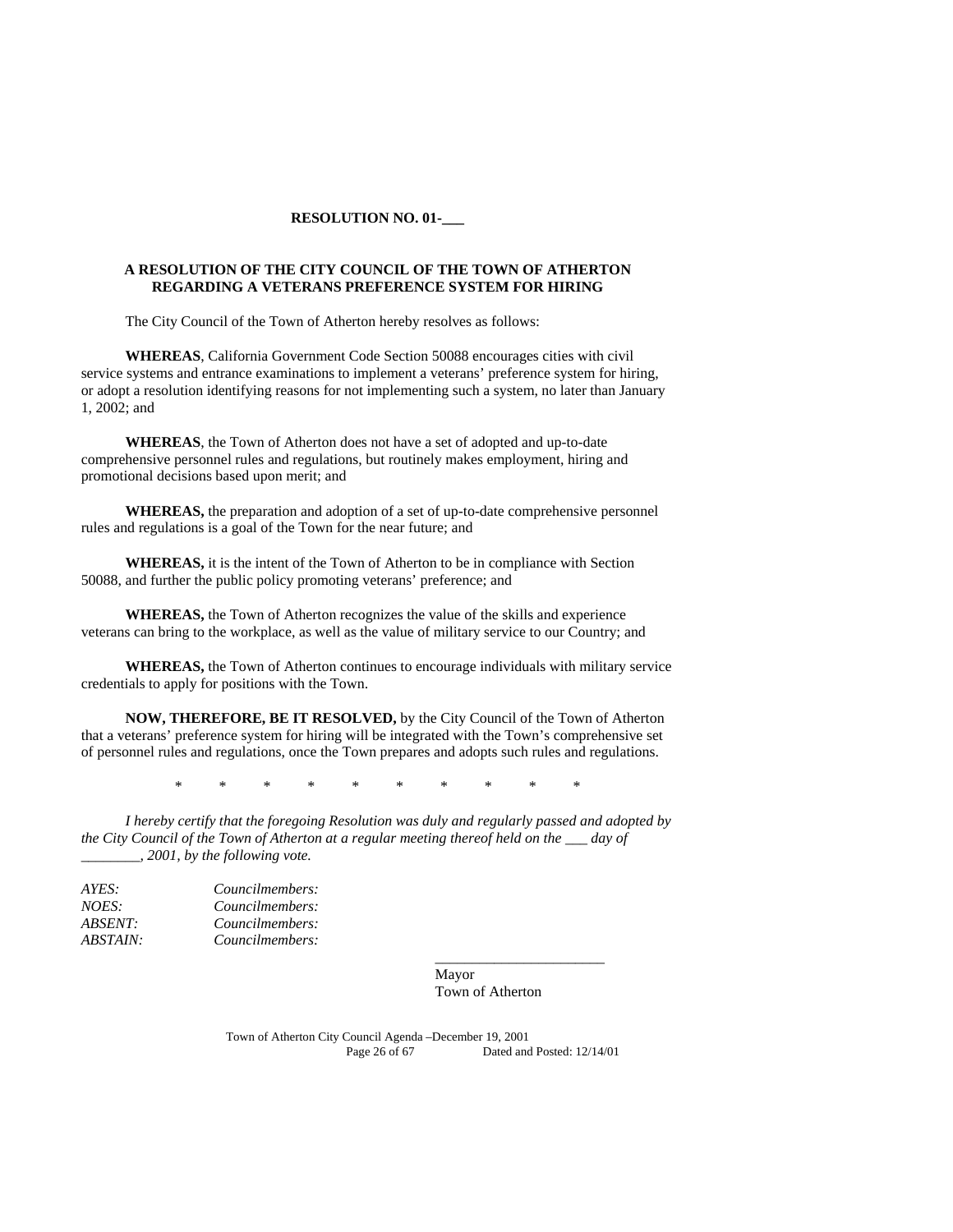**RESOLUTION NO. 01-___**

**A RESOLUTION OF THE CITY COUNCIL OF THE TOWN OF ATHERTON REGARDING A VETERANS PREFERENCE SYSTEM FOR HIRING**

The City Council of the Town of Atherton hereby resolves as follows:

**WHEREAS**, California Government Code Section 50088 encourages cities with civil service systems and entrance examinations to implement a veterans' preference system for hiring, or adopt a resolution identifying reasons for not implementing such a system, no later than January 1, 2002; and

**WHEREAS**, the Town of Atherton does not have a set of adopted and up-to-date comprehensive personnel rules and regulations, but routinely makes employment, hiring and promotional decisions based upon merit; and

**WHEREAS,** the preparation and adoption of a set of up-to-date comprehensive personnel rules and regulations is a goal of the Town for the near future; and

**WHEREAS,** it is the intent of the Town of Atherton to be in compliance with Section 50088, and further the public policy promoting veterans' preference; and

**WHEREAS,** the Town of Atherton recognizes the value of the skills and experience veterans can bring to the workplace, as well as the value of military service to our Country; and

**WHEREAS,** the Town of Atherton continues to encourage individuals with military service credentials to apply for positions with the Town.

**NOW, THEREFORE, BE IT RESOLVED,** by the City Council of the Town of Atherton that a veterans' preference system for hiring will be integrated with the Town's comprehensive set of personnel rules and regulations, once the Town prepares and adopts such rules and regulations.

\* \* \* \* \* \* \* \* \* \*

*I hereby certify that the foregoing Resolution was duly and regularly passed and adopted by the City Council of the Town of Atherton at a regular meeting thereof held on the ___ day of ________, 2001, by the following vote.*

*AYES:* *Councilmembers:*
*NOES:* *Councilmembers:*
*ABSENT:* *Councilmembers:*
*ABSTAIN:* *Councilmembers:*

_______________________
Mayor
Town of Atherton

Town of Atherton City Council Agenda –December 19, 2001
Dated and Posted: 12/14/01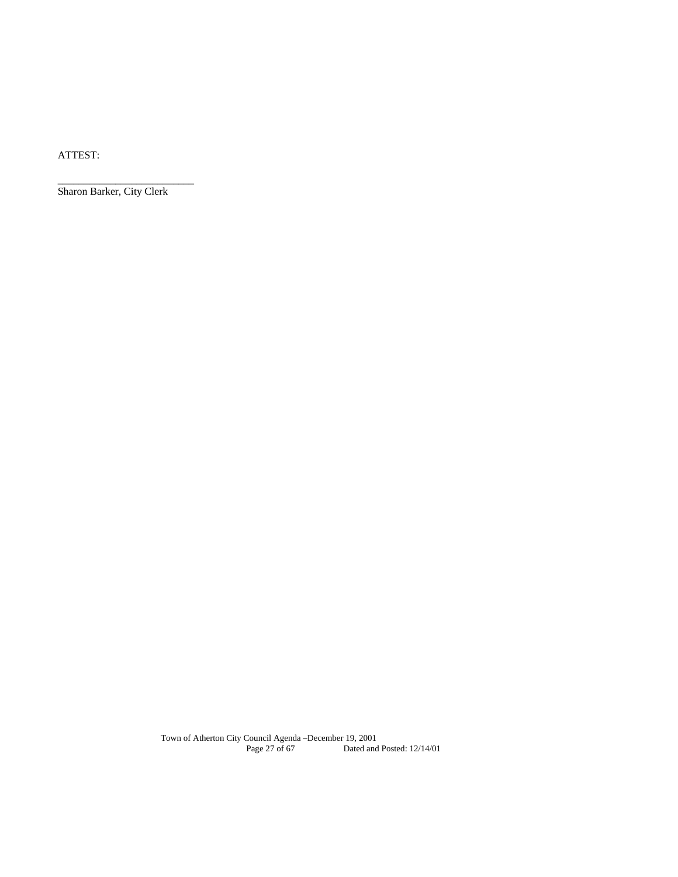ATTEST:

__________________________
Sharon Barker, City Clerk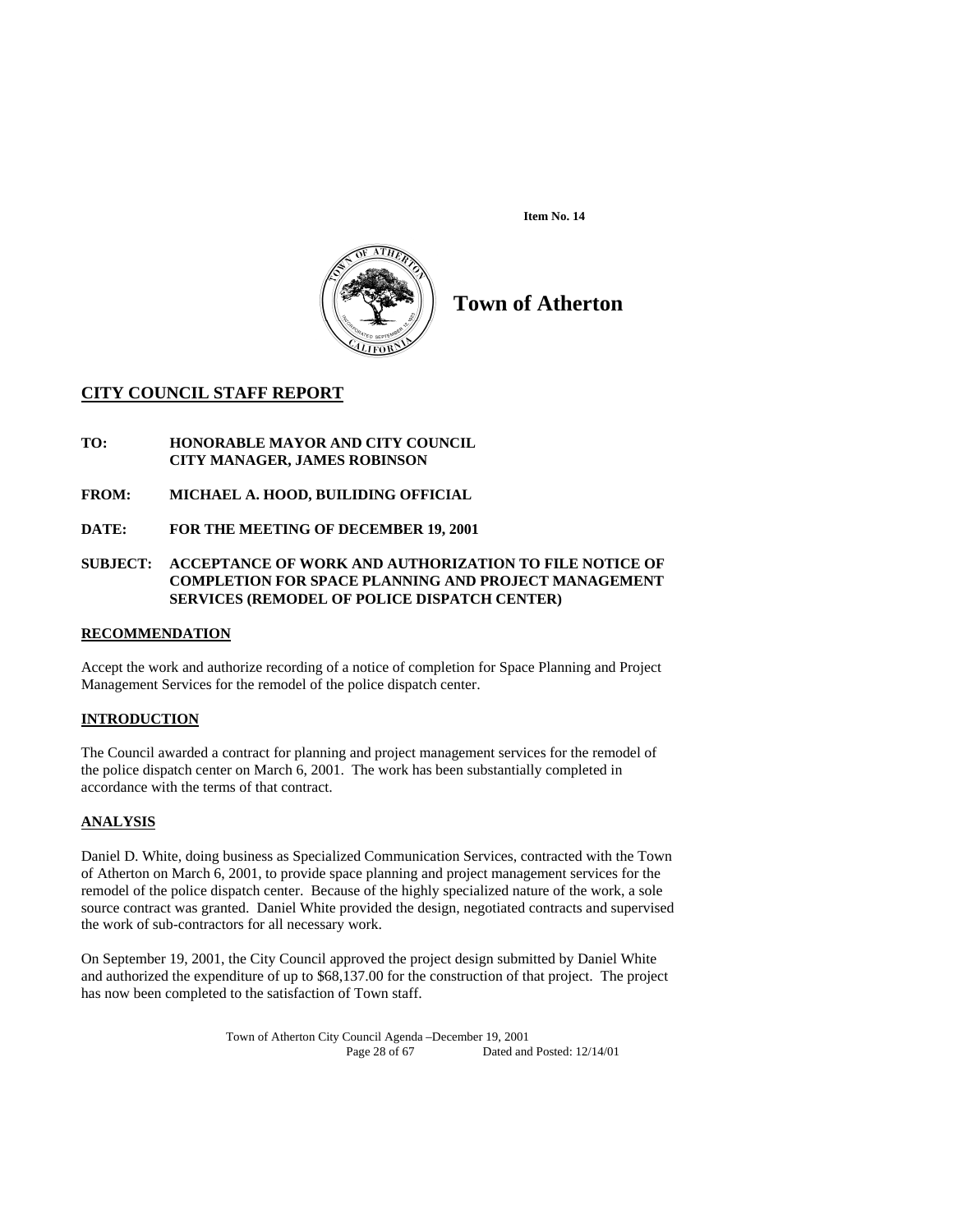**Item No. 14**

# Town of Atherton

## CITY COUNCIL STAFF REPORT

**TO:** **HONORABLE MAYOR AND CITY COUNCIL**
**CITY MANAGER, JAMES ROBINSON**

**FROM:** **MICHAEL A. HOOD, BUILIDING OFFICIAL**

**DATE:** **FOR THE MEETING OF DECEMBER 19, 2001**

**SUBJECT:** **ACCEPTANCE OF WORK AND AUTHORIZATION TO FILE NOTICE OF COMPLETION FOR SPACE PLANNING AND PROJECT MANAGEMENT SERVICES (REMODEL OF POLICE DISPATCH CENTER)**

### RECOMMENDATION

Accept the work and authorize recording of a notice of completion for Space Planning and Project Management Services for the remodel of the police dispatch center.

### INTRODUCTION

The Council awarded a contract for planning and project management services for the remodel of the police dispatch center on March 6, 2001. The work has been substantially completed in accordance with the terms of that contract.

### ANALYSIS

Daniel D. White, doing business as Specialized Communication Services, contracted with the Town of Atherton on March 6, 2001, to provide space planning and project management services for the remodel of the police dispatch center. Because of the highly specialized nature of the work, a sole source contract was granted. Daniel White provided the design, negotiated contracts and supervised the work of sub-contractors for all necessary work.

On September 19, 2001, the City Council approved the project design submitted by Daniel White and authorized the expenditure of up to $68,137.00 for the construction of that project. The project has now been completed to the satisfaction of Town staff.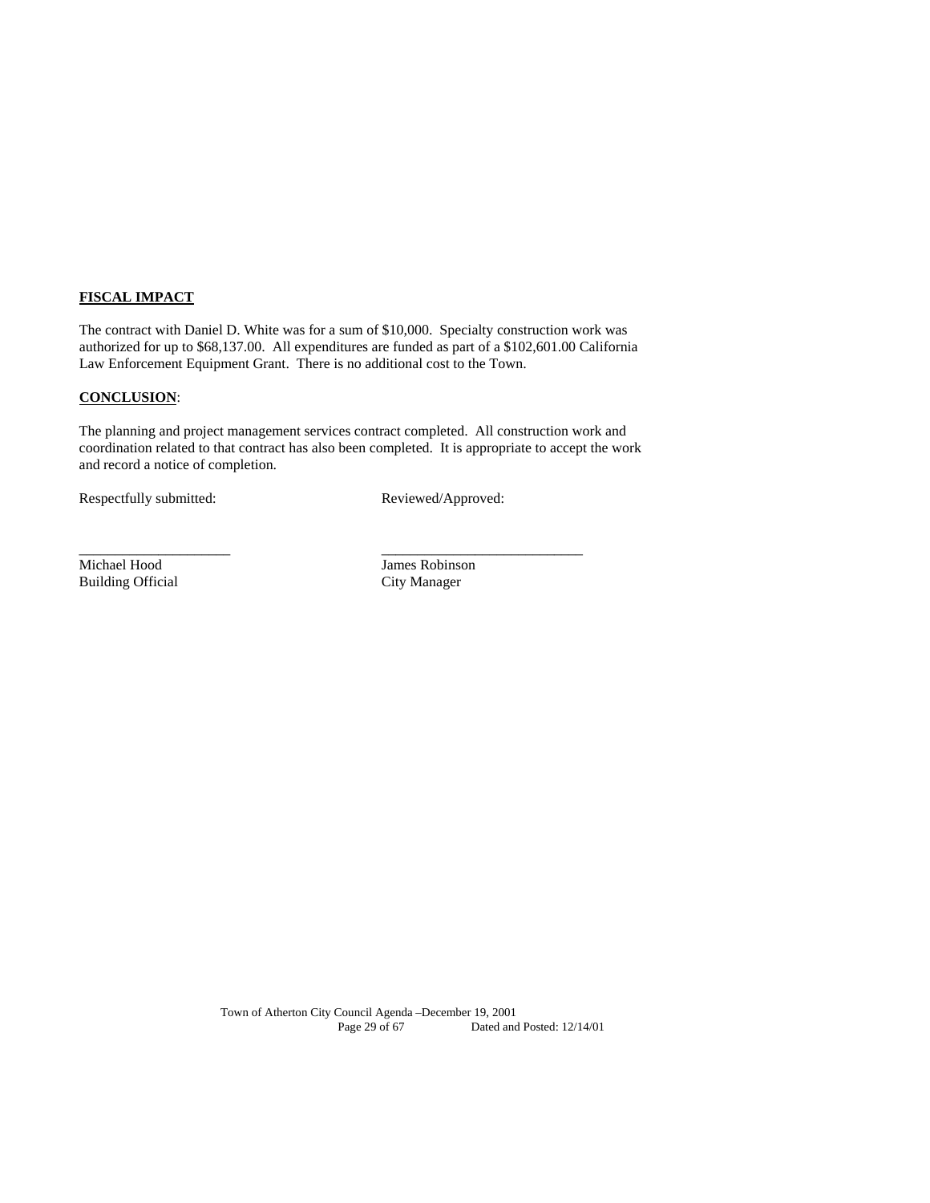**FISCAL IMPACT**

The contract with Daniel D. White was for a sum of $10,000. Specialty construction work was authorized for up to $68,137.00. All expenditures are funded as part of a $102,601.00 California Law Enforcement Equipment Grant. There is no additional cost to the Town.

**CONCLUSION**:

The planning and project management services contract completed. All construction work and coordination related to that contract has also been completed. It is appropriate to accept the work and record a notice of completion.

| Respectfully submitted: | Reviewed/Approved: |
| --- | --- |
| _____________________ | ____________________________ |
| Michael Hood | James Robinson |
| Building Official | City Manager |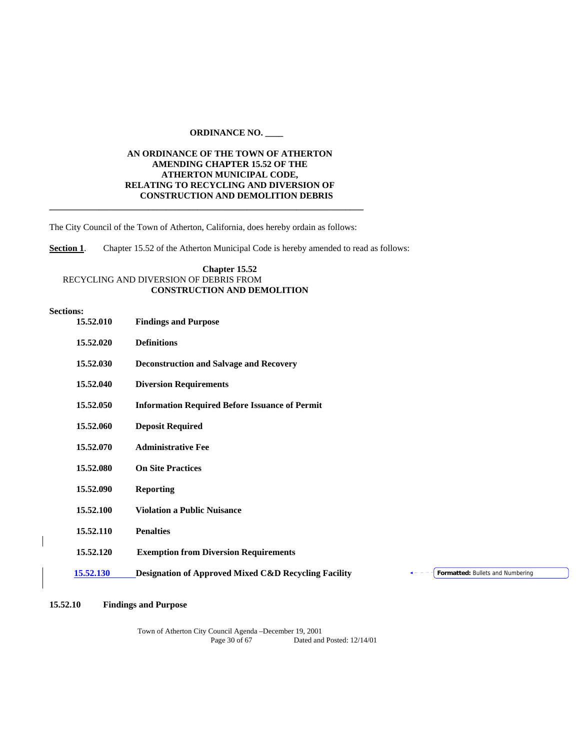**ORDINANCE NO. \_\_\_\_**

**AN ORDINANCE OF THE TOWN OF ATHERTON AMENDING CHAPTER 15.52 OF THE ATHERTON MUNICIPAL CODE, RELATING TO RECYCLING AND DIVERSION OF CONSTRUCTION AND DEMOLITION DEBRIS**

---

The City Council of the Town of Atherton, California, does hereby ordain as follows:

**Section 1**. Chapter 15.52 of the Atherton Municipal Code is hereby amended to read as follows:

**Chapter 15.52**
RECYCLING AND DIVERSION OF DEBRIS FROM
**CONSTRUCTION AND DEMOLITION**

**Sections:**

| | |
|---|---|
| **15.52.010** | **Findings and Purpose** |
| **15.52.020** | **Definitions** |
| **15.52.030** | **Deconstruction and Salvage and Recovery** |
| **15.52.040** | **Diversion Requirements** |
| **15.52.050** | **Information Required Before Issuance of Permit** |
| **15.52.060** | **Deposit Required** |
| **15.52.070** | **Administrative Fee** |
| **15.52.080** | **On Site Practices** |
| **15.52.090** | **Reporting** |
| **15.52.100** | **Violation a Public Nuisance** |
| **15.52.110** | **Penalties** |
| **15.52.120** | **Exemption from Diversion Requirements** |
| **15.52.130** | **Designation of Approved Mixed C&D Recycling Facility** |

Formatted: Bullets and Numbering

**15.52.10 Findings and Purpose**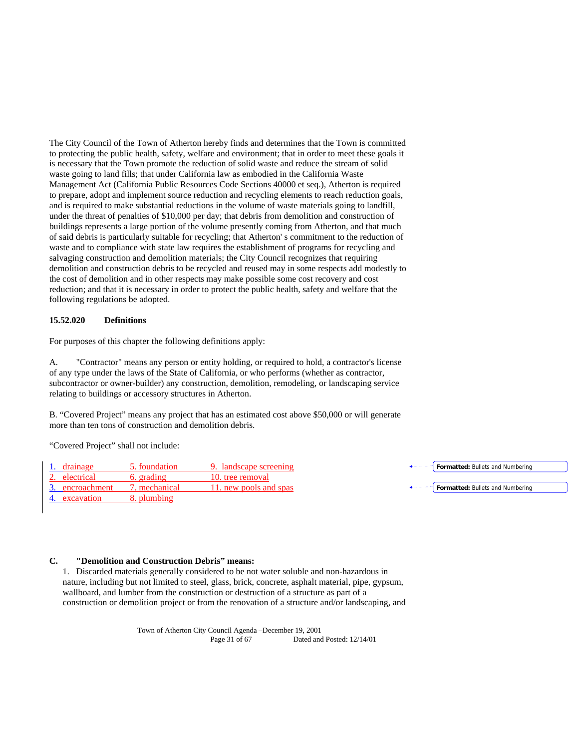The City Council of the Town of Atherton hereby finds and determines that the Town is committed to protecting the public health, safety, welfare and environment; that in order to meet these goals it is necessary that the Town promote the reduction of solid waste and reduce the stream of solid waste going to land fills; that under California law as embodied in the California Waste Management Act (California Public Resources Code Sections 40000 et seq.), Atherton is required to prepare, adopt and implement source reduction and recycling elements to reach reduction goals, and is required to make substantial reductions in the volume of waste materials going to landfill, under the threat of penalties of $10,000 per day; that debris from demolition and construction of buildings represents a large portion of the volume presently coming from Atherton, and that much of said debris is particularly suitable for recycling; that Atherton' s commitment to the reduction of waste and to compliance with state law requires the establishment of programs for recycling and salvaging construction and demolition materials; the City Council recognizes that requiring demolition and construction debris to be recycled and reused may in some respects add modestly to the cost of demolition and in other respects may make possible some cost recovery and cost reduction; and that it is necessary in order to protect the public health, safety and welfare that the following regulations be adopted.

**15.52.020 Definitions**

For purposes of this chapter the following definitions apply:

A. "Contractor" means any person or entity holding, or required to hold, a contractor's license of any type under the laws of the State of California, or who performs (whether as contractor, subcontractor or owner-builder) any construction, demolition, remodeling, or landscaping service relating to buildings or accessory structures in Atherton.

B. "Covered Project" means any project that has an estimated cost above $50,000 or will generate more than ten tons of construction and demolition debris.

"Covered Project" shall not include:

| | | |
|---|---|---|
| 1. drainage | 5. foundation | 9. landscape screening |
| 2. electrical | 6. grading | 10. tree removal |
| 3. encroachment | 7. mechanical | 11. new pools and spas |
| 4. excavation | 8. plumbing | |

**C. "Demolition and Construction Debris" means:**

1. Discarded materials generally considered to be not water soluble and non-hazardous in nature, including but not limited to steel, glass, brick, concrete, asphalt material, pipe, gypsum, wallboard, and lumber from the construction or destruction of a structure as part of a construction or demolition project or from the renovation of a structure and/or landscaping, and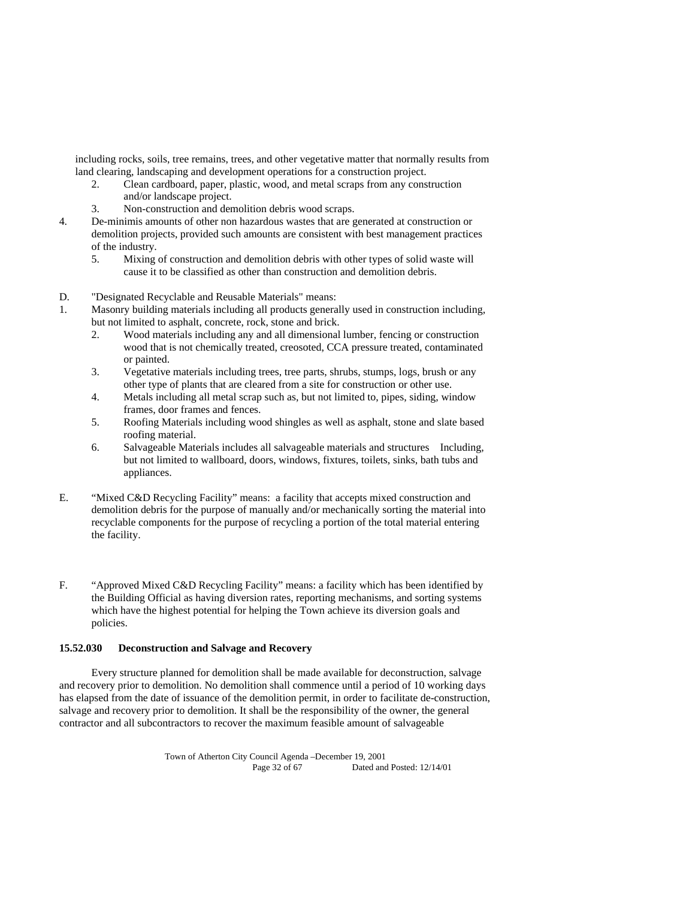including rocks, soils, tree remains, trees, and other vegetative matter that normally results from land clearing, landscaping and development operations for a construction project.

2. Clean cardboard, paper, plastic, wood, and metal scraps from any construction and/or landscape project.
3. Non-construction and demolition debris wood scraps.
4. De-minimis amounts of other non hazardous wastes that are generated at construction or demolition projects, provided such amounts are consistent with best management practices of the industry.
5. Mixing of construction and demolition debris with other types of solid waste will cause it to be classified as other than construction and demolition debris.

D. "Designated Recyclable and Reusable Materials" means:

1. Masonry building materials including all products generally used in construction including, but not limited to asphalt, concrete, rock, stone and brick.
2. Wood materials including any and all dimensional lumber, fencing or construction wood that is not chemically treated, creosoted, CCA pressure treated, contaminated or painted.
3. Vegetative materials including trees, tree parts, shrubs, stumps, logs, brush or any other type of plants that are cleared from a site for construction or other use.
4. Metals including all metal scrap such as, but not limited to, pipes, siding, window frames, door frames and fences.
5. Roofing Materials including wood shingles as well as asphalt, stone and slate based roofing material.
6. Salvageable Materials includes all salvageable materials and structures Including, but not limited to wallboard, doors, windows, fixtures, toilets, sinks, bath tubs and appliances.

E. "Mixed C&D Recycling Facility" means: a facility that accepts mixed construction and demolition debris for the purpose of manually and/or mechanically sorting the material into recyclable components for the purpose of recycling a portion of the total material entering the facility.

F. "Approved Mixed C&D Recycling Facility" means: a facility which has been identified by the Building Official as having diversion rates, reporting mechanisms, and sorting systems which have the highest potential for helping the Town achieve its diversion goals and policies.

**15.52.030 Deconstruction and Salvage and Recovery**

Every structure planned for demolition shall be made available for deconstruction, salvage and recovery prior to demolition. No demolition shall commence until a period of 10 working days has elapsed from the date of issuance of the demolition permit, in order to facilitate de-construction, salvage and recovery prior to demolition. It shall be the responsibility of the owner, the general contractor and all subcontractors to recover the maximum feasible amount of salvageable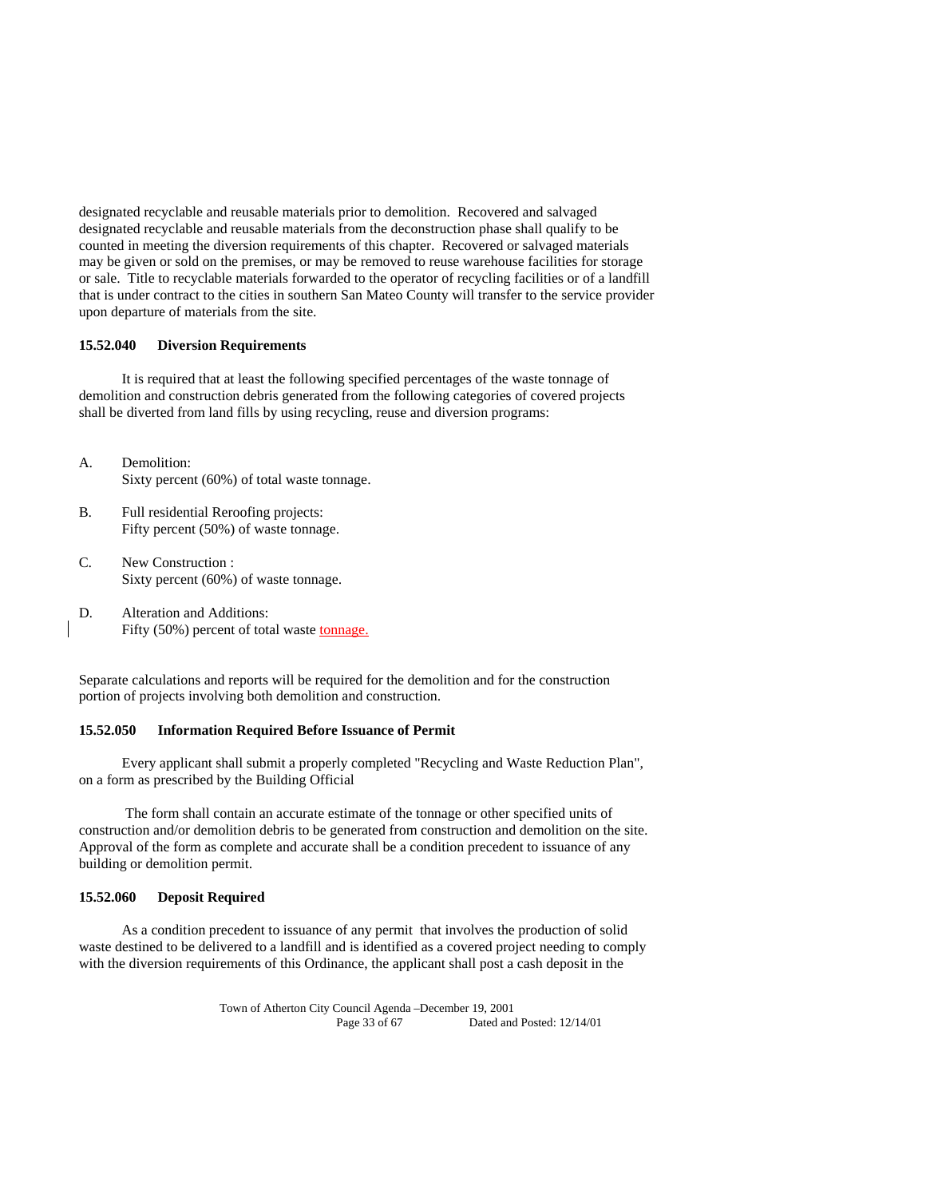designated recyclable and reusable materials prior to demolition. Recovered and salvaged designated recyclable and reusable materials from the deconstruction phase shall qualify to be counted in meeting the diversion requirements of this chapter. Recovered or salvaged materials may be given or sold on the premises, or may be removed to reuse warehouse facilities for storage or sale. Title to recyclable materials forwarded to the operator of recycling facilities or of a landfill that is under contract to the cities in southern San Mateo County will transfer to the service provider upon departure of materials from the site.

**15.52.040 Diversion Requirements**

It is required that at least the following specified percentages of the waste tonnage of demolition and construction debris generated from the following categories of covered projects shall be diverted from land fills by using recycling, reuse and diversion programs:

A. Demolition:
Sixty percent (60%) of total waste tonnage.

B. Full residential Reroofing projects:
Fifty percent (50%) of waste tonnage.

C. New Construction :
Sixty percent (60%) of waste tonnage.

D. Alteration and Additions:
Fifty (50%) percent of total waste tonnage.

Separate calculations and reports will be required for the demolition and for the construction portion of projects involving both demolition and construction.

**15.52.050 Information Required Before Issuance of Permit**

Every applicant shall submit a properly completed "Recycling and Waste Reduction Plan", on a form as prescribed by the Building Official

The form shall contain an accurate estimate of the tonnage or other specified units of construction and/or demolition debris to be generated from construction and demolition on the site. Approval of the form as complete and accurate shall be a condition precedent to issuance of any building or demolition permit.

**15.52.060 Deposit Required**

As a condition precedent to issuance of any permit that involves the production of solid waste destined to be delivered to a landfill and is identified as a covered project needing to comply with the diversion requirements of this Ordinance, the applicant shall post a cash deposit in the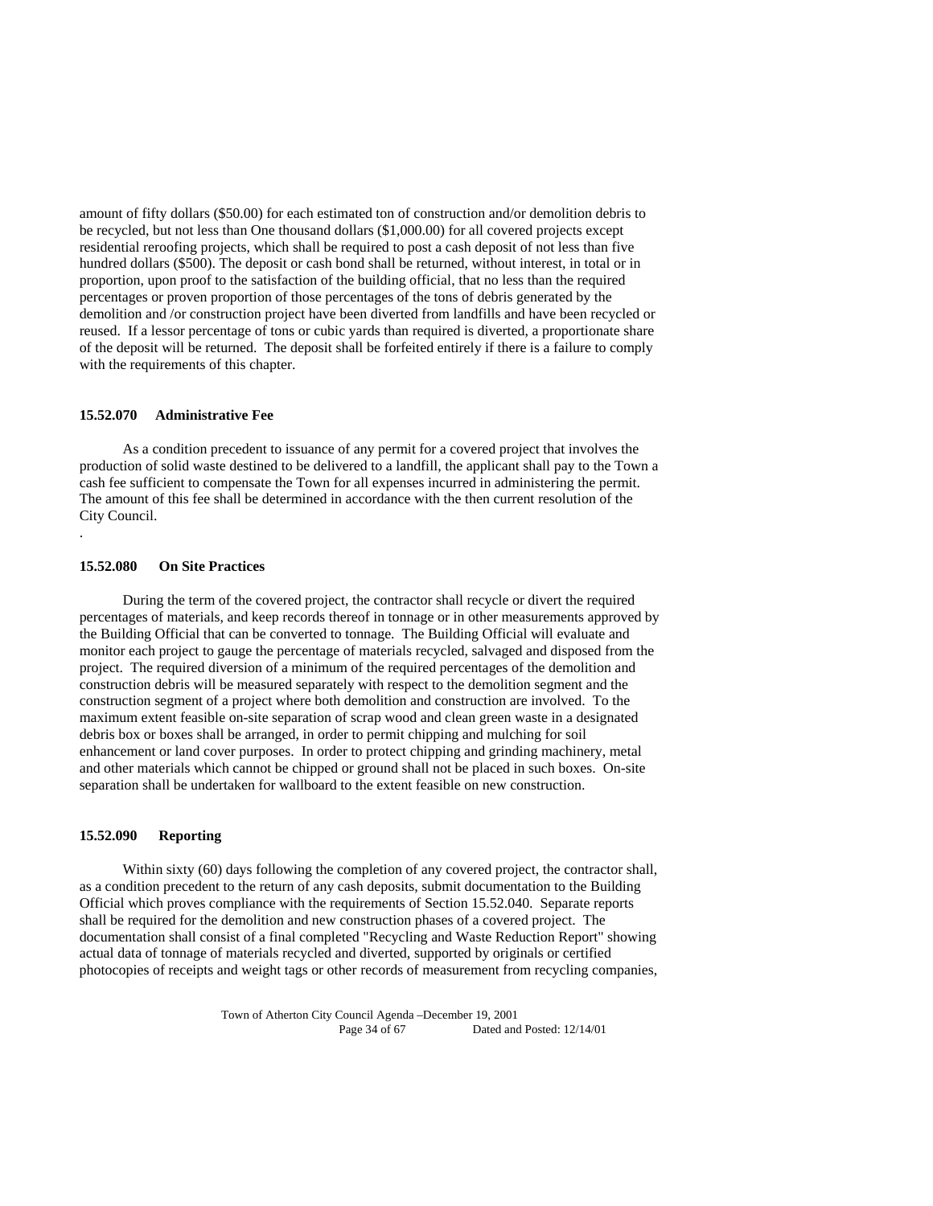amount of fifty dollars ($50.00) for each estimated ton of construction and/or demolition debris to be recycled, but not less than One thousand dollars ($1,000.00) for all covered projects except residential reroofing projects, which shall be required to post a cash deposit of not less than five hundred dollars ($500). The deposit or cash bond shall be returned, without interest, in total or in proportion, upon proof to the satisfaction of the building official, that no less than the required percentages or proven proportion of those percentages of the tons of debris generated by the demolition and /or construction project have been diverted from landfills and have been recycled or reused. If a lessor percentage of tons or cubic yards than required is diverted, a proportionate share of the deposit will be returned. The deposit shall be forfeited entirely if there is a failure to comply with the requirements of this chapter.

**15.52.070 Administrative Fee**

As a condition precedent to issuance of any permit for a covered project that involves the production of solid waste destined to be delivered to a landfill, the applicant shall pay to the Town a cash fee sufficient to compensate the Town for all expenses incurred in administering the permit. The amount of this fee shall be determined in accordance with the then current resolution of the City Council.

.

**15.52.080 On Site Practices**

During the term of the covered project, the contractor shall recycle or divert the required percentages of materials, and keep records thereof in tonnage or in other measurements approved by the Building Official that can be converted to tonnage. The Building Official will evaluate and monitor each project to gauge the percentage of materials recycled, salvaged and disposed from the project. The required diversion of a minimum of the required percentages of the demolition and construction debris will be measured separately with respect to the demolition segment and the construction segment of a project where both demolition and construction are involved. To the maximum extent feasible on-site separation of scrap wood and clean green waste in a designated debris box or boxes shall be arranged, in order to permit chipping and mulching for soil enhancement or land cover purposes. In order to protect chipping and grinding machinery, metal and other materials which cannot be chipped or ground shall not be placed in such boxes. On-site separation shall be undertaken for wallboard to the extent feasible on new construction.

**15.52.090 Reporting**

Within sixty (60) days following the completion of any covered project, the contractor shall, as a condition precedent to the return of any cash deposits, submit documentation to the Building Official which proves compliance with the requirements of Section 15.52.040. Separate reports shall be required for the demolition and new construction phases of a covered project. The documentation shall consist of a final completed "Recycling and Waste Reduction Report" showing actual data of tonnage of materials recycled and diverted, supported by originals or certified photocopies of receipts and weight tags or other records of measurement from recycling companies,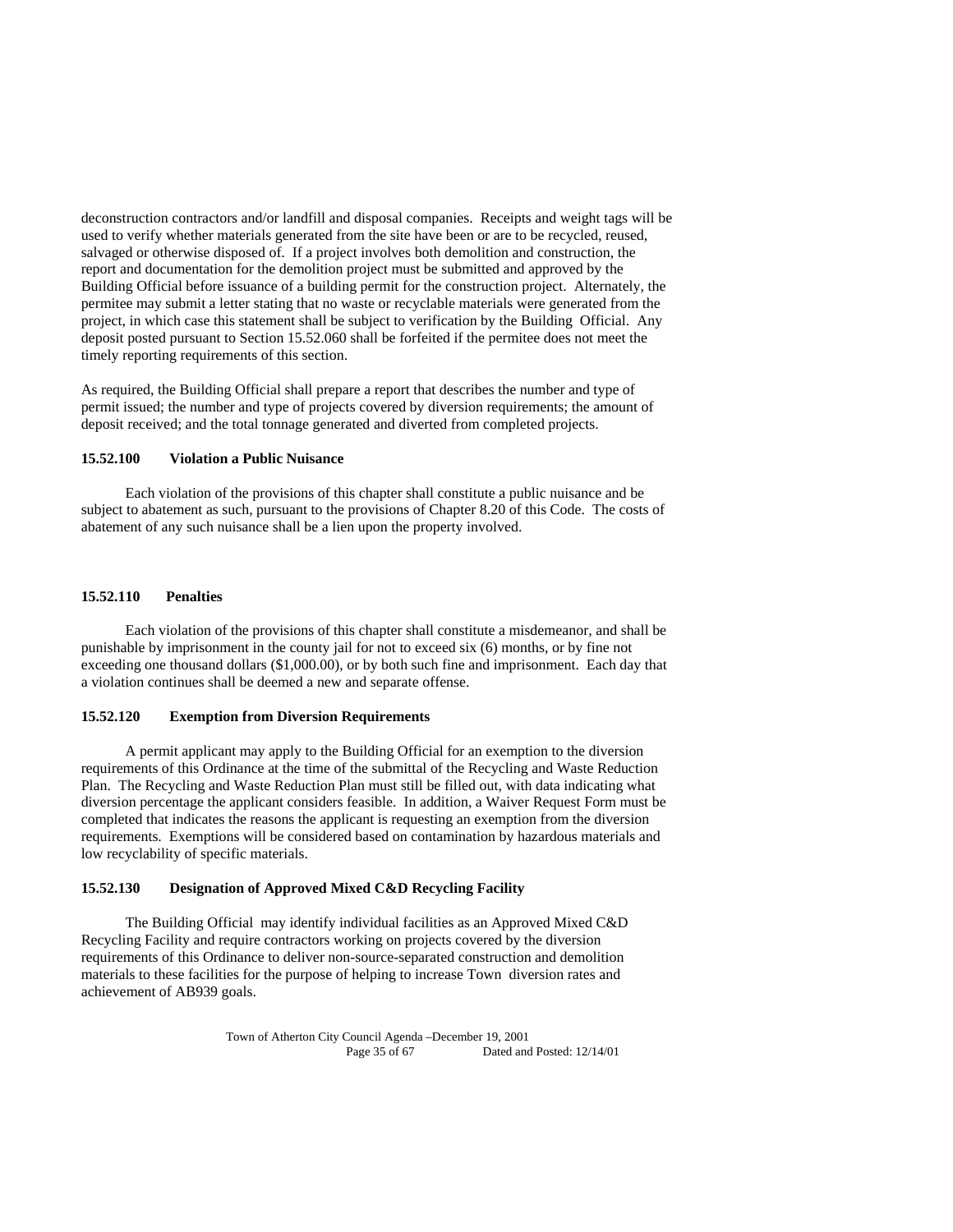deconstruction contractors and/or landfill and disposal companies. Receipts and weight tags will be used to verify whether materials generated from the site have been or are to be recycled, reused, salvaged or otherwise disposed of. If a project involves both demolition and construction, the report and documentation for the demolition project must be submitted and approved by the Building Official before issuance of a building permit for the construction project. Alternately, the permitee may submit a letter stating that no waste or recyclable materials were generated from the project, in which case this statement shall be subject to verification by the Building Official. Any deposit posted pursuant to Section 15.52.060 shall be forfeited if the permitee does not meet the timely reporting requirements of this section.

As required, the Building Official shall prepare a report that describes the number and type of permit issued; the number and type of projects covered by diversion requirements; the amount of deposit received; and the total tonnage generated and diverted from completed projects.

**15.52.100 Violation a Public Nuisance**

Each violation of the provisions of this chapter shall constitute a public nuisance and be subject to abatement as such, pursuant to the provisions of Chapter 8.20 of this Code. The costs of abatement of any such nuisance shall be a lien upon the property involved.

**15.52.110 Penalties**

Each violation of the provisions of this chapter shall constitute a misdemeanor, and shall be punishable by imprisonment in the county jail for not to exceed six (6) months, or by fine not exceeding one thousand dollars ($1,000.00), or by both such fine and imprisonment. Each day that a violation continues shall be deemed a new and separate offense.

**15.52.120 Exemption from Diversion Requirements**

A permit applicant may apply to the Building Official for an exemption to the diversion requirements of this Ordinance at the time of the submittal of the Recycling and Waste Reduction Plan. The Recycling and Waste Reduction Plan must still be filled out, with data indicating what diversion percentage the applicant considers feasible. In addition, a Waiver Request Form must be completed that indicates the reasons the applicant is requesting an exemption from the diversion requirements. Exemptions will be considered based on contamination by hazardous materials and low recyclability of specific materials.

**15.52.130 Designation of Approved Mixed C&D Recycling Facility**

The Building Official may identify individual facilities as an Approved Mixed C&D Recycling Facility and require contractors working on projects covered by the diversion requirements of this Ordinance to deliver non-source-separated construction and demolition materials to these facilities for the purpose of helping to increase Town diversion rates and achievement of AB939 goals.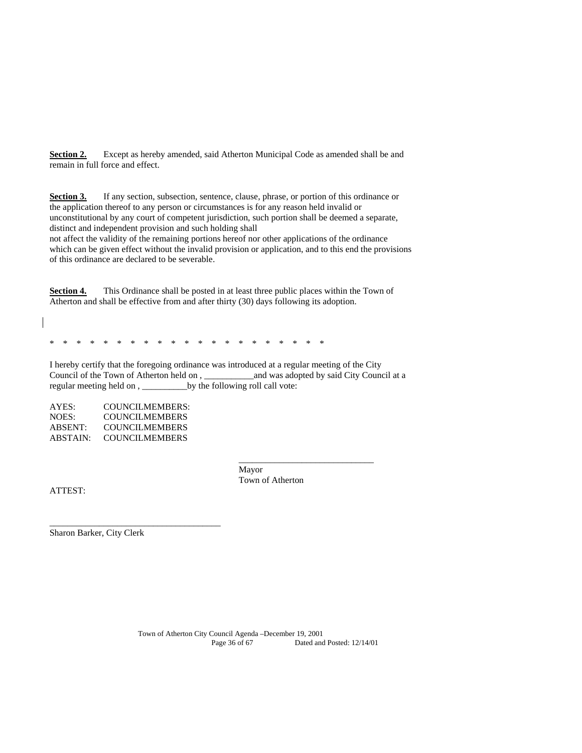**Section 2.** Except as hereby amended, said Atherton Municipal Code as amended shall be and remain in full force and effect.

**Section 3.** If any section, subsection, sentence, clause, phrase, or portion of this ordinance or the application thereof to any person or circumstances is for any reason held invalid or unconstitutional by any court of competent jurisdiction, such portion shall be deemed a separate, distinct and independent provision and such holding shall not affect the validity of the remaining portions hereof nor other applications of the ordinance which can be given effect without the invalid provision or application, and to this end the provisions of this ordinance are declared to be severable.

**Section 4.** This Ordinance shall be posted in at least three public places within the Town of Atherton and shall be effective from and after thirty (30) days following its adoption.

* * * * * * * * * * * * * * * * * * * * * *

I hereby certify that the foregoing ordinance was introduced at a regular meeting of the City Council of the Town of Atherton held on , ___________and was adopted by said City Council at a regular meeting held on , __________by the following roll call vote:

AYES: COUNCILMEMBERS:
NOES: COUNCILMEMBERS
ABSENT: COUNCILMEMBERS
ABSTAIN: COUNCILMEMBERS

______________________________
Mayor
Town of Atherton

ATTEST:

______________________________________
Sharon Barker, City Clerk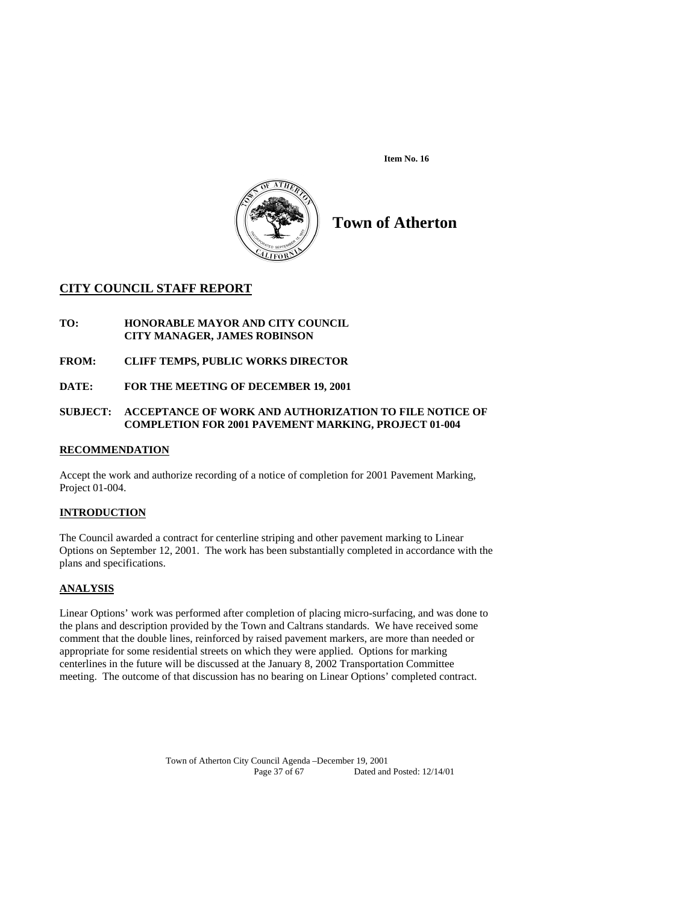**Item No. 16**

# Town of Atherton

## CITY COUNCIL STAFF REPORT

**TO:** HONORABLE MAYOR AND CITY COUNCIL
CITY MANAGER, JAMES ROBINSON

**FROM:** CLIFF TEMPS, PUBLIC WORKS DIRECTOR

**DATE:** FOR THE MEETING OF DECEMBER 19, 2001

**SUBJECT:** ACCEPTANCE OF WORK AND AUTHORIZATION TO FILE NOTICE OF COMPLETION FOR 2001 PAVEMENT MARKING, PROJECT 01-004

### RECOMMENDATION

Accept the work and authorize recording of a notice of completion for 2001 Pavement Marking, Project 01-004.

### INTRODUCTION

The Council awarded a contract for centerline striping and other pavement marking to Linear Options on September 12, 2001. The work has been substantially completed in accordance with the plans and specifications.

### ANALYSIS

Linear Options' work was performed after completion of placing micro-surfacing, and was done to the plans and description provided by the Town and Caltrans standards. We have received some comment that the double lines, reinforced by raised pavement markers, are more than needed or appropriate for some residential streets on which they were applied. Options for marking centerlines in the future will be discussed at the January 8, 2002 Transportation Committee meeting. The outcome of that discussion has no bearing on Linear Options' completed contract.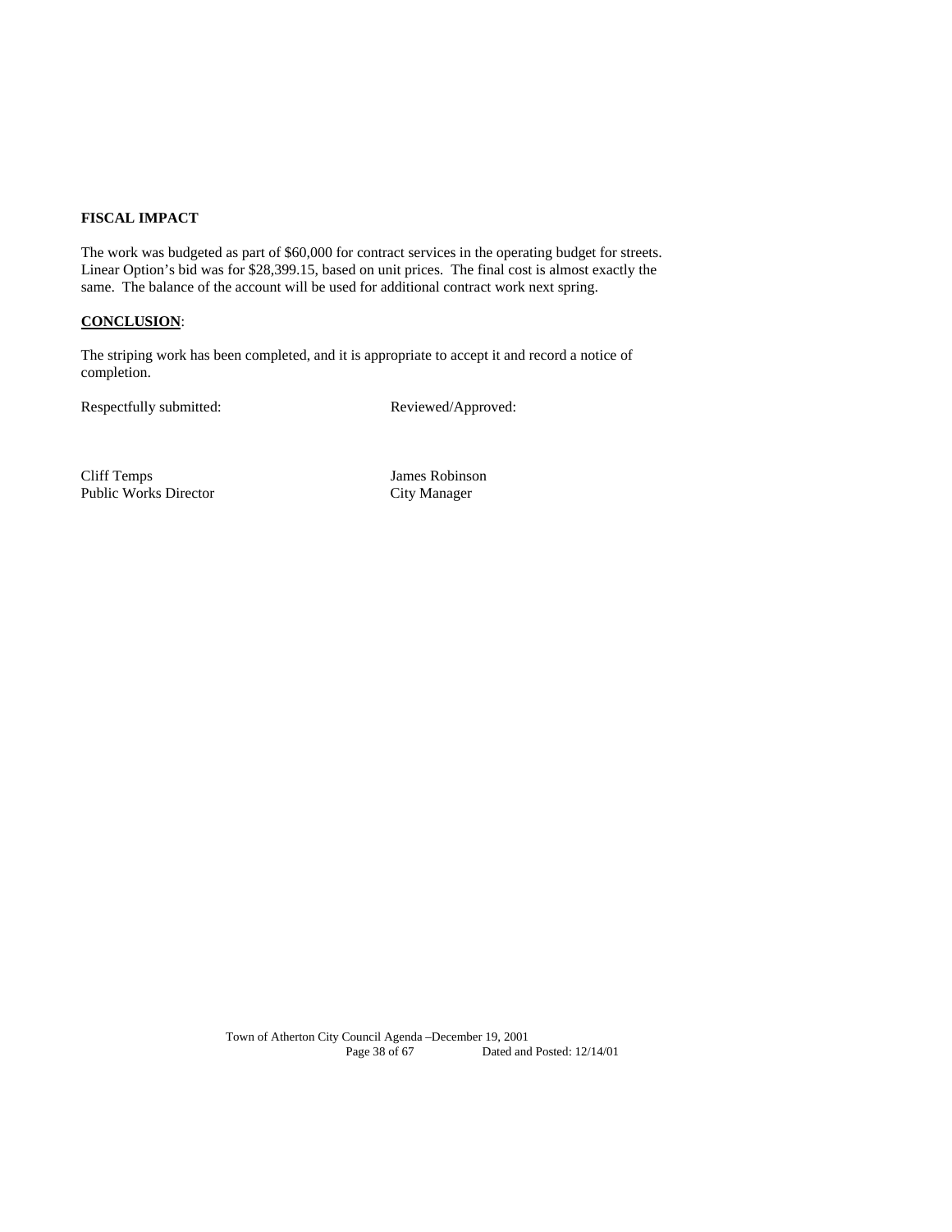**FISCAL IMPACT**

The work was budgeted as part of $60,000 for contract services in the operating budget for streets. Linear Option's bid was for $28,399.15, based on unit prices. The final cost is almost exactly the same. The balance of the account will be used for additional contract work next spring.

**CONCLUSION**:

The striping work has been completed, and it is appropriate to accept it and record a notice of completion.

Respectfully submitted:

Cliff Temps
Public Works Director

Reviewed/Approved:

James Robinson
City Manager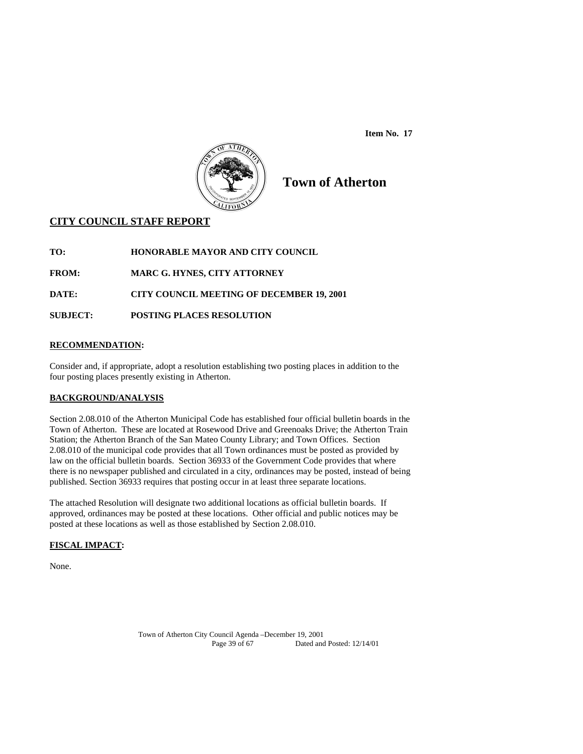**Item No. 17**

# Town of Atherton

## CITY COUNCIL STAFF REPORT

**TO:** HONORABLE MAYOR AND CITY COUNCIL

**FROM:** MARC G. HYNES, CITY ATTORNEY

**DATE:** CITY COUNCIL MEETING OF DECEMBER 19, 2001

**SUBJECT:** POSTING PLACES RESOLUTION

### RECOMMENDATION:

Consider and, if appropriate, adopt a resolution establishing two posting places in addition to the four posting places presently existing in Atherton.

### BACKGROUND/ANALYSIS

Section 2.08.010 of the Atherton Municipal Code has established four official bulletin boards in the Town of Atherton. These are located at Rosewood Drive and Greenoaks Drive; the Atherton Train Station; the Atherton Branch of the San Mateo County Library; and Town Offices. Section 2.08.010 of the municipal code provides that all Town ordinances must be posted as provided by law on the official bulletin boards. Section 36933 of the Government Code provides that where there is no newspaper published and circulated in a city, ordinances may be posted, instead of being published. Section 36933 requires that posting occur in at least three separate locations.

The attached Resolution will designate two additional locations as official bulletin boards. If approved, ordinances may be posted at these locations. Other official and public notices may be posted at these locations as well as those established by Section 2.08.010.

### FISCAL IMPACT:

None.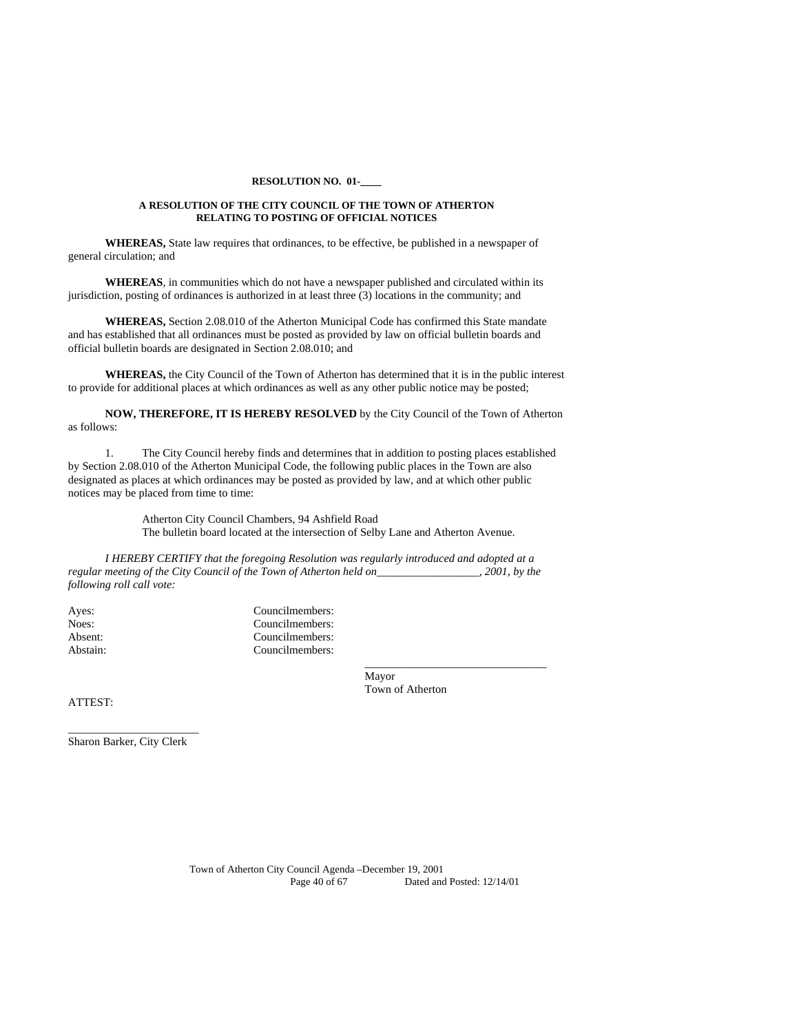**RESOLUTION NO. 01-____**

**A RESOLUTION OF THE CITY COUNCIL OF THE TOWN OF ATHERTON RELATING TO POSTING OF OFFICIAL NOTICES**

**WHEREAS,** State law requires that ordinances, to be effective, be published in a newspaper of general circulation; and

**WHEREAS**, in communities which do not have a newspaper published and circulated within its jurisdiction, posting of ordinances is authorized in at least three (3) locations in the community; and

**WHEREAS,** Section 2.08.010 of the Atherton Municipal Code has confirmed this State mandate and has established that all ordinances must be posted as provided by law on official bulletin boards and official bulletin boards are designated in Section 2.08.010; and

**WHEREAS,** the City Council of the Town of Atherton has determined that it is in the public interest to provide for additional places at which ordinances as well as any other public notice may be posted;

**NOW, THEREFORE, IT IS HEREBY RESOLVED** by the City Council of the Town of Atherton as follows:

1. The City Council hereby finds and determines that in addition to posting places established by Section 2.08.010 of the Atherton Municipal Code, the following public places in the Town are also designated as places at which ordinances may be posted as provided by law, and at which other public notices may be placed from time to time:

   Atherton City Council Chambers, 94 Ashfield Road
   The bulletin board located at the intersection of Selby Lane and Atherton Avenue.

*I HEREBY CERTIFY that the foregoing Resolution was regularly introduced and adopted at a regular meeting of the City Council of the Town of Atherton held on__________________, 2001, by the following roll call vote:*

Ayes: Councilmembers:
Noes: Councilmembers:
Absent: Councilmembers:
Abstain: Councilmembers:

_______________________________
Mayor
Town of Atherton

ATTEST:

______________________
Sharon Barker, City Clerk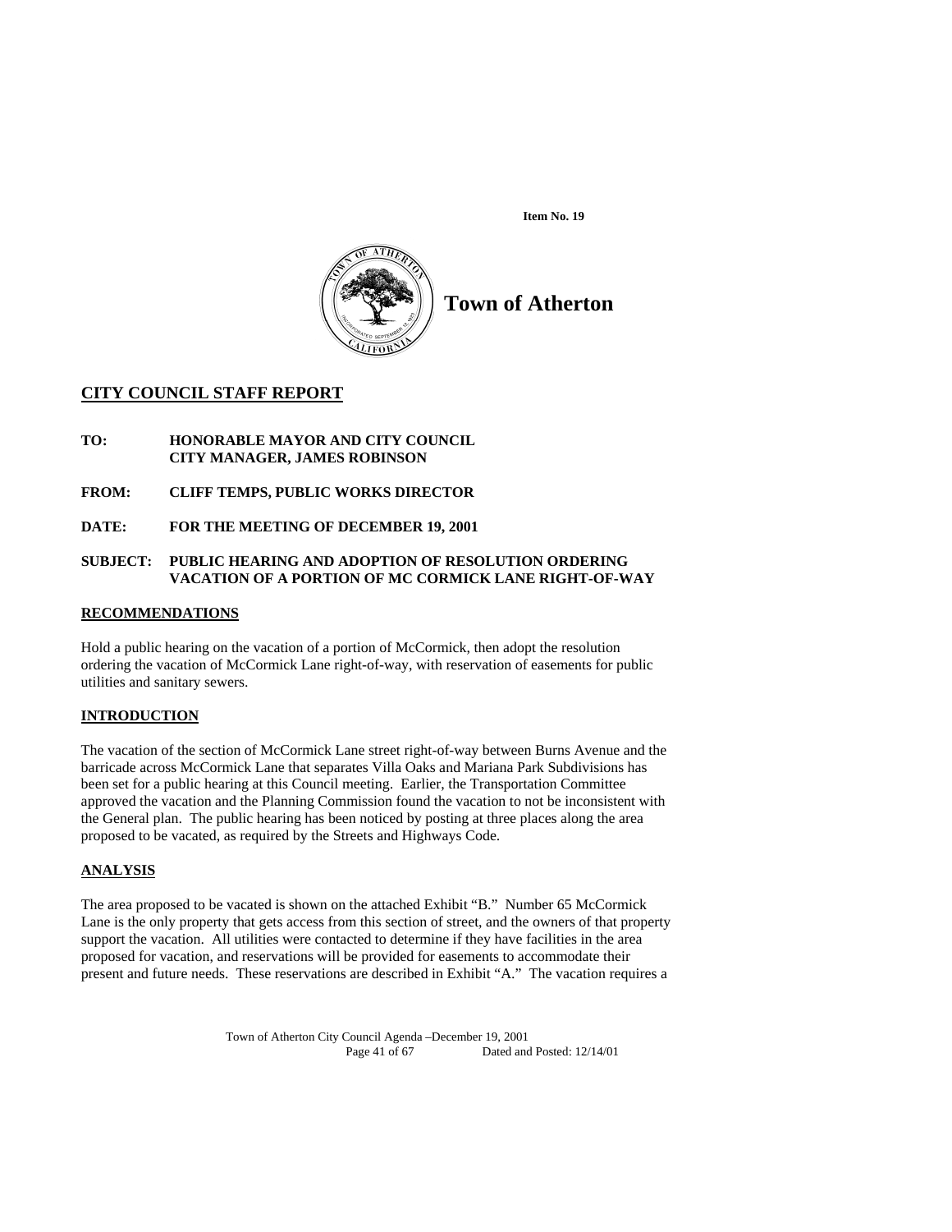Item No. 19

# Town of Atherton

## CITY COUNCIL STAFF REPORT

**TO:** **HONORABLE MAYOR AND CITY COUNCIL**
**CITY MANAGER, JAMES ROBINSON**

**FROM:** **CLIFF TEMPS, PUBLIC WORKS DIRECTOR**

**DATE:** **FOR THE MEETING OF DECEMBER 19, 2001**

**SUBJECT:** **PUBLIC HEARING AND ADOPTION OF RESOLUTION ORDERING VACATION OF A PORTION OF MC CORMICK LANE RIGHT-OF-WAY**

### RECOMMENDATIONS

Hold a public hearing on the vacation of a portion of McCormick, then adopt the resolution ordering the vacation of McCormick Lane right-of-way, with reservation of easements for public utilities and sanitary sewers.

### INTRODUCTION

The vacation of the section of McCormick Lane street right-of-way between Burns Avenue and the barricade across McCormick Lane that separates Villa Oaks and Mariana Park Subdivisions has been set for a public hearing at this Council meeting. Earlier, the Transportation Committee approved the vacation and the Planning Commission found the vacation to not be inconsistent with the General plan. The public hearing has been noticed by posting at three places along the area proposed to be vacated, as required by the Streets and Highways Code.

### ANALYSIS

The area proposed to be vacated is shown on the attached Exhibit "B." Number 65 McCormick Lane is the only property that gets access from this section of street, and the owners of that property support the vacation. All utilities were contacted to determine if they have facilities in the area proposed for vacation, and reservations will be provided for easements to accommodate their present and future needs. These reservations are described in Exhibit "A." The vacation requires a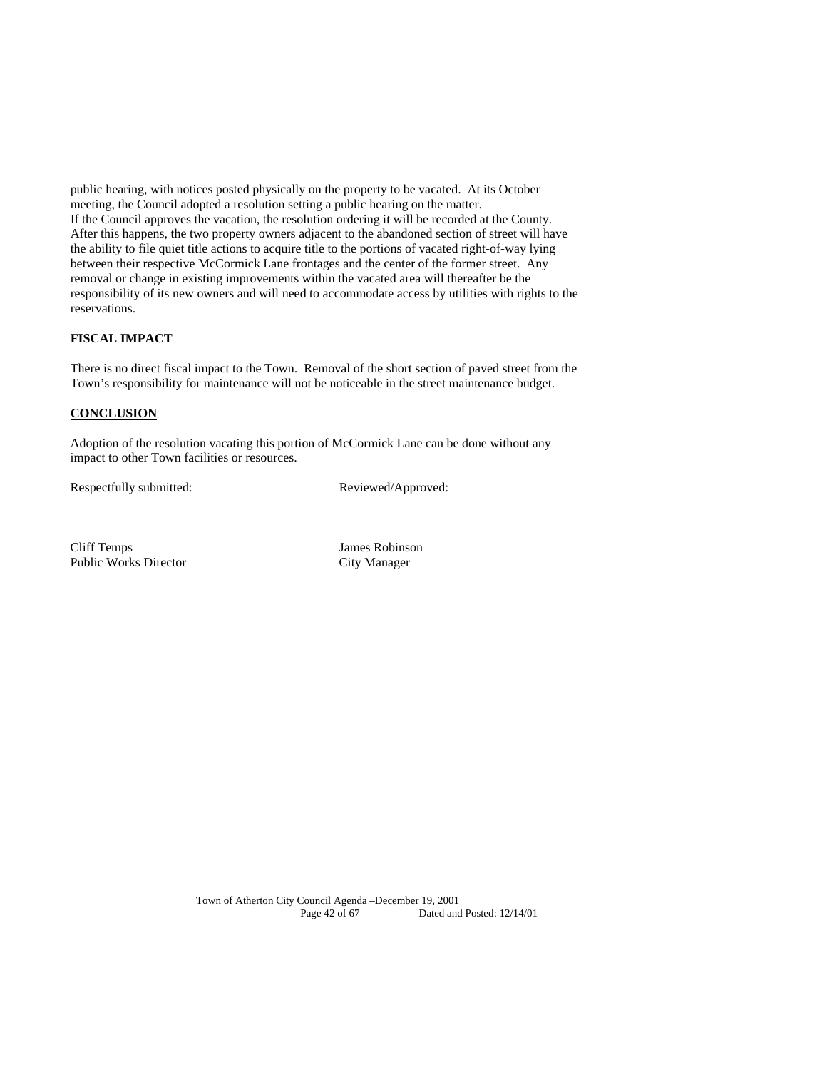public hearing, with notices posted physically on the property to be vacated. At its October meeting, the Council adopted a resolution setting a public hearing on the matter.
If the Council approves the vacation, the resolution ordering it will be recorded at the County. After this happens, the two property owners adjacent to the abandoned section of street will have the ability to file quiet title actions to acquire title to the portions of vacated right-of-way lying between their respective McCormick Lane frontages and the center of the former street. Any removal or change in existing improvements within the vacated area will thereafter be the responsibility of its new owners and will need to accommodate access by utilities with rights to the reservations.

**FISCAL IMPACT**

There is no direct fiscal impact to the Town. Removal of the short section of paved street from the Town's responsibility for maintenance will not be noticeable in the street maintenance budget.

**CONCLUSION**

Adoption of the resolution vacating this portion of McCormick Lane can be done without any impact to other Town facilities or resources.

Respectfully submitted:

Reviewed/Approved:

Cliff Temps
Public Works Director

James Robinson
City Manager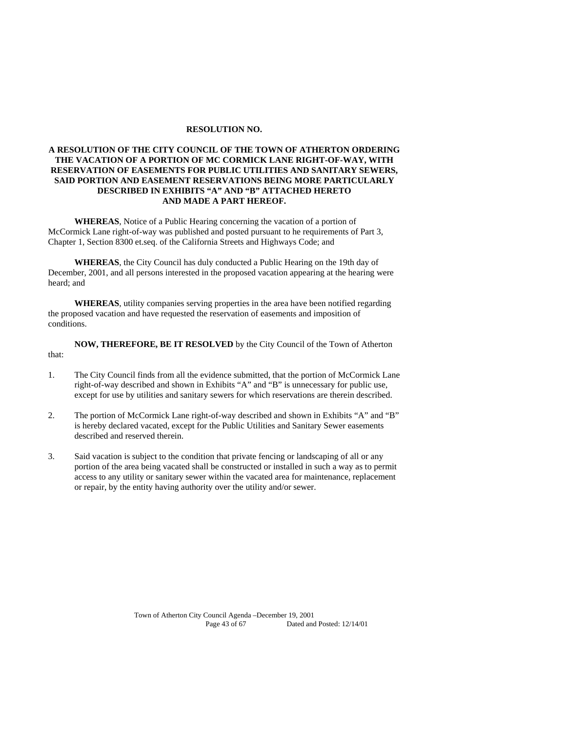**RESOLUTION NO.**

**A RESOLUTION OF THE CITY COUNCIL OF THE TOWN OF ATHERTON ORDERING THE VACATION OF A PORTION OF MC CORMICK LANE RIGHT-OF-WAY, WITH RESERVATION OF EASEMENTS FOR PUBLIC UTILITIES AND SANITARY SEWERS, SAID PORTION AND EASEMENT RESERVATIONS BEING MORE PARTICULARLY DESCRIBED IN EXHIBITS "A" AND "B" ATTACHED HERETO AND MADE A PART HEREOF.**

**WHEREAS**, Notice of a Public Hearing concerning the vacation of a portion of McCormick Lane right-of-way was published and posted pursuant to he requirements of Part 3, Chapter 1, Section 8300 et.seq. of the California Streets and Highways Code; and

**WHEREAS**, the City Council has duly conducted a Public Hearing on the 19th day of December, 2001, and all persons interested in the proposed vacation appearing at the hearing were heard; and

**WHEREAS**, utility companies serving properties in the area have been notified regarding the proposed vacation and have requested the reservation of easements and imposition of conditions.

**NOW, THEREFORE, BE IT RESOLVED** by the City Council of the Town of Atherton that:

1. The City Council finds from all the evidence submitted, that the portion of McCormick Lane right-of-way described and shown in Exhibits "A" and "B" is unnecessary for public use, except for use by utilities and sanitary sewers for which reservations are therein described.

2. The portion of McCormick Lane right-of-way described and shown in Exhibits "A" and "B" is hereby declared vacated, except for the Public Utilities and Sanitary Sewer easements described and reserved therein.

3. Said vacation is subject to the condition that private fencing or landscaping of all or any portion of the area being vacated shall be constructed or installed in such a way as to permit access to any utility or sanitary sewer within the vacated area for maintenance, replacement or repair, by the entity having authority over the utility and/or sewer.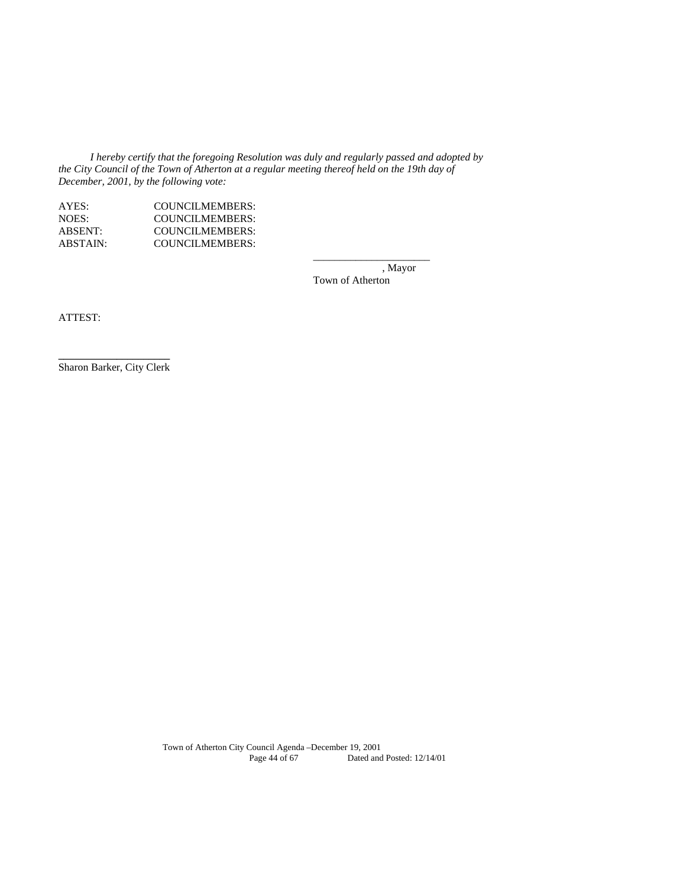*I hereby certify that the foregoing Resolution was duly and regularly passed and adopted by the City Council of the Town of Atherton at a regular meeting thereof held on the 19th day of December, 2001, by the following vote:*

AYES: COUNCILMEMBERS:
NOES: COUNCILMEMBERS:
ABSENT: COUNCILMEMBERS:
ABSTAIN: COUNCILMEMBERS:

______________________
, Mayor
Town of Atherton

ATTEST:

______________________
Sharon Barker, City Clerk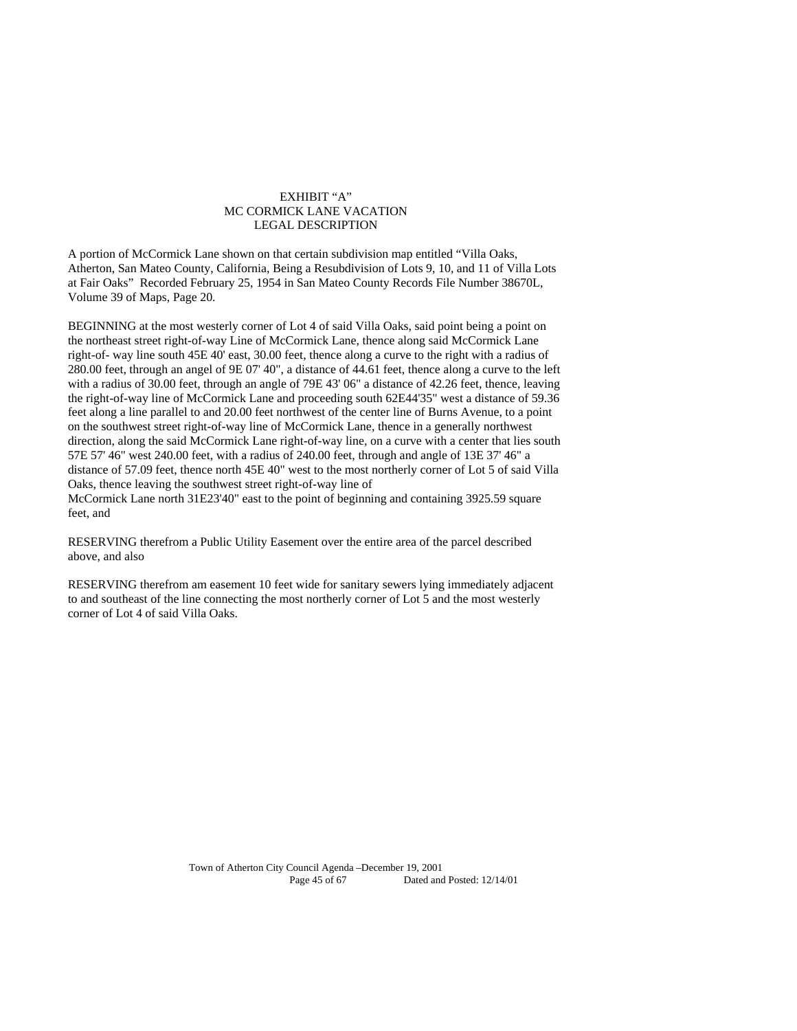EXHIBIT "A"
MC CORMICK LANE VACATION
LEGAL DESCRIPTION

A portion of McCormick Lane shown on that certain subdivision map entitled "Villa Oaks, Atherton, San Mateo County, California, Being a Resubdivision of Lots 9, 10, and 11 of Villa Lots at Fair Oaks" Recorded February 25, 1954 in San Mateo County Records File Number 38670L, Volume 39 of Maps, Page 20.

BEGINNING at the most westerly corner of Lot 4 of said Villa Oaks, said point being a point on the northeast street right-of-way Line of McCormick Lane, thence along said McCormick Lane right-of- way line south 45E 40' east, 30.00 feet, thence along a curve to the right with a radius of 280.00 feet, through an angel of 9E 07' 40", a distance of 44.61 feet, thence along a curve to the left with a radius of 30.00 feet, through an angle of 79E 43' 06" a distance of 42.26 feet, thence, leaving the right-of-way line of McCormick Lane and proceeding south 62E44'35" west a distance of 59.36 feet along a line parallel to and 20.00 feet northwest of the center line of Burns Avenue, to a point on the southwest street right-of-way line of McCormick Lane, thence in a generally northwest direction, along the said McCormick Lane right-of-way line, on a curve with a center that lies south 57E 57' 46" west 240.00 feet, with a radius of 240.00 feet, through and angle of 13E 37' 46" a distance of 57.09 feet, thence north 45E 40" west to the most northerly corner of Lot 5 of said Villa Oaks, thence leaving the southwest street right-of-way line of
McCormick Lane north 31E23'40" east to the point of beginning and containing 3925.59 square feet, and

RESERVING therefrom a Public Utility Easement over the entire area of the parcel described above, and also

RESERVING therefrom am easement 10 feet wide for sanitary sewers lying immediately adjacent to and southeast of the line connecting the most northerly corner of Lot 5 and the most westerly corner of Lot 4 of said Villa Oaks.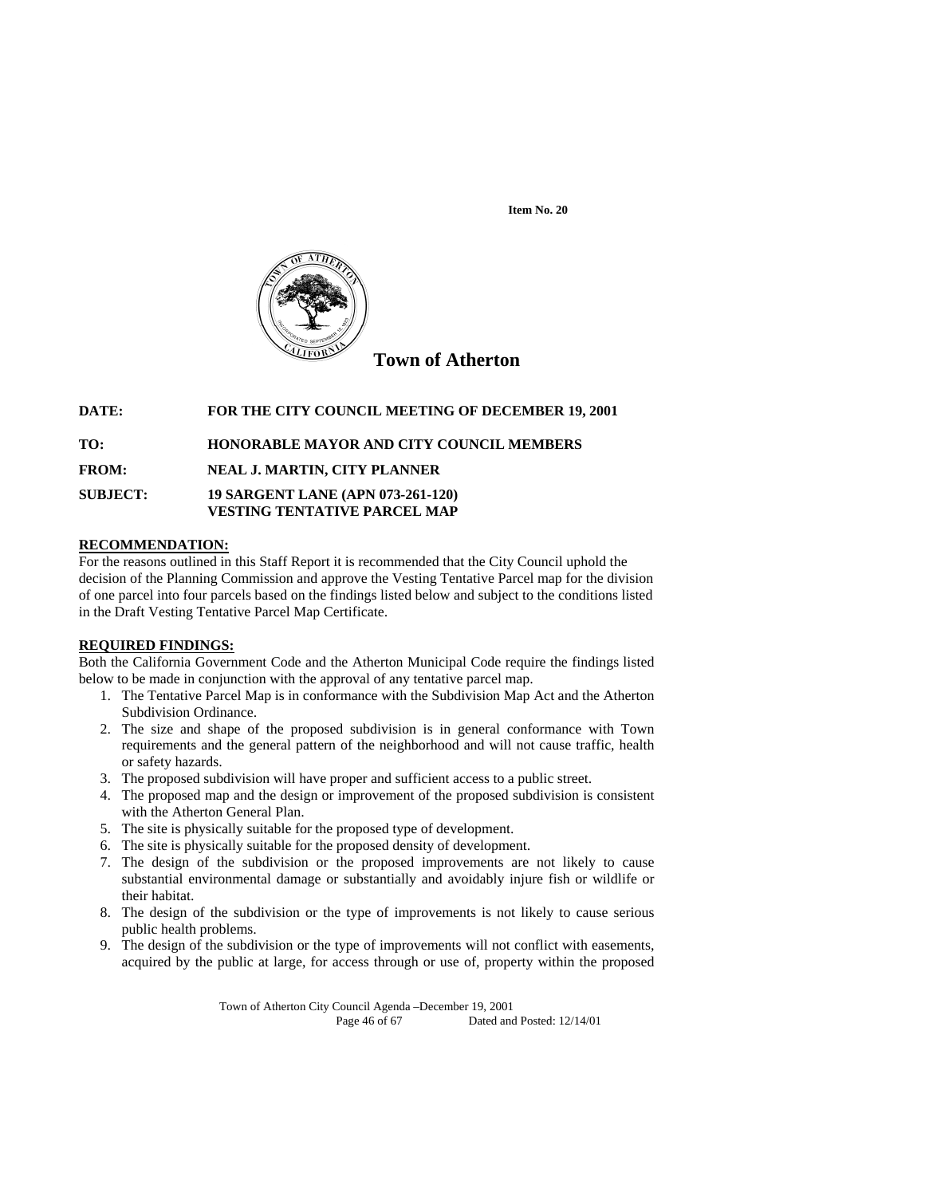Item No. 20

# Town of Atherton

**DATE:** FOR THE CITY COUNCIL MEETING OF DECEMBER 19, 2001

**TO:** HONORABLE MAYOR AND CITY COUNCIL MEMBERS

**FROM:** NEAL J. MARTIN, CITY PLANNER

**SUBJECT:** 19 SARGENT LANE (APN 073-261-120)
VESTING TENTATIVE PARCEL MAP

**RECOMMENDATION:**

For the reasons outlined in this Staff Report it is recommended that the City Council uphold the decision of the Planning Commission and approve the Vesting Tentative Parcel map for the division of one parcel into four parcels based on the findings listed below and subject to the conditions listed in the Draft Vesting Tentative Parcel Map Certificate.

**REQUIRED FINDINGS:**

Both the California Government Code and the Atherton Municipal Code require the findings listed below to be made in conjunction with the approval of any tentative parcel map.

1. The Tentative Parcel Map is in conformance with the Subdivision Map Act and the Atherton Subdivision Ordinance.
2. The size and shape of the proposed subdivision is in general conformance with Town requirements and the general pattern of the neighborhood and will not cause traffic, health or safety hazards.
3. The proposed subdivision will have proper and sufficient access to a public street.
4. The proposed map and the design or improvement of the proposed subdivision is consistent with the Atherton General Plan.
5. The site is physically suitable for the proposed type of development.
6. The site is physically suitable for the proposed density of development.
7. The design of the subdivision or the proposed improvements are not likely to cause substantial environmental damage or substantially and avoidably injure fish or wildlife or their habitat.
8. The design of the subdivision or the type of improvements is not likely to cause serious public health problems.
9. The design of the subdivision or the type of improvements will not conflict with easements, acquired by the public at large, for access through or use of, property within the proposed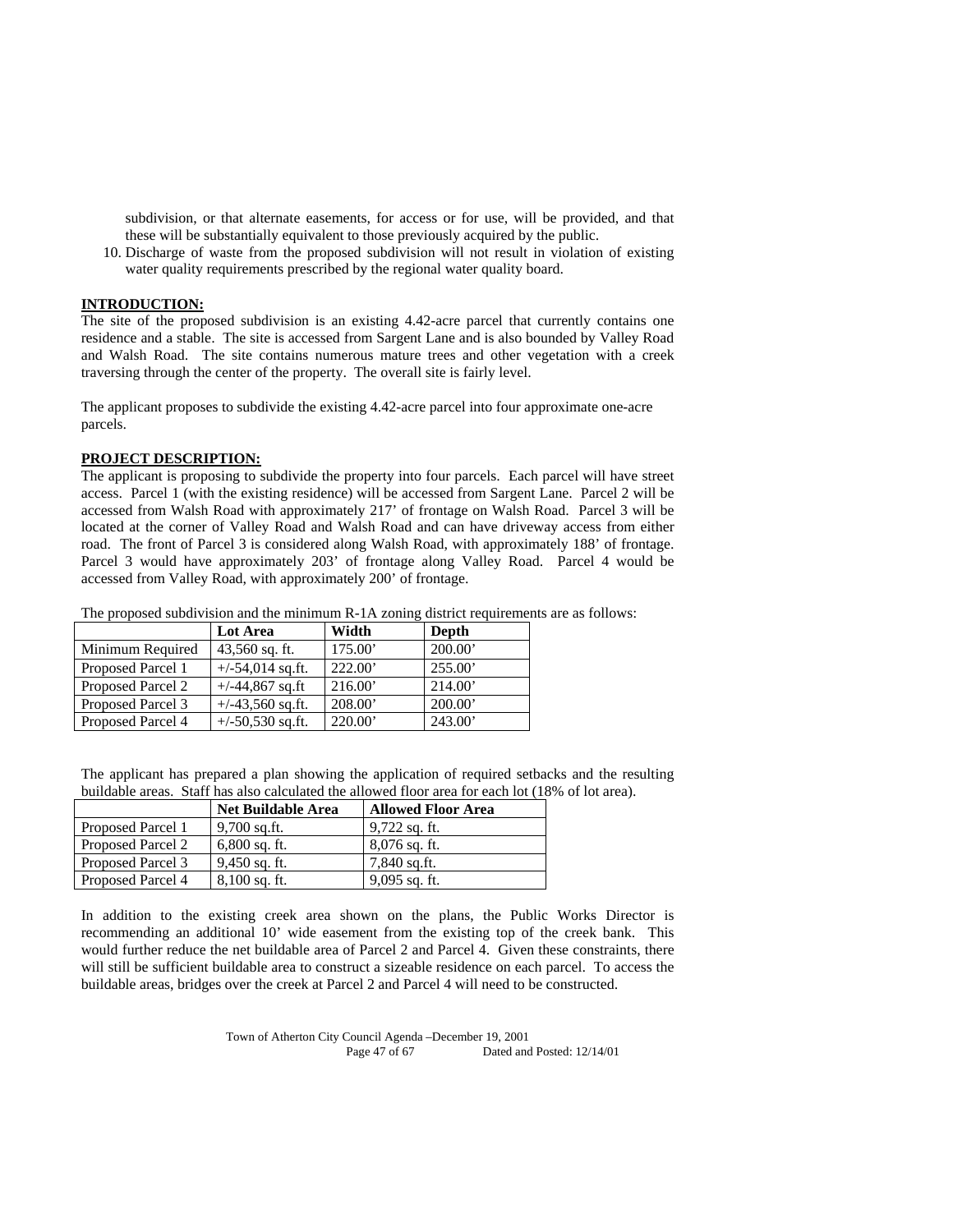subdivision, or that alternate easements, for access or for use, will be provided, and that these will be substantially equivalent to those previously acquired by the public.

10. Discharge of waste from the proposed subdivision will not result in violation of existing water quality requirements prescribed by the regional water quality board.

**INTRODUCTION:**

The site of the proposed subdivision is an existing 4.42-acre parcel that currently contains one residence and a stable. The site is accessed from Sargent Lane and is also bounded by Valley Road and Walsh Road. The site contains numerous mature trees and other vegetation with a creek traversing through the center of the property. The overall site is fairly level.

The applicant proposes to subdivide the existing 4.42-acre parcel into four approximate one-acre parcels.

**PROJECT DESCRIPTION:**

The applicant is proposing to subdivide the property into four parcels. Each parcel will have street access. Parcel 1 (with the existing residence) will be accessed from Sargent Lane. Parcel 2 will be accessed from Walsh Road with approximately 217' of frontage on Walsh Road. Parcel 3 will be located at the corner of Valley Road and Walsh Road and can have driveway access from either road. The front of Parcel 3 is considered along Walsh Road, with approximately 188' of frontage. Parcel 3 would have approximately 203' of frontage along Valley Road. Parcel 4 would be accessed from Valley Road, with approximately 200' of frontage.

The proposed subdivision and the minimum R-1A zoning district requirements are as follows:

| | Lot Area | Width | Depth |
|---|---|---|---|
| Minimum Required | 43,560 sq. ft. | 175.00' | 200.00' |
| Proposed Parcel 1 | +/-54,014 sq.ft. | 222.00' | 255.00' |
| Proposed Parcel 2 | +/-44,867 sq.ft | 216.00' | 214.00' |
| Proposed Parcel 3 | +/-43,560 sq.ft. | 208.00' | 200.00' |
| Proposed Parcel 4 | +/-50,530 sq.ft. | 220.00' | 243.00' |

The applicant has prepared a plan showing the application of required setbacks and the resulting buildable areas. Staff has also calculated the allowed floor area for each lot (18% of lot area).

| | Net Buildable Area | Allowed Floor Area |
|---|---|---|
| Proposed Parcel 1 | 9,700 sq.ft. | 9,722 sq. ft. |
| Proposed Parcel 2 | 6,800 sq. ft. | 8,076 sq. ft. |
| Proposed Parcel 3 | 9,450 sq. ft. | 7,840 sq.ft. |
| Proposed Parcel 4 | 8,100 sq. ft. | 9,095 sq. ft. |

In addition to the existing creek area shown on the plans, the Public Works Director is recommending an additional 10' wide easement from the existing top of the creek bank. This would further reduce the net buildable area of Parcel 2 and Parcel 4. Given these constraints, there will still be sufficient buildable area to construct a sizeable residence on each parcel. To access the buildable areas, bridges over the creek at Parcel 2 and Parcel 4 will need to be constructed.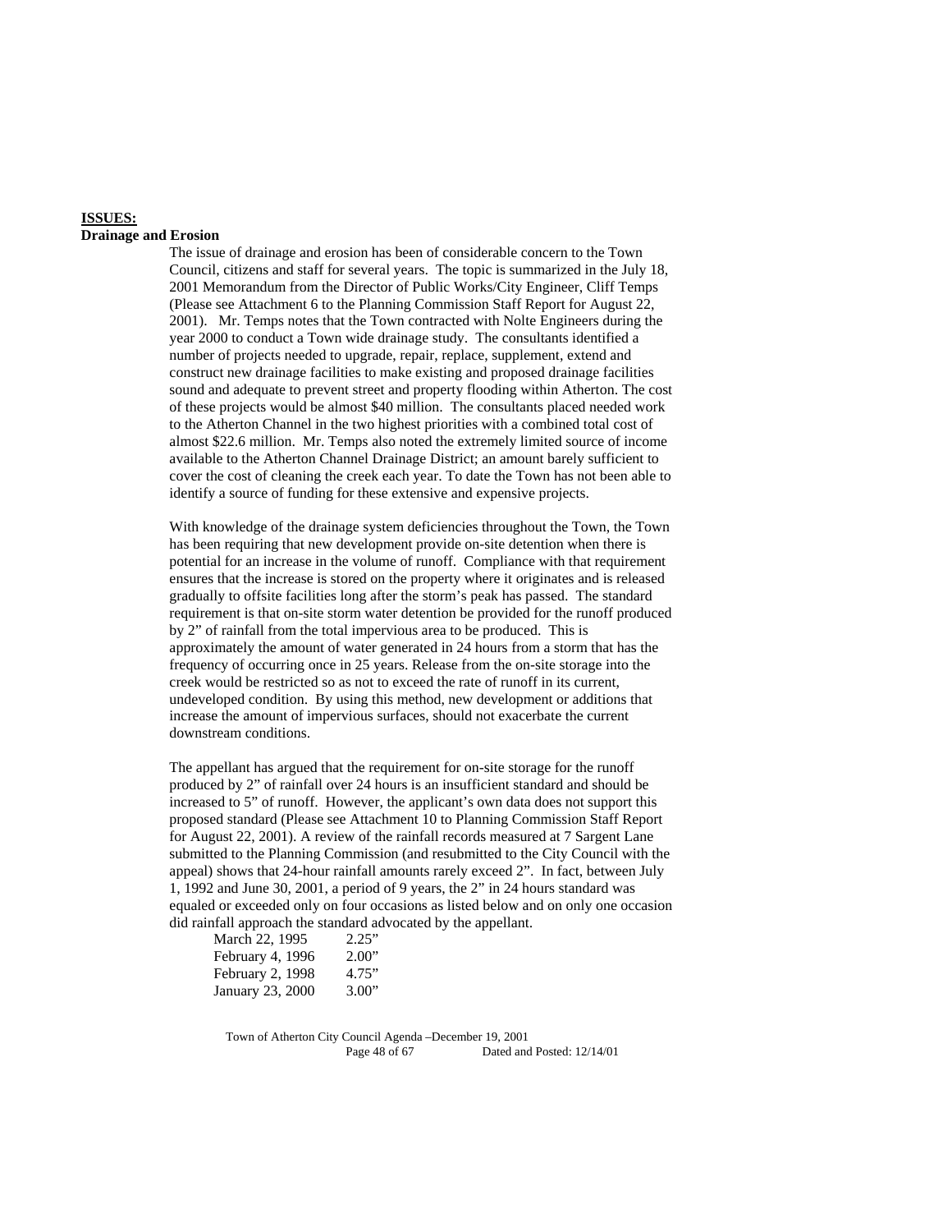**ISSUES:**

**Drainage and Erosion**

The issue of drainage and erosion has been of considerable concern to the Town Council, citizens and staff for several years. The topic is summarized in the July 18, 2001 Memorandum from the Director of Public Works/City Engineer, Cliff Temps (Please see Attachment 6 to the Planning Commission Staff Report for August 22, 2001). Mr. Temps notes that the Town contracted with Nolte Engineers during the year 2000 to conduct a Town wide drainage study. The consultants identified a number of projects needed to upgrade, repair, replace, supplement, extend and construct new drainage facilities to make existing and proposed drainage facilities sound and adequate to prevent street and property flooding within Atherton. The cost of these projects would be almost $40 million. The consultants placed needed work to the Atherton Channel in the two highest priorities with a combined total cost of almost $22.6 million. Mr. Temps also noted the extremely limited source of income available to the Atherton Channel Drainage District; an amount barely sufficient to cover the cost of cleaning the creek each year. To date the Town has not been able to identify a source of funding for these extensive and expensive projects.

With knowledge of the drainage system deficiencies throughout the Town, the Town has been requiring that new development provide on-site detention when there is potential for an increase in the volume of runoff. Compliance with that requirement ensures that the increase is stored on the property where it originates and is released gradually to offsite facilities long after the storm's peak has passed. The standard requirement is that on-site storm water detention be provided for the runoff produced by 2" of rainfall from the total impervious area to be produced. This is approximately the amount of water generated in 24 hours from a storm that has the frequency of occurring once in 25 years. Release from the on-site storage into the creek would be restricted so as not to exceed the rate of runoff in its current, undeveloped condition. By using this method, new development or additions that increase the amount of impervious surfaces, should not exacerbate the current downstream conditions.

The appellant has argued that the requirement for on-site storage for the runoff produced by 2" of rainfall over 24 hours is an insufficient standard and should be increased to 5" of runoff. However, the applicant's own data does not support this proposed standard (Please see Attachment 10 to Planning Commission Staff Report for August 22, 2001). A review of the rainfall records measured at 7 Sargent Lane submitted to the Planning Commission (and resubmitted to the City Council with the appeal) shows that 24-hour rainfall amounts rarely exceed 2". In fact, between July 1, 1992 and June 30, 2001, a period of 9 years, the 2" in 24 hours standard was equaled or exceeded only on four occasions as listed below and on only one occasion did rainfall approach the standard advocated by the appellant.

| | |
|---|---|
| March 22, 1995 | 2.25" |
| February 4, 1996 | 2.00" |
| February 2, 1998 | 4.75" |
| January 23, 2000 | 3.00" |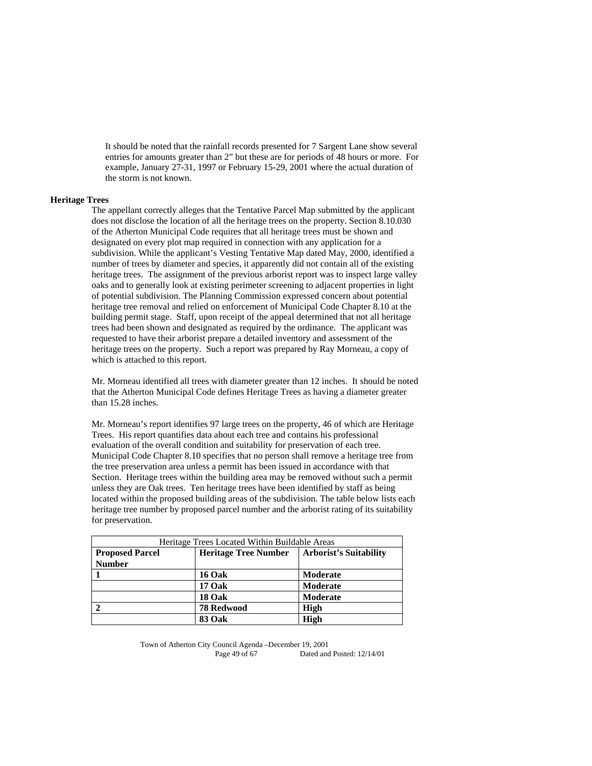It should be noted that the rainfall records presented for 7 Sargent Lane show several entries for amounts greater than 2" but these are for periods of 48 hours or more. For example, January 27-31, 1997 or February 15-29, 2001 where the actual duration of the storm is not known.

**Heritage Trees**

The appellant correctly alleges that the Tentative Parcel Map submitted by the applicant does not disclose the location of all the heritage trees on the property. Section 8.10.030 of the Atherton Municipal Code requires that all heritage trees must be shown and designated on every plot map required in connection with any application for a subdivision. While the applicant's Vesting Tentative Map dated May, 2000, identified a number of trees by diameter and species, it apparently did not contain all of the existing heritage trees. The assignment of the previous arborist report was to inspect large valley oaks and to generally look at existing perimeter screening to adjacent properties in light of potential subdivision. The Planning Commission expressed concern about potential heritage tree removal and relied on enforcement of Municipal Code Chapter 8.10 at the building permit stage. Staff, upon receipt of the appeal determined that not all heritage trees had been shown and designated as required by the ordinance. The applicant was requested to have their arborist prepare a detailed inventory and assessment of the heritage trees on the property. Such a report was prepared by Ray Morneau, a copy of which is attached to this report.

Mr. Morneau identified all trees with diameter greater than 12 inches. It should be noted that the Atherton Municipal Code defines Heritage Trees as having a diameter greater than 15.28 inches.

Mr. Morneau's report identifies 97 large trees on the property, 46 of which are Heritage Trees. His report quantifies data about each tree and contains his professional evaluation of the overall condition and suitability for preservation of each tree. Municipal Code Chapter 8.10 specifies that no person shall remove a heritage tree from the tree preservation area unless a permit has been issued in accordance with that Section. Heritage trees within the building area may be removed without such a permit unless they are Oak trees. Ten heritage trees have been identified by staff as being located within the proposed building areas of the subdivision. The table below lists each heritage tree number by proposed parcel number and the arborist rating of its suitability for preservation.

| Heritage Trees Located Within Buildable Areas | | |
|---|---|---|
| **Proposed Parcel Number** | **Heritage Tree Number** | **Arborist's Suitability** |
| **1** | **16 Oak** | **Moderate** |
| | **17 Oak** | **Moderate** |
| | **18 Oak** | **Moderate** |
| **2** | **78 Redwood** | **High** |
| | **83 Oak** | **High** |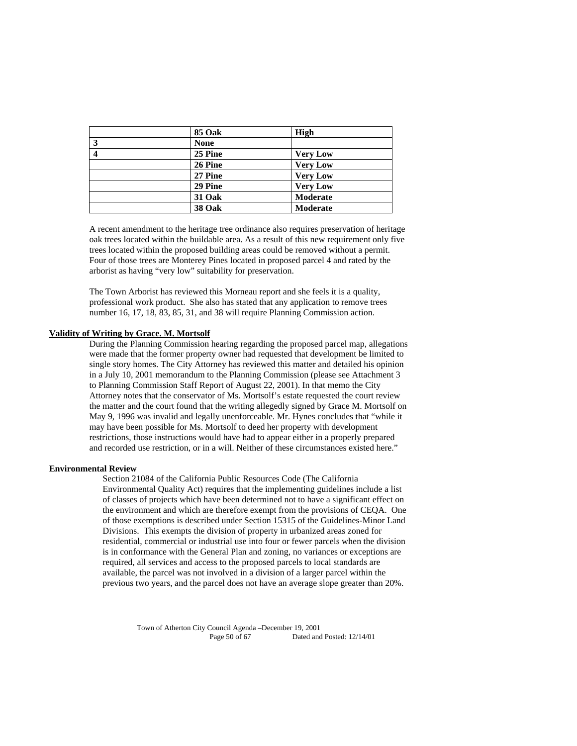| | 85 Oak | High |
|---|---|---|
| 3 | None | |
| 4 | 25 Pine | Very Low |
| | 26 Pine | Very Low |
| | 27 Pine | Very Low |
| | 29 Pine | Very Low |
| | 31 Oak | Moderate |
| | 38 Oak | Moderate |

A recent amendment to the heritage tree ordinance also requires preservation of heritage oak trees located within the buildable area. As a result of this new requirement only five trees located within the proposed building areas could be removed without a permit. Four of those trees are Monterey Pines located in proposed parcel 4 and rated by the arborist as having "very low" suitability for preservation.

The Town Arborist has reviewed this Morneau report and she feels it is a quality, professional work product. She also has stated that any application to remove trees number 16, 17, 18, 83, 85, 31, and 38 will require Planning Commission action.

**Validity of Writing by Grace. M. Mortsolf**

During the Planning Commission hearing regarding the proposed parcel map, allegations were made that the former property owner had requested that development be limited to single story homes. The City Attorney has reviewed this matter and detailed his opinion in a July 10, 2001 memorandum to the Planning Commission (please see Attachment 3 to Planning Commission Staff Report of August 22, 2001). In that memo the City Attorney notes that the conservator of Ms. Mortsolf's estate requested the court review the matter and the court found that the writing allegedly signed by Grace M. Mortsolf on May 9, 1996 was invalid and legally unenforceable. Mr. Hynes concludes that "while it may have been possible for Ms. Mortsolf to deed her property with development restrictions, those instructions would have had to appear either in a properly prepared and recorded use restriction, or in a will. Neither of these circumstances existed here."

**Environmental Review**

Section 21084 of the California Public Resources Code (The California Environmental Quality Act) requires that the implementing guidelines include a list of classes of projects which have been determined not to have a significant effect on the environment and which are therefore exempt from the provisions of CEQA. One of those exemptions is described under Section 15315 of the Guidelines-Minor Land Divisions. This exempts the division of property in urbanized areas zoned for residential, commercial or industrial use into four or fewer parcels when the division is in conformance with the General Plan and zoning, no variances or exceptions are required, all services and access to the proposed parcels to local standards are available, the parcel was not involved in a division of a larger parcel within the previous two years, and the parcel does not have an average slope greater than 20%.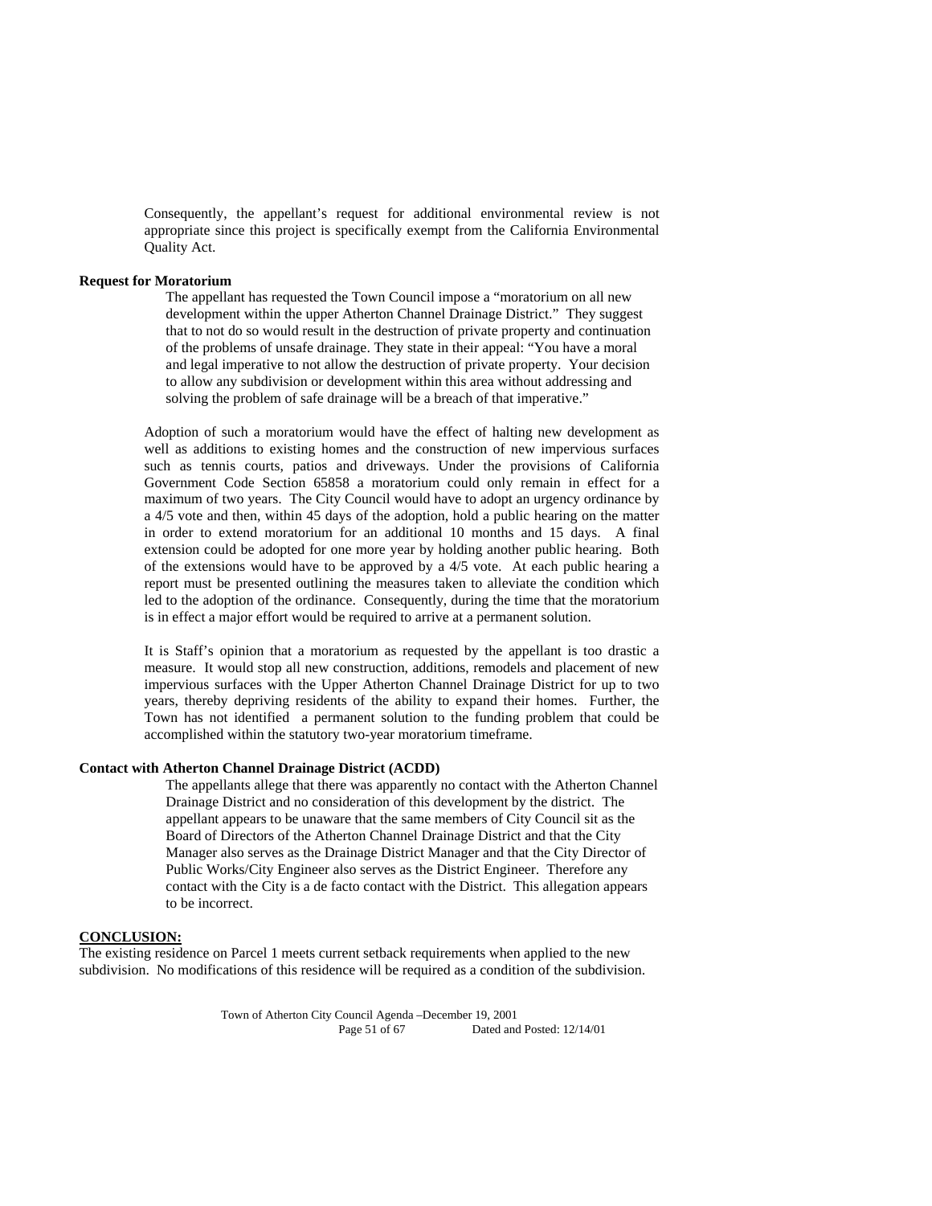Consequently, the appellant's request for additional environmental review is not appropriate since this project is specifically exempt from the California Environmental Quality Act.

**Request for Moratorium**

The appellant has requested the Town Council impose a "moratorium on all new development within the upper Atherton Channel Drainage District." They suggest that to not do so would result in the destruction of private property and continuation of the problems of unsafe drainage. They state in their appeal: "You have a moral and legal imperative to not allow the destruction of private property. Your decision to allow any subdivision or development within this area without addressing and solving the problem of safe drainage will be a breach of that imperative."

Adoption of such a moratorium would have the effect of halting new development as well as additions to existing homes and the construction of new impervious surfaces such as tennis courts, patios and driveways. Under the provisions of California Government Code Section 65858 a moratorium could only remain in effect for a maximum of two years. The City Council would have to adopt an urgency ordinance by a 4/5 vote and then, within 45 days of the adoption, hold a public hearing on the matter in order to extend moratorium for an additional 10 months and 15 days. A final extension could be adopted for one more year by holding another public hearing. Both of the extensions would have to be approved by a 4/5 vote. At each public hearing a report must be presented outlining the measures taken to alleviate the condition which led to the adoption of the ordinance. Consequently, during the time that the moratorium is in effect a major effort would be required to arrive at a permanent solution.

It is Staff's opinion that a moratorium as requested by the appellant is too drastic a measure. It would stop all new construction, additions, remodels and placement of new impervious surfaces with the Upper Atherton Channel Drainage District for up to two years, thereby depriving residents of the ability to expand their homes. Further, the Town has not identified a permanent solution to the funding problem that could be accomplished within the statutory two-year moratorium timeframe.

**Contact with Atherton Channel Drainage District (ACDD)**

The appellants allege that there was apparently no contact with the Atherton Channel Drainage District and no consideration of this development by the district. The appellant appears to be unaware that the same members of City Council sit as the Board of Directors of the Atherton Channel Drainage District and that the City Manager also serves as the Drainage District Manager and that the City Director of Public Works/City Engineer also serves as the District Engineer. Therefore any contact with the City is a de facto contact with the District. This allegation appears to be incorrect.

**CONCLUSION:**

The existing residence on Parcel 1 meets current setback requirements when applied to the new subdivision. No modifications of this residence will be required as a condition of the subdivision.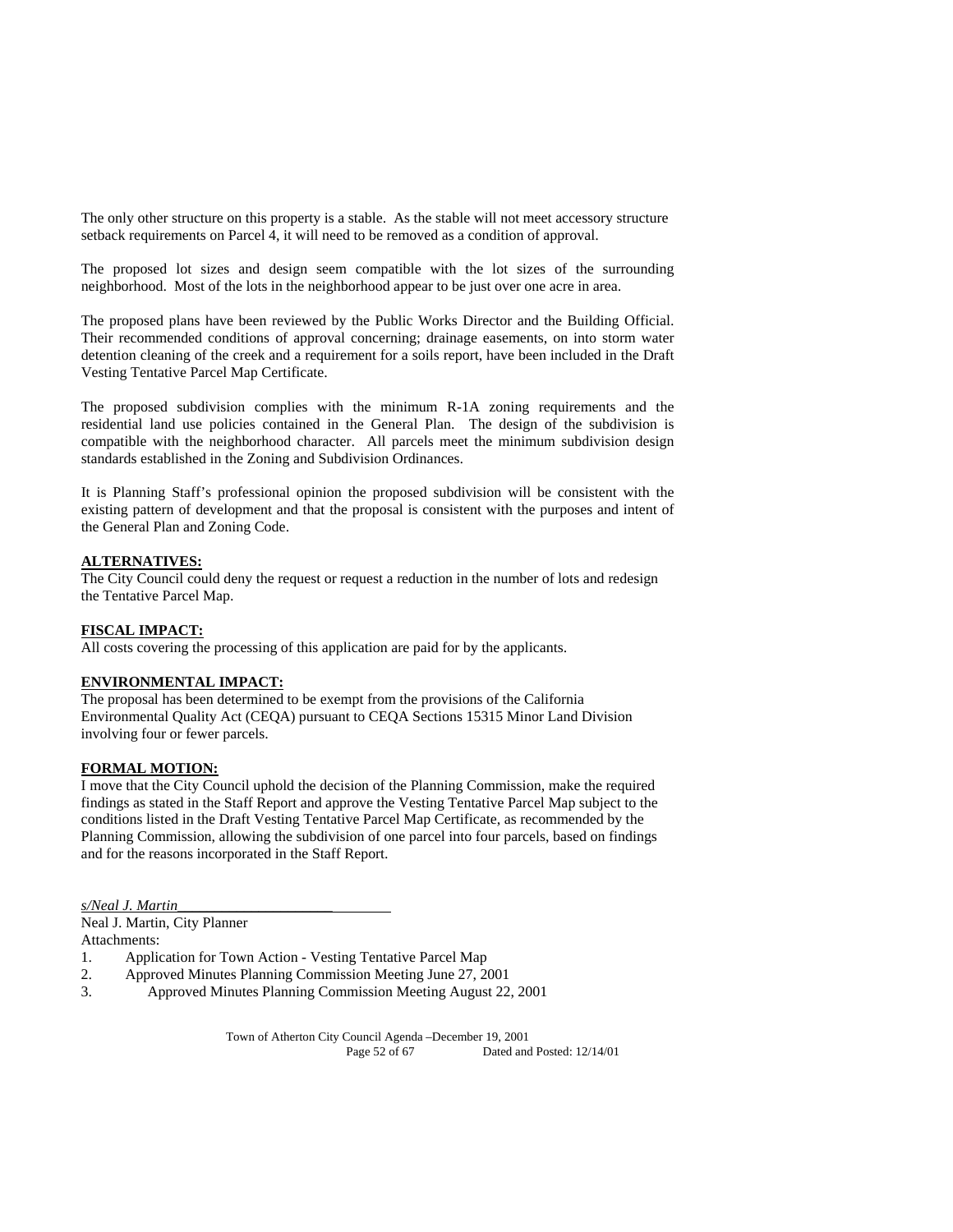The only other structure on this property is a stable. As the stable will not meet accessory structure setback requirements on Parcel 4, it will need to be removed as a condition of approval.

The proposed lot sizes and design seem compatible with the lot sizes of the surrounding neighborhood. Most of the lots in the neighborhood appear to be just over one acre in area.

The proposed plans have been reviewed by the Public Works Director and the Building Official. Their recommended conditions of approval concerning; drainage easements, on into storm water detention cleaning of the creek and a requirement for a soils report, have been included in the Draft Vesting Tentative Parcel Map Certificate.

The proposed subdivision complies with the minimum R-1A zoning requirements and the residential land use policies contained in the General Plan. The design of the subdivision is compatible with the neighborhood character. All parcels meet the minimum subdivision design standards established in the Zoning and Subdivision Ordinances.

It is Planning Staff's professional opinion the proposed subdivision will be consistent with the existing pattern of development and that the proposal is consistent with the purposes and intent of the General Plan and Zoning Code.

**ALTERNATIVES:**

The City Council could deny the request or request a reduction in the number of lots and redesign the Tentative Parcel Map.

**FISCAL IMPACT:**

All costs covering the processing of this application are paid for by the applicants.

**ENVIRONMENTAL IMPACT:**

The proposal has been determined to be exempt from the provisions of the California Environmental Quality Act (CEQA) pursuant to CEQA Sections 15315 Minor Land Division involving four or fewer parcels.

**FORMAL MOTION:**

I move that the City Council uphold the decision of the Planning Commission, make the required findings as stated in the Staff Report and approve the Vesting Tentative Parcel Map subject to the conditions listed in the Draft Vesting Tentative Parcel Map Certificate, as recommended by the Planning Commission, allowing the subdivision of one parcel into four parcels, based on findings and for the reasons incorporated in the Staff Report.

*s/Neal J. Martin*

Neal J. Martin, City Planner

Attachments:

1. Application for Town Action - Vesting Tentative Parcel Map
2. Approved Minutes Planning Commission Meeting June 27, 2001
3. Approved Minutes Planning Commission Meeting August 22, 2001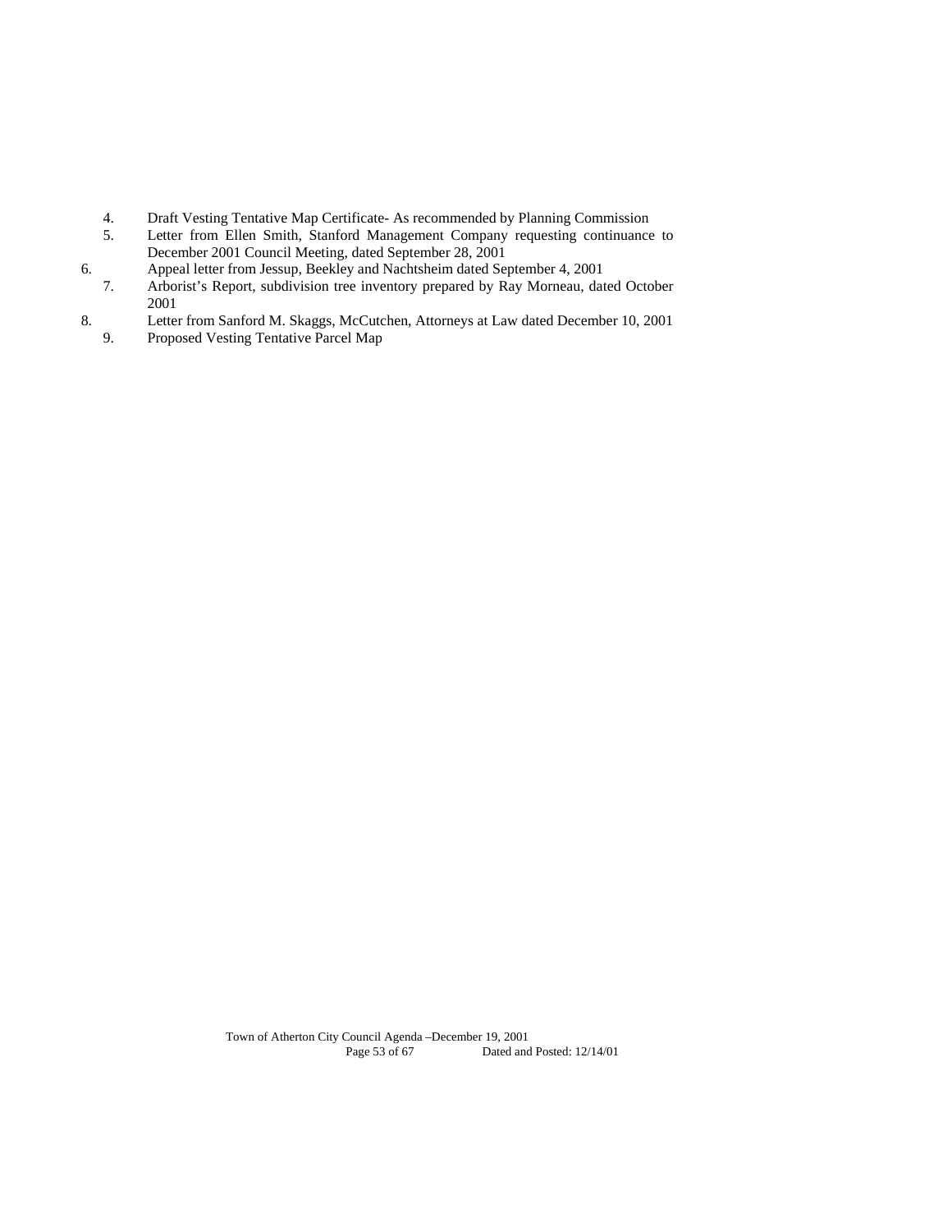4. Draft Vesting Tentative Map Certificate- As recommended by Planning Commission
5. Letter from Ellen Smith, Stanford Management Company requesting continuance to December 2001 Council Meeting, dated September 28, 2001
6. Appeal letter from Jessup, Beekley and Nachtsheim dated September 4, 2001
7. Arborist's Report, subdivision tree inventory prepared by Ray Morneau, dated October 2001
8. Letter from Sanford M. Skaggs, McCutchen, Attorneys at Law dated December 10, 2001
9. Proposed Vesting Tentative Parcel Map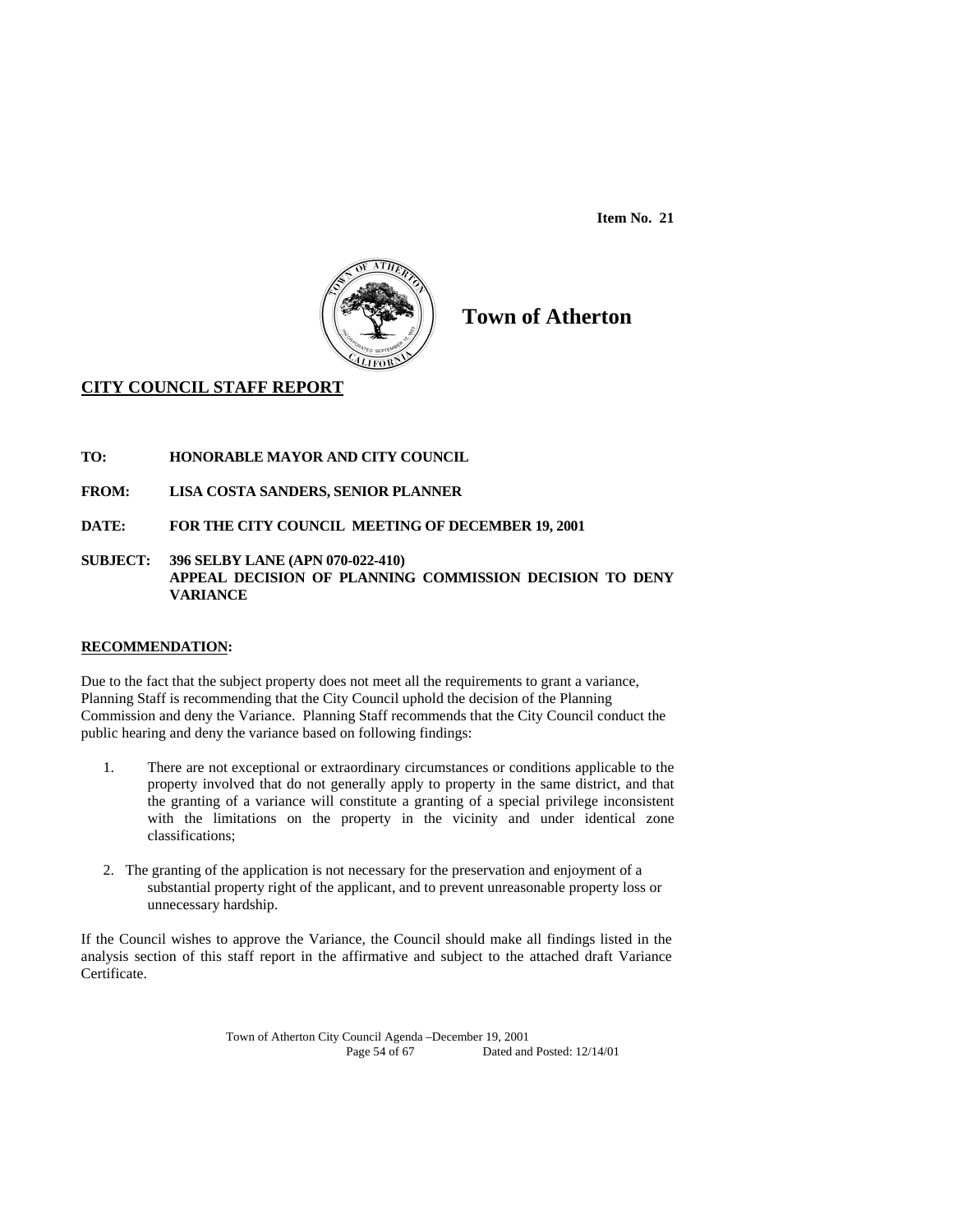**Item No. 21**

# Town of Atherton

## CITY COUNCIL STAFF REPORT

**TO:** HONORABLE MAYOR AND CITY COUNCIL

**FROM:** LISA COSTA SANDERS, SENIOR PLANNER

**DATE:** FOR THE CITY COUNCIL MEETING OF DECEMBER 19, 2001

**SUBJECT:** 396 SELBY LANE (APN 070-022-410)
APPEAL DECISION OF PLANNING COMMISSION DECISION TO DENY VARIANCE

### RECOMMENDATION:

Due to the fact that the subject property does not meet all the requirements to grant a variance, Planning Staff is recommending that the City Council uphold the decision of the Planning Commission and deny the Variance. Planning Staff recommends that the City Council conduct the public hearing and deny the variance based on following findings:

1. There are not exceptional or extraordinary circumstances or conditions applicable to the property involved that do not generally apply to property in the same district, and that the granting of a variance will constitute a granting of a special privilege inconsistent with the limitations on the property in the vicinity and under identical zone classifications;

2. The granting of the application is not necessary for the preservation and enjoyment of a substantial property right of the applicant, and to prevent unreasonable property loss or unnecessary hardship.

If the Council wishes to approve the Variance, the Council should make all findings listed in the analysis section of this staff report in the affirmative and subject to the attached draft Variance Certificate.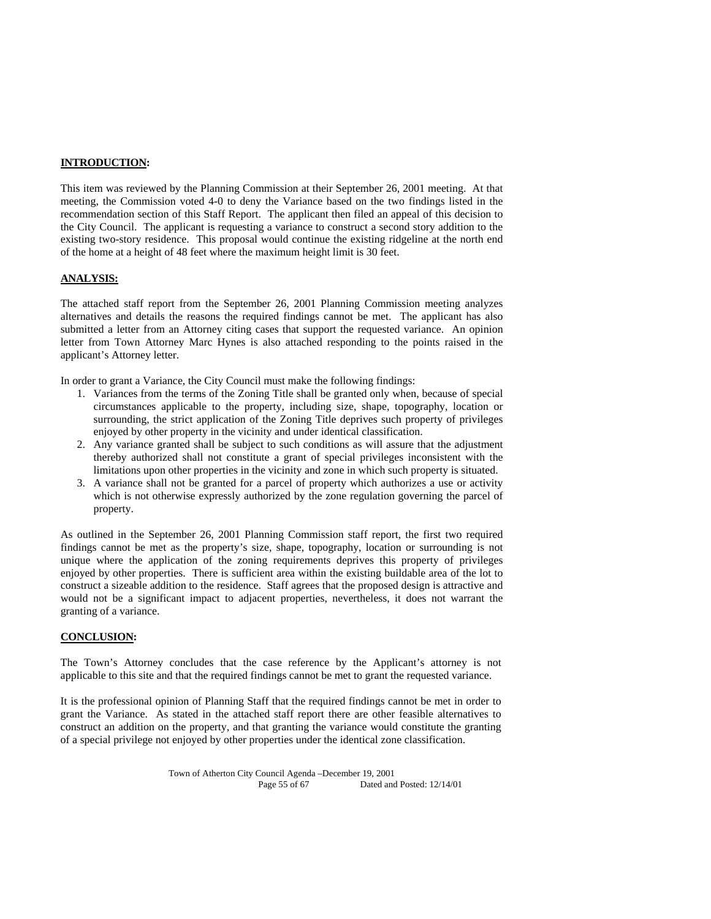**INTRODUCTION:**

This item was reviewed by the Planning Commission at their September 26, 2001 meeting. At that meeting, the Commission voted 4-0 to deny the Variance based on the two findings listed in the recommendation section of this Staff Report. The applicant then filed an appeal of this decision to the City Council. The applicant is requesting a variance to construct a second story addition to the existing two-story residence. This proposal would continue the existing ridgeline at the north end of the home at a height of 48 feet where the maximum height limit is 30 feet.

**ANALYSIS:**

The attached staff report from the September 26, 2001 Planning Commission meeting analyzes alternatives and details the reasons the required findings cannot be met. The applicant has also submitted a letter from an Attorney citing cases that support the requested variance. An opinion letter from Town Attorney Marc Hynes is also attached responding to the points raised in the applicant's Attorney letter.

In order to grant a Variance, the City Council must make the following findings:

1. Variances from the terms of the Zoning Title shall be granted only when, because of special circumstances applicable to the property, including size, shape, topography, location or surrounding, the strict application of the Zoning Title deprives such property of privileges enjoyed by other property in the vicinity and under identical classification.
2. Any variance granted shall be subject to such conditions as will assure that the adjustment thereby authorized shall not constitute a grant of special privileges inconsistent with the limitations upon other properties in the vicinity and zone in which such property is situated.
3. A variance shall not be granted for a parcel of property which authorizes a use or activity which is not otherwise expressly authorized by the zone regulation governing the parcel of property.

As outlined in the September 26, 2001 Planning Commission staff report, the first two required findings cannot be met as the property's size, shape, topography, location or surrounding is not unique where the application of the zoning requirements deprives this property of privileges enjoyed by other properties. There is sufficient area within the existing buildable area of the lot to construct a sizeable addition to the residence. Staff agrees that the proposed design is attractive and would not be a significant impact to adjacent properties, nevertheless, it does not warrant the granting of a variance.

**CONCLUSION:**

The Town's Attorney concludes that the case reference by the Applicant's attorney is not applicable to this site and that the required findings cannot be met to grant the requested variance.

It is the professional opinion of Planning Staff that the required findings cannot be met in order to grant the Variance. As stated in the attached staff report there are other feasible alternatives to construct an addition on the property, and that granting the variance would constitute the granting of a special privilege not enjoyed by other properties under the identical zone classification.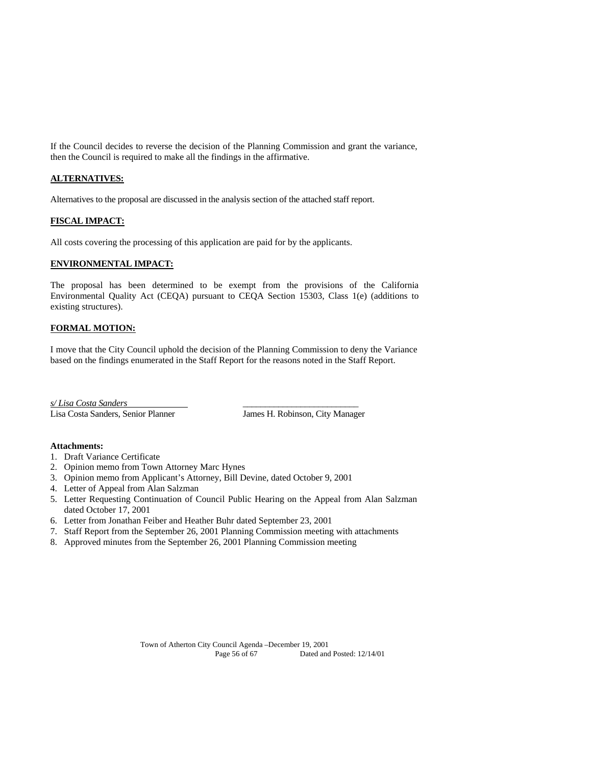If the Council decides to reverse the decision of the Planning Commission and grant the variance, then the Council is required to make all the findings in the affirmative.

**ALTERNATIVES:**

Alternatives to the proposal are discussed in the analysis section of the attached staff report.

**FISCAL IMPACT:**

All costs covering the processing of this application are paid for by the applicants.

**ENVIRONMENTAL IMPACT:**

The proposal has been determined to be exempt from the provisions of the California Environmental Quality Act (CEQA) pursuant to CEQA Section 15303, Class 1(e) (additions to existing structures).

**FORMAL MOTION:**

I move that the City Council uphold the decision of the Planning Commission to deny the Variance based on the findings enumerated in the Staff Report for the reasons noted in the Staff Report.

*s/ Lisa Costa Sanders*
Lisa Costa Sanders, Senior Planner

\_\_\_\_\_\_\_\_\_\_\_\_\_\_\_\_\_\_\_\_\_\_\_\_\_\_
James H. Robinson, City Manager

**Attachments:**

1. Draft Variance Certificate
2. Opinion memo from Town Attorney Marc Hynes
3. Opinion memo from Applicant's Attorney, Bill Devine, dated October 9, 2001
4. Letter of Appeal from Alan Salzman
5. Letter Requesting Continuation of Council Public Hearing on the Appeal from Alan Salzman dated October 17, 2001
6. Letter from Jonathan Feiber and Heather Buhr dated September 23, 2001
7. Staff Report from the September 26, 2001 Planning Commission meeting with attachments
8. Approved minutes from the September 26, 2001 Planning Commission meeting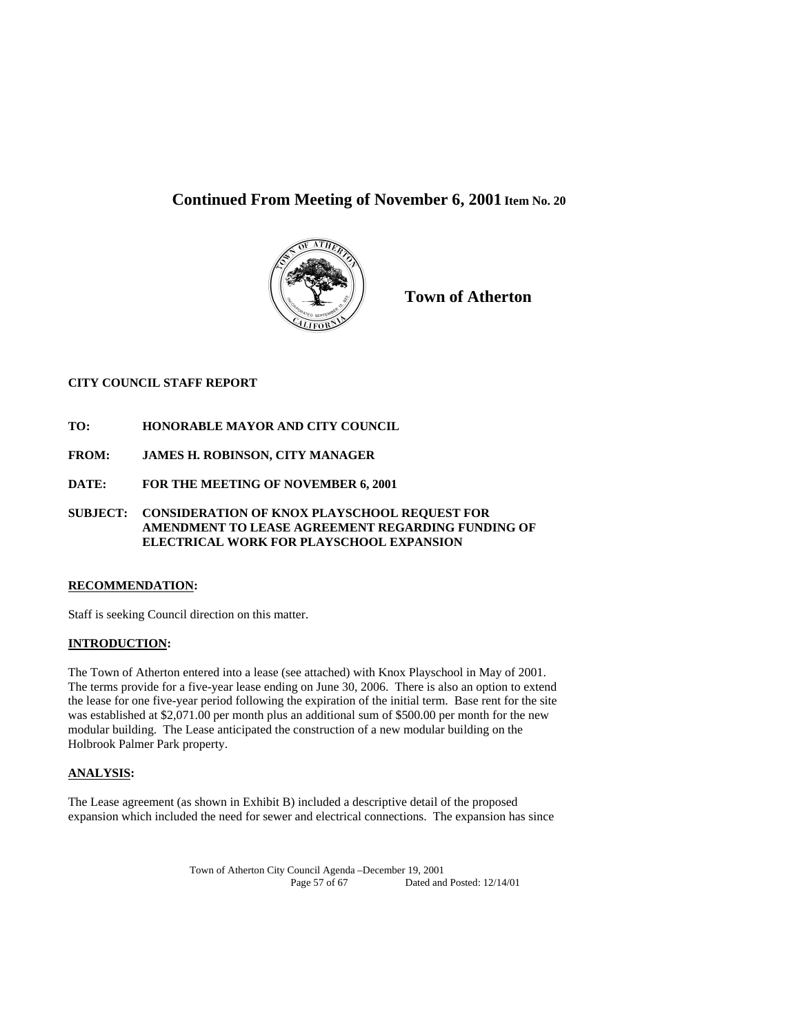**Continued From Meeting of November 6, 2001** **Item No. 20**

**Town of Atherton**

**CITY COUNCIL STAFF REPORT**

**TO: HONORABLE MAYOR AND CITY COUNCIL**

**FROM: JAMES H. ROBINSON, CITY MANAGER**

**DATE: FOR THE MEETING OF NOVEMBER 6, 2001**

**SUBJECT: CONSIDERATION OF KNOX PLAYSCHOOL REQUEST FOR AMENDMENT TO LEASE AGREEMENT REGARDING FUNDING OF ELECTRICAL WORK FOR PLAYSCHOOL EXPANSION**

**RECOMMENDATION:**

Staff is seeking Council direction on this matter.

**INTRODUCTION:**

The Town of Atherton entered into a lease (see attached) with Knox Playschool in May of 2001. The terms provide for a five-year lease ending on June 30, 2006. There is also an option to extend the lease for one five-year period following the expiration of the initial term. Base rent for the site was established at $2,071.00 per month plus an additional sum of $500.00 per month for the new modular building. The Lease anticipated the construction of a new modular building on the Holbrook Palmer Park property.

**ANALYSIS:**

The Lease agreement (as shown in Exhibit B) included a descriptive detail of the proposed expansion which included the need for sewer and electrical connections. The expansion has since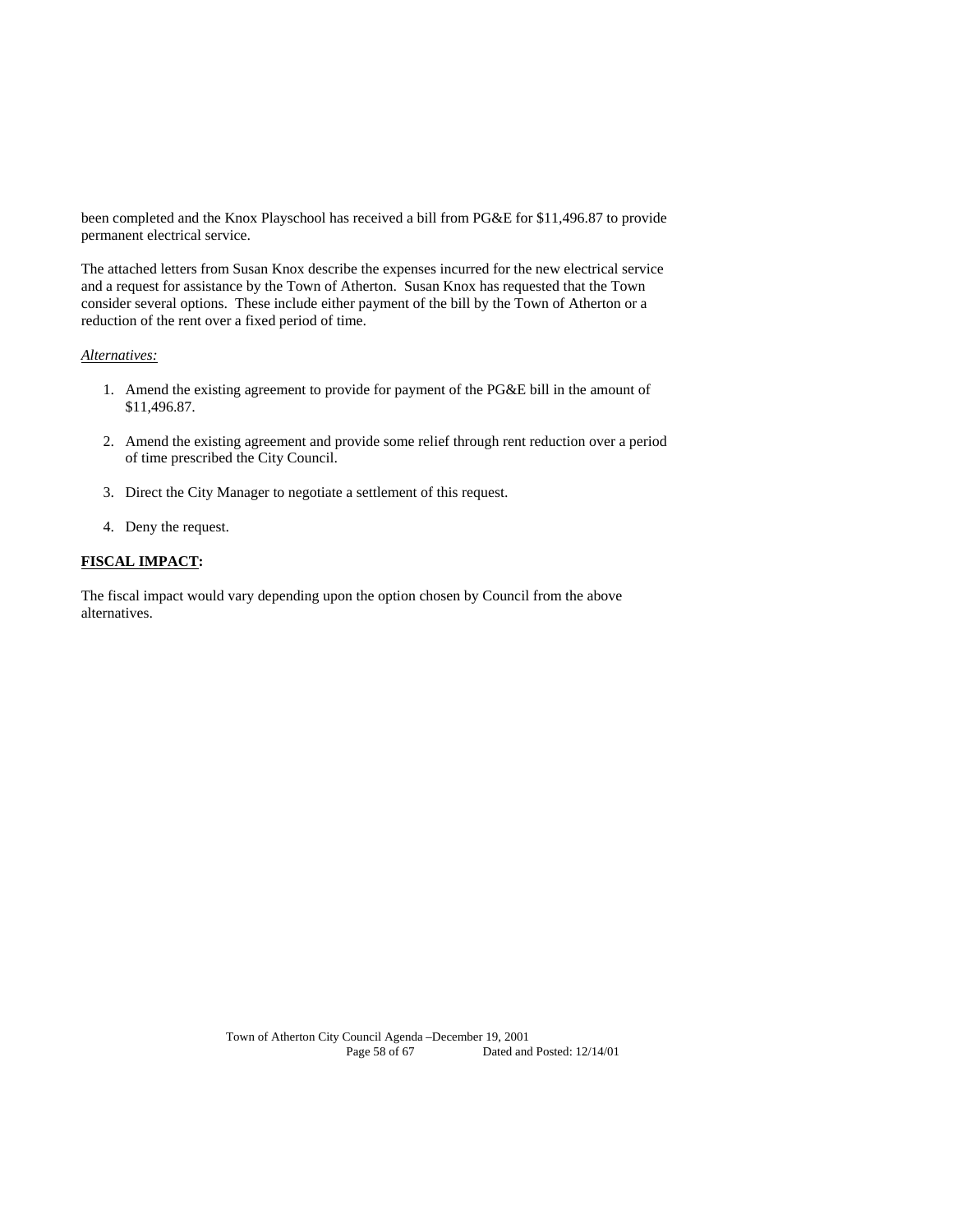been completed and the Knox Playschool has received a bill from PG&E for $11,496.87 to provide permanent electrical service.

The attached letters from Susan Knox describe the expenses incurred for the new electrical service and a request for assistance by the Town of Atherton. Susan Knox has requested that the Town consider several options. These include either payment of the bill by the Town of Atherton or a reduction of the rent over a fixed period of time.

*Alternatives:*

1. Amend the existing agreement to provide for payment of the PG&E bill in the amount of $11,496.87.
2. Amend the existing agreement and provide some relief through rent reduction over a period of time prescribed the City Council.
3. Direct the City Manager to negotiate a settlement of this request.
4. Deny the request.

**FISCAL IMPACT:**

The fiscal impact would vary depending upon the option chosen by Council from the above alternatives.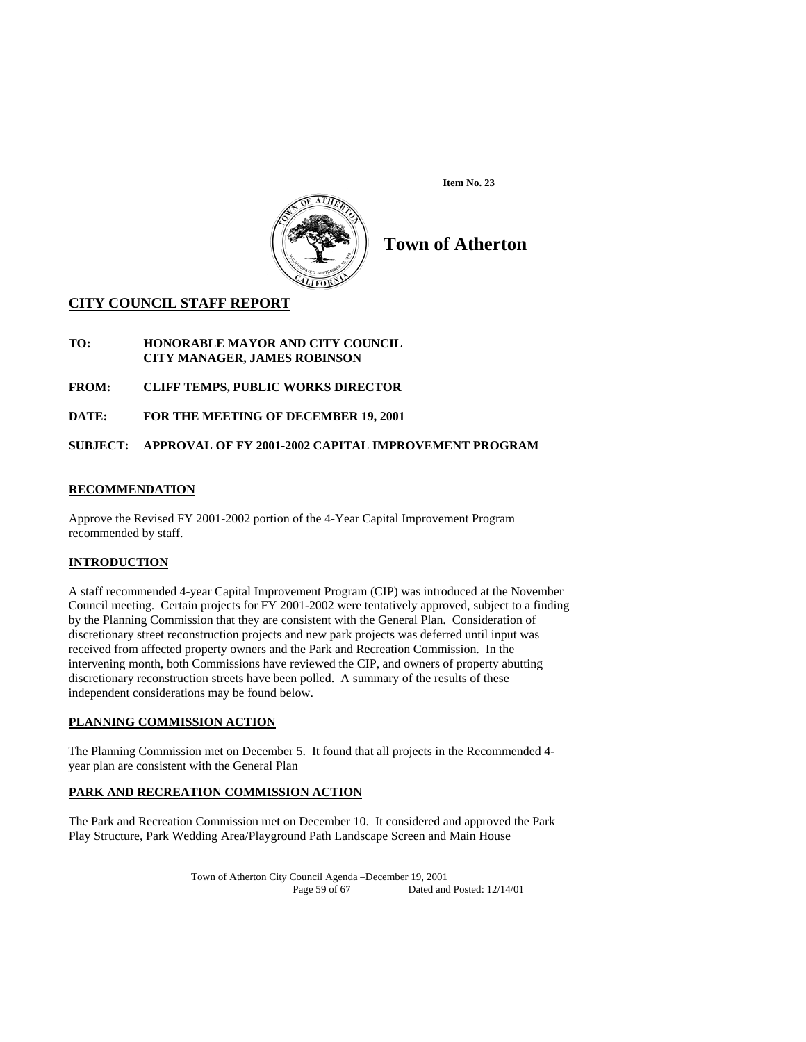**Item No. 23**

# Town of Atherton

## CITY COUNCIL STAFF REPORT

**TO:** **HONORABLE MAYOR AND CITY COUNCIL**
**CITY MANAGER, JAMES ROBINSON**

**FROM:** **CLIFF TEMPS, PUBLIC WORKS DIRECTOR**

**DATE:** **FOR THE MEETING OF DECEMBER 19, 2001**

**SUBJECT:** **APPROVAL OF FY 2001-2002 CAPITAL IMPROVEMENT PROGRAM**

### RECOMMENDATION

Approve the Revised FY 2001-2002 portion of the 4-Year Capital Improvement Program recommended by staff.

### INTRODUCTION

A staff recommended 4-year Capital Improvement Program (CIP) was introduced at the November Council meeting. Certain projects for FY 2001-2002 were tentatively approved, subject to a finding by the Planning Commission that they are consistent with the General Plan. Consideration of discretionary street reconstruction projects and new park projects was deferred until input was received from affected property owners and the Park and Recreation Commission. In the intervening month, both Commissions have reviewed the CIP, and owners of property abutting discretionary reconstruction streets have been polled. A summary of the results of these independent considerations may be found below.

### PLANNING COMMISSION ACTION

The Planning Commission met on December 5. It found that all projects in the Recommended 4-year plan are consistent with the General Plan

### PARK AND RECREATION COMMISSION ACTION

The Park and Recreation Commission met on December 10. It considered and approved the Park Play Structure, Park Wedding Area/Playground Path Landscape Screen and Main House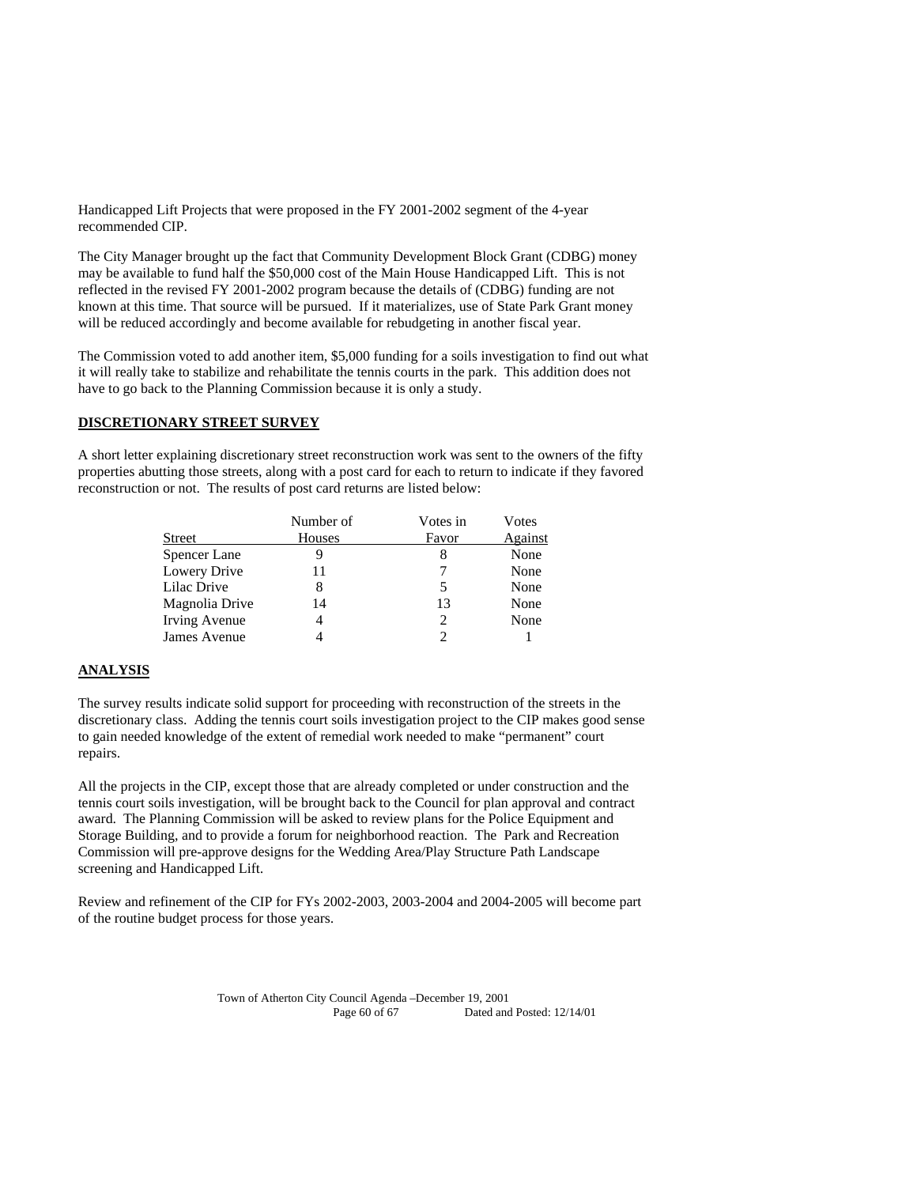Handicapped Lift Projects that were proposed in the FY 2001-2002 segment of the 4-year recommended CIP.

The City Manager brought up the fact that Community Development Block Grant (CDBG) money may be available to fund half the $50,000 cost of the Main House Handicapped Lift. This is not reflected in the revised FY 2001-2002 program because the details of (CDBG) funding are not known at this time. That source will be pursued. If it materializes, use of State Park Grant money will be reduced accordingly and become available for rebudgeting in another fiscal year.

The Commission voted to add another item, $5,000 funding for a soils investigation to find out what it will really take to stabilize and rehabilitate the tennis courts in the park. This addition does not have to go back to the Planning Commission because it is only a study.

## DISCRETIONARY STREET SURVEY

A short letter explaining discretionary street reconstruction work was sent to the owners of the fifty properties abutting those streets, along with a post card for each to return to indicate if they favored reconstruction or not. The results of post card returns are listed below:

| Street | Number of Houses | Votes in Favor | Votes Against |
|---|---|---|---|
| Spencer Lane | 9 | 8 | None |
| Lowery Drive | 11 | 7 | None |
| Lilac Drive | 8 | 5 | None |
| Magnolia Drive | 14 | 13 | None |
| Irving Avenue | 4 | 2 | None |
| James Avenue | 4 | 2 | 1 |

## ANALYSIS

The survey results indicate solid support for proceeding with reconstruction of the streets in the discretionary class. Adding the tennis court soils investigation project to the CIP makes good sense to gain needed knowledge of the extent of remedial work needed to make "permanent" court repairs.

All the projects in the CIP, except those that are already completed or under construction and the tennis court soils investigation, will be brought back to the Council for plan approval and contract award. The Planning Commission will be asked to review plans for the Police Equipment and Storage Building, and to provide a forum for neighborhood reaction. The Park and Recreation Commission will pre-approve designs for the Wedding Area/Play Structure Path Landscape screening and Handicapped Lift.

Review and refinement of the CIP for FYs 2002-2003, 2003-2004 and 2004-2005 will become part of the routine budget process for those years.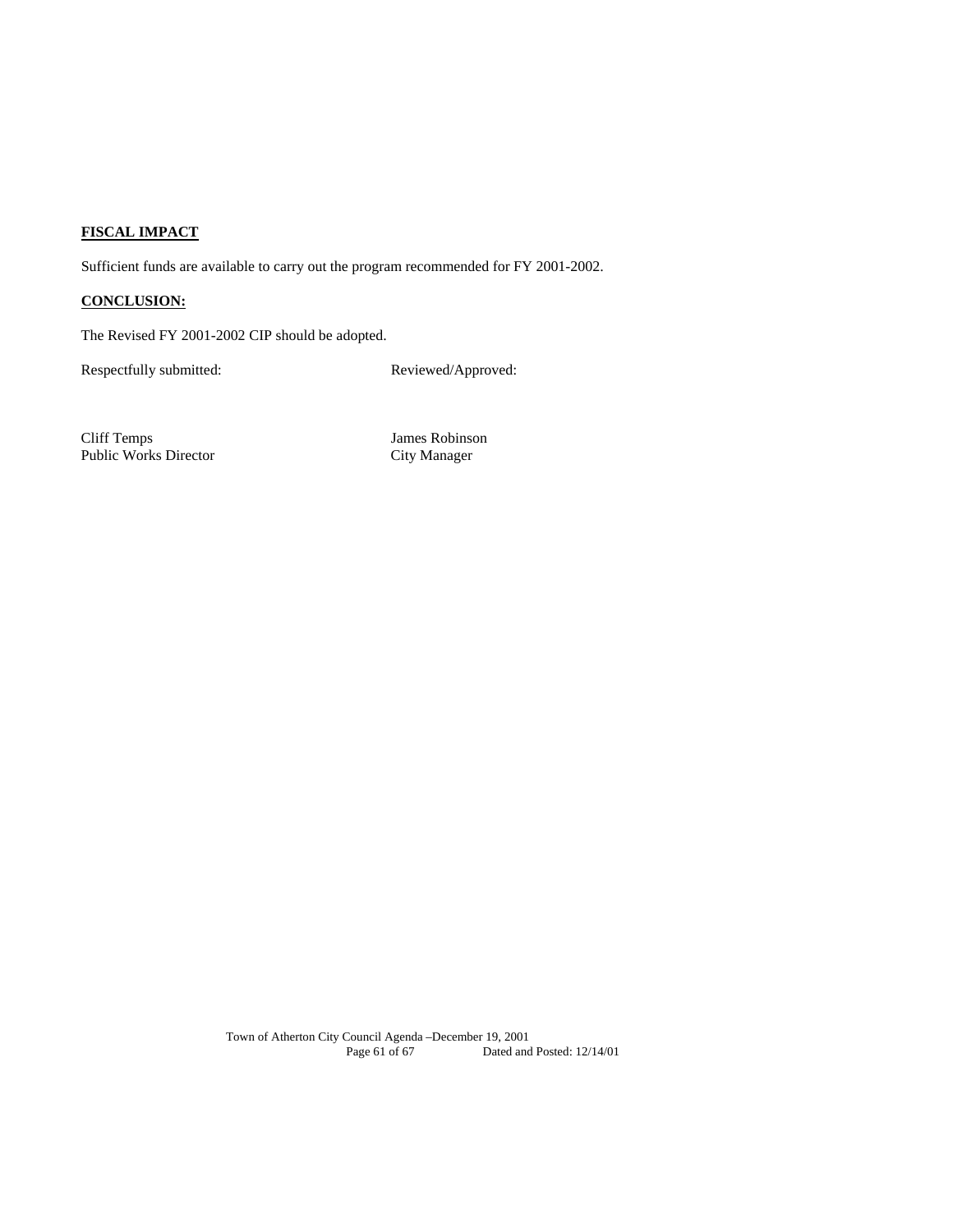**FISCAL IMPACT**

Sufficient funds are available to carry out the program recommended for FY 2001-2002.

**CONCLUSION:**

The Revised FY 2001-2002 CIP should be adopted.

| Respectfully submitted: | Reviewed/Approved: |
|---|---|
| Cliff Temps<br>Public Works Director | James Robinson<br>City Manager |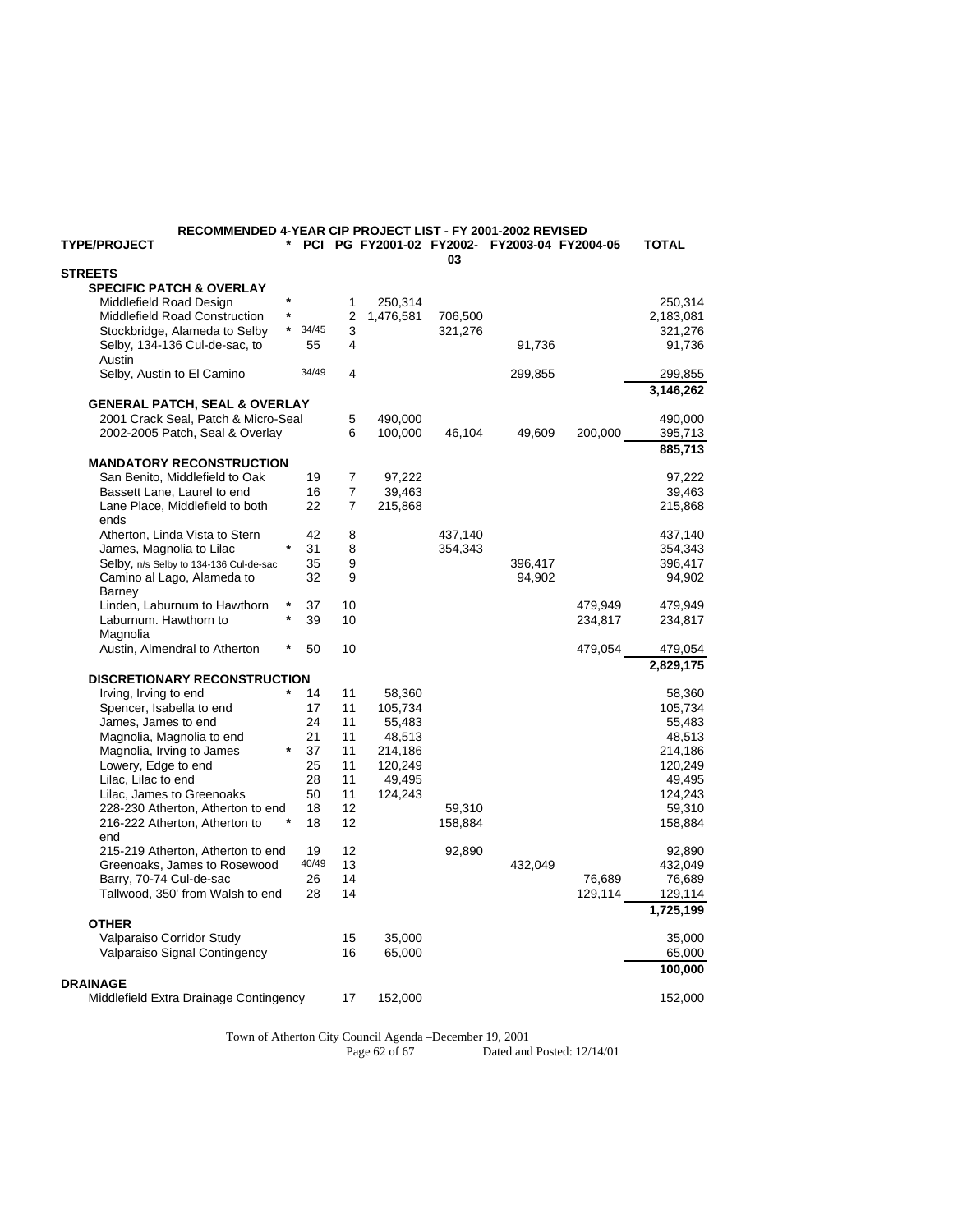## RECOMMENDED 4-YEAR CIP PROJECT LIST - FY 2001-2002 REVISED

| TYPE/PROJECT | * | PCI | PG | FY2001-02 | FY2002-03 | FY2003-04 | FY2004-05 | TOTAL |
|---|---|---|---|---|---|---|---|---|
| **STREETS** | | | | | | | | |
| **SPECIFIC PATCH & OVERLAY** | | | | | | | | |
| Middlefield Road Design | * | | 1 | 250,314 | | | | 250,314 |
| Middlefield Road Construction | * | | 2 | 1,476,581 | 706,500 | | | 2,183,081 |
| Stockbridge, Alameda to Selby | * | 34/45 | 3 | | 321,276 | | | 321,276 |
| Selby, 134-136 Cul-de-sac, to Austin | | 55 | 4 | | | 91,736 | | 91,736 |
| Selby, Austin to El Camino | | 34/49 | 4 | | | 299,855 | | 299,855 |
| | | | | | | | | **3,146,262** |
| **GENERAL PATCH, SEAL & OVERLAY** | | | | | | | | |
| 2001 Crack Seal, Patch & Micro-Seal | | | 5 | 490,000 | | | | 490,000 |
| 2002-2005 Patch, Seal & Overlay | | | 6 | 100,000 | 46,104 | 49,609 | 200,000 | 395,713 |
| | | | | | | | | **885,713** |
| **MANDATORY RECONSTRUCTION** | | | | | | | | |
| San Benito, Middlefield to Oak | | 19 | 7 | 97,222 | | | | 97,222 |
| Bassett Lane, Laurel to end | | 16 | 7 | 39,463 | | | | 39,463 |
| Lane Place, Middlefield to both ends | | 22 | 7 | 215,868 | | | | 215,868 |
| Atherton, Linda Vista to Stern | | 42 | 8 | | 437,140 | | | 437,140 |
| James, Magnolia to Lilac | * | 31 | 8 | | 354,343 | | | 354,343 |
| Selby, n/s Selby to 134-136 Cul-de-sac | | 35 | 9 | | | 396,417 | | 396,417 |
| Camino al Lago, Alameda to Barney | | 32 | 9 | | | 94,902 | | 94,902 |
| Linden, Laburnum to Hawthorn | * | 37 | 10 | | | | 479,949 | 479,949 |
| Laburnum. Hawthorn to Magnolia | * | 39 | 10 | | | | 234,817 | 234,817 |
| Austin, Almendral to Atherton | * | 50 | 10 | | | | 479,054 | 479,054 |
| | | | | | | | | **2,829,175** |
| **DISCRETIONARY RECONSTRUCTION** | | | | | | | | |
| Irving, Irving to end | * | 14 | 11 | 58,360 | | | | 58,360 |
| Spencer, Isabella to end | | 17 | 11 | 105,734 | | | | 105,734 |
| James, James to end | | 24 | 11 | 55,483 | | | | 55,483 |
| Magnolia, Magnolia to end | | 21 | 11 | 48,513 | | | | 48,513 |
| Magnolia, Irving to James | * | 37 | 11 | 214,186 | | | | 214,186 |
| Lowery, Edge to end | | 25 | 11 | 120,249 | | | | 120,249 |
| Lilac, Lilac to end | | 28 | 11 | 49,495 | | | | 49,495 |
| Lilac, James to Greenoaks | | 50 | 11 | 124,243 | | | | 124,243 |
| 228-230 Atherton, Atherton to end | | 18 | 12 | | 59,310 | | | 59,310 |
| 216-222 Atherton, Atherton to end | * | 18 | 12 | | 158,884 | | | 158,884 |
| 215-219 Atherton, Atherton to end | | 19 | 12 | | 92,890 | | | 92,890 |
| Greenoaks, James to Rosewood | | 40/49 | 13 | | | 432,049 | | 432,049 |
| Barry, 70-74 Cul-de-sac | | 26 | 14 | | | | 76,689 | 76,689 |
| Tallwood, 350' from Walsh to end | | 28 | 14 | | | | 129,114 | 129,114 |
| | | | | | | | | **1,725,199** |
| **OTHER** | | | | | | | | |
| Valparaiso Corridor Study | | | 15 | 35,000 | | | | 35,000 |
| Valparaiso Signal Contingency | | | 16 | 65,000 | | | | 65,000 |
| | | | | | | | | **100,000** |
| **DRAINAGE** | | | | | | | | |
| Middlefield Extra Drainage Contingency | | | 17 | 152,000 | | | | 152,000 |

Town of Atherton City Council Agenda –December 19, 2001
Dated and Posted: 12/14/01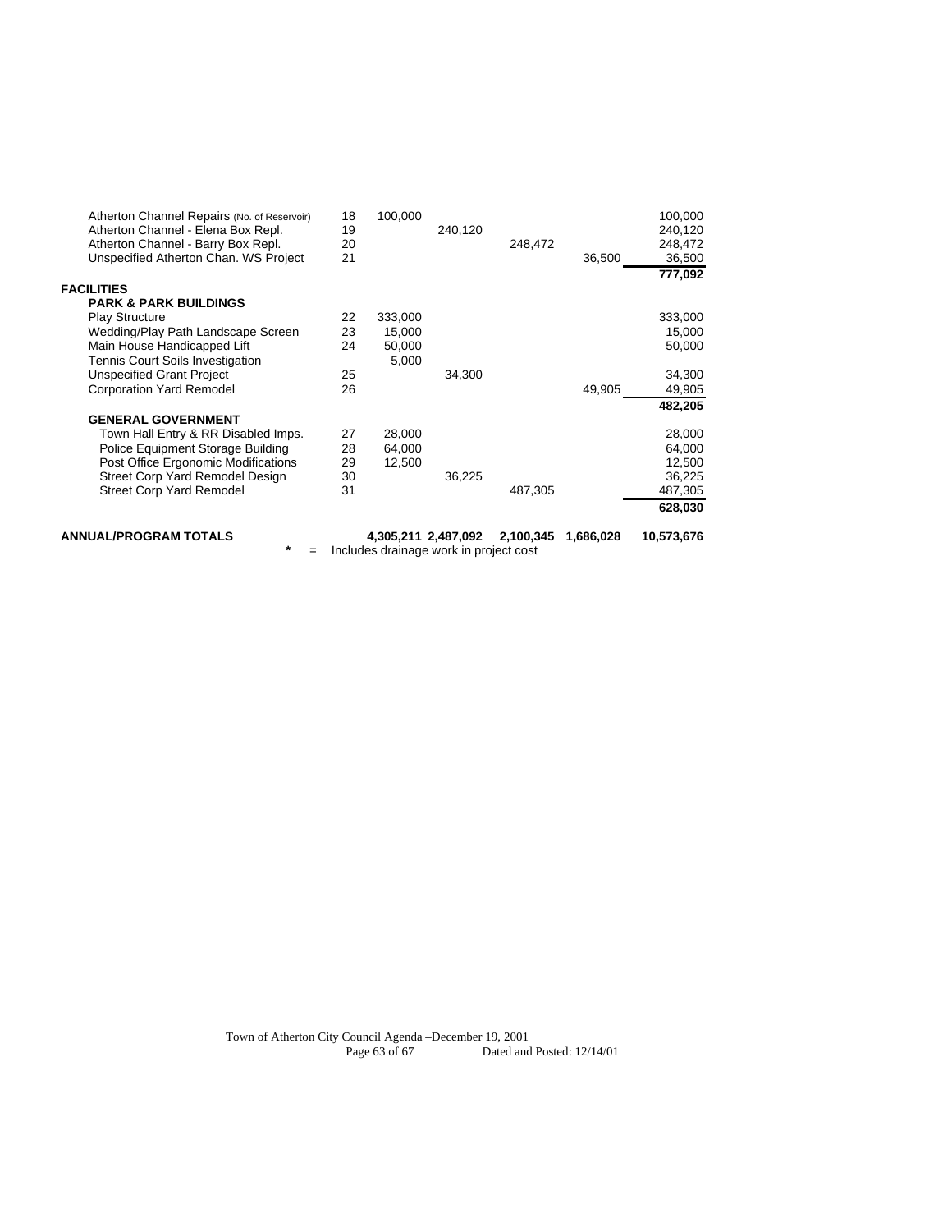| | | | | | | |
|---|---|---|---|---|---|---|
| Atherton Channel Repairs (No. of Reservoir) | 18 | 100,000 | | | | 100,000 |
| Atherton Channel - Elena Box Repl. | 19 | | 240,120 | | | 240,120 |
| Atherton Channel - Barry Box Repl. | 20 | | | 248,472 | | 248,472 |
| Unspecified Atherton Chan. WS Project | 21 | | | | 36,500 | 36,500 |
| | | | | | | **777,092** |
| **FACILITIES** | | | | | | |
| **PARK & PARK BUILDINGS** | | | | | | |
| Play Structure | 22 | 333,000 | | | | 333,000 |
| Wedding/Play Path Landscape Screen | 23 | 15,000 | | | | 15,000 |
| Main House Handicapped Lift | 24 | 50,000 | | | | 50,000 |
| Tennis Court Soils Investigation | | 5,000 | | | | |
| Unspecified Grant Project | 25 | | 34,300 | | | 34,300 |
| Corporation Yard Remodel | 26 | | | | 49,905 | 49,905 |
| | | | | | | **482,205** |
| **GENERAL GOVERNMENT** | | | | | | |
| Town Hall Entry & RR Disabled Imps. | 27 | 28,000 | | | | 28,000 |
| Police Equipment Storage Building | 28 | 64,000 | | | | 64,000 |
| Post Office Ergonomic Modifications | 29 | 12,500 | | | | 12,500 |
| Street Corp Yard Remodel Design | 30 | | 36,225 | | | 36,225 |
| Street Corp Yard Remodel | 31 | | | 487,305 | | 487,305 |
| | | | | | | **628,030** |
| **ANNUAL/PROGRAM TOTALS** | | **4,305,211** | **2,487,092** | **2,100,345** | **1,686,028** | **10,573,676** |

* = Includes drainage work in project cost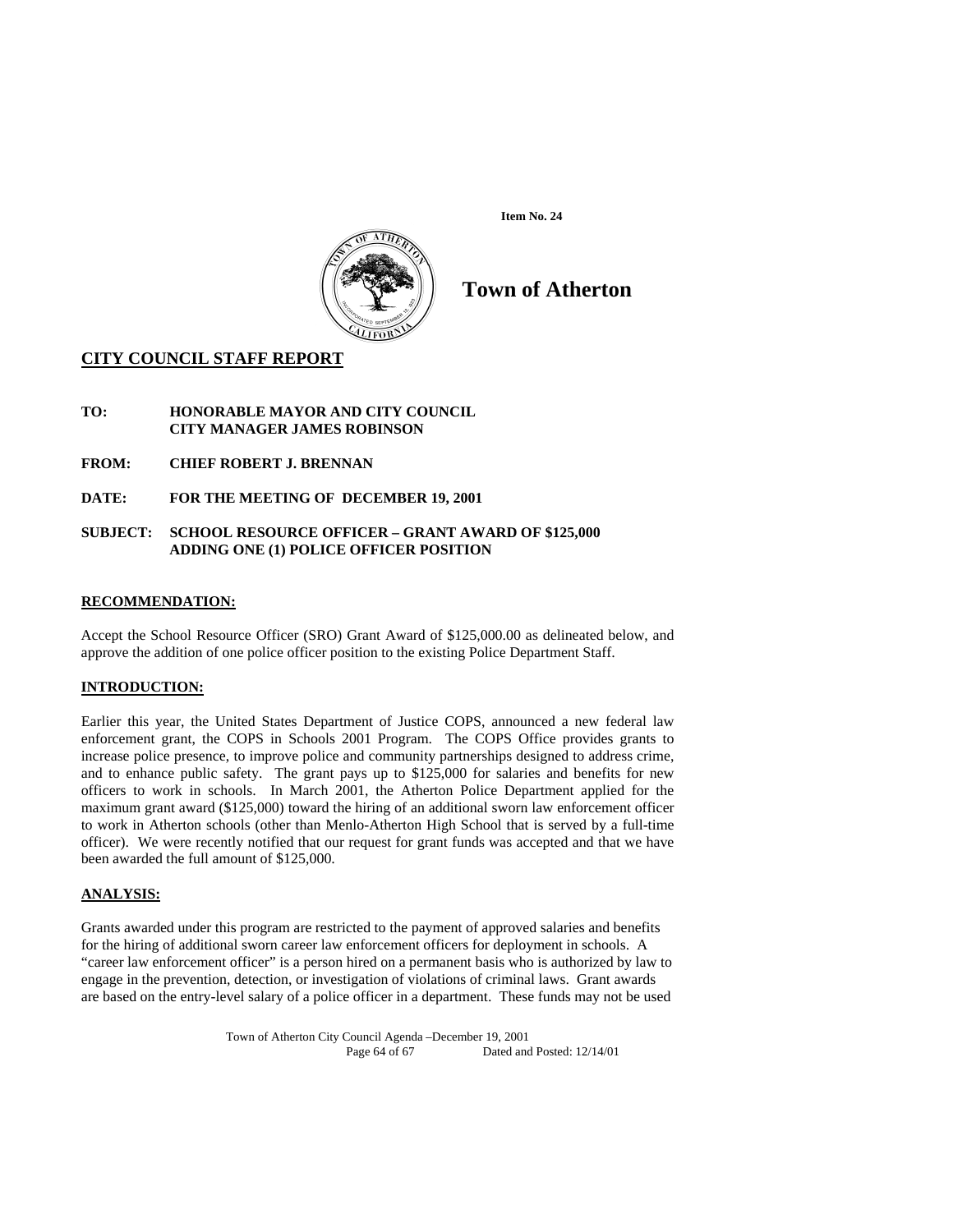Item No. 24

# Town of Atherton

## CITY COUNCIL STAFF REPORT

**TO:** HONORABLE MAYOR AND CITY COUNCIL
CITY MANAGER JAMES ROBINSON

**FROM:** CHIEF ROBERT J. BRENNAN

**DATE:** FOR THE MEETING OF DECEMBER 19, 2001

**SUBJECT:** SCHOOL RESOURCE OFFICER – GRANT AWARD OF $125,000
ADDING ONE (1) POLICE OFFICER POSITION

### RECOMMENDATION:

Accept the School Resource Officer (SRO) Grant Award of $125,000.00 as delineated below, and approve the addition of one police officer position to the existing Police Department Staff.

### INTRODUCTION:

Earlier this year, the United States Department of Justice COPS, announced a new federal law enforcement grant, the COPS in Schools 2001 Program. The COPS Office provides grants to increase police presence, to improve police and community partnerships designed to address crime, and to enhance public safety. The grant pays up to $125,000 for salaries and benefits for new officers to work in schools. In March 2001, the Atherton Police Department applied for the maximum grant award ($125,000) toward the hiring of an additional sworn law enforcement officer to work in Atherton schools (other than Menlo-Atherton High School that is served by a full-time officer). We were recently notified that our request for grant funds was accepted and that we have been awarded the full amount of $125,000.

### ANALYSIS:

Grants awarded under this program are restricted to the payment of approved salaries and benefits for the hiring of additional sworn career law enforcement officers for deployment in schools. A "career law enforcement officer" is a person hired on a permanent basis who is authorized by law to engage in the prevention, detection, or investigation of violations of criminal laws. Grant awards are based on the entry-level salary of a police officer in a department. These funds may not be used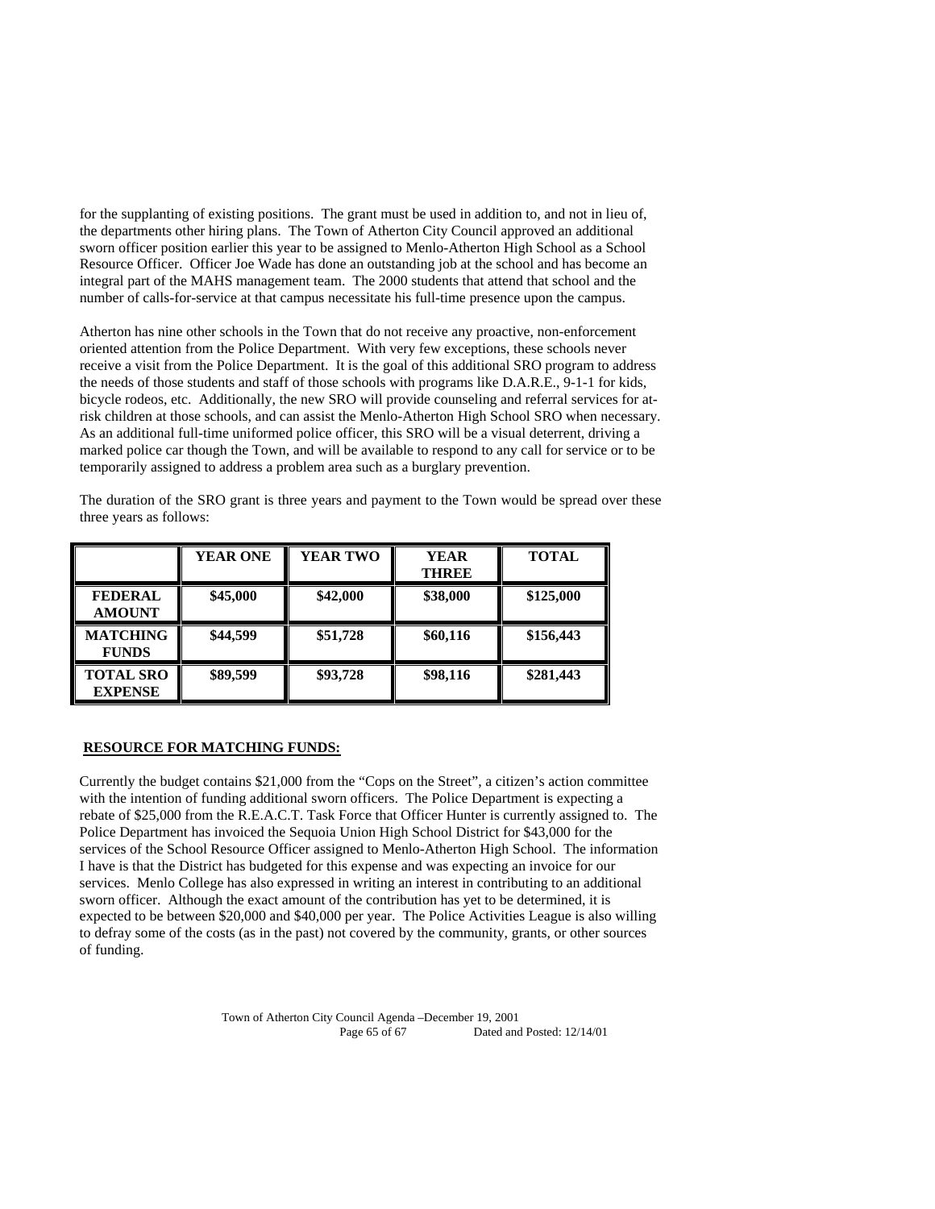for the supplanting of existing positions. The grant must be used in addition to, and not in lieu of, the departments other hiring plans. The Town of Atherton City Council approved an additional sworn officer position earlier this year to be assigned to Menlo-Atherton High School as a School Resource Officer. Officer Joe Wade has done an outstanding job at the school and has become an integral part of the MAHS management team. The 2000 students that attend that school and the number of calls-for-service at that campus necessitate his full-time presence upon the campus.

Atherton has nine other schools in the Town that do not receive any proactive, non-enforcement oriented attention from the Police Department. With very few exceptions, these schools never receive a visit from the Police Department. It is the goal of this additional SRO program to address the needs of those students and staff of those schools with programs like D.A.R.E., 9-1-1 for kids, bicycle rodeos, etc. Additionally, the new SRO will provide counseling and referral services for at-risk children at those schools, and can assist the Menlo-Atherton High School SRO when necessary. As an additional full-time uniformed police officer, this SRO will be a visual deterrent, driving a marked police car though the Town, and will be available to respond to any call for service or to be temporarily assigned to address a problem area such as a burglary prevention.

The duration of the SRO grant is three years and payment to the Town would be spread over these three years as follows:

| | **YEAR ONE** | **YEAR TWO** | **YEAR THREE** | **TOTAL** |
|---|---|---|---|---|
| **FEDERAL AMOUNT** | **$45,000** | **$42,000** | **$38,000** | **$125,000** |
| **MATCHING FUNDS** | **$44,599** | **$51,728** | **$60,116** | **$156,443** |
| **TOTAL SRO EXPENSE** | **$89,599** | **$93,728** | **$98,116** | **$281,443** |

**RESOURCE FOR MATCHING FUNDS:**

Currently the budget contains $21,000 from the "Cops on the Street", a citizen's action committee with the intention of funding additional sworn officers. The Police Department is expecting a rebate of $25,000 from the R.E.A.C.T. Task Force that Officer Hunter is currently assigned to. The Police Department has invoiced the Sequoia Union High School District for $43,000 for the services of the School Resource Officer assigned to Menlo-Atherton High School. The information I have is that the District has budgeted for this expense and was expecting an invoice for our services. Menlo College has also expressed in writing an interest in contributing to an additional sworn officer. Although the exact amount of the contribution has yet to be determined, it is expected to be between $20,000 and $40,000 per year. The Police Activities League is also willing to defray some of the costs (as in the past) not covered by the community, grants, or other sources of funding.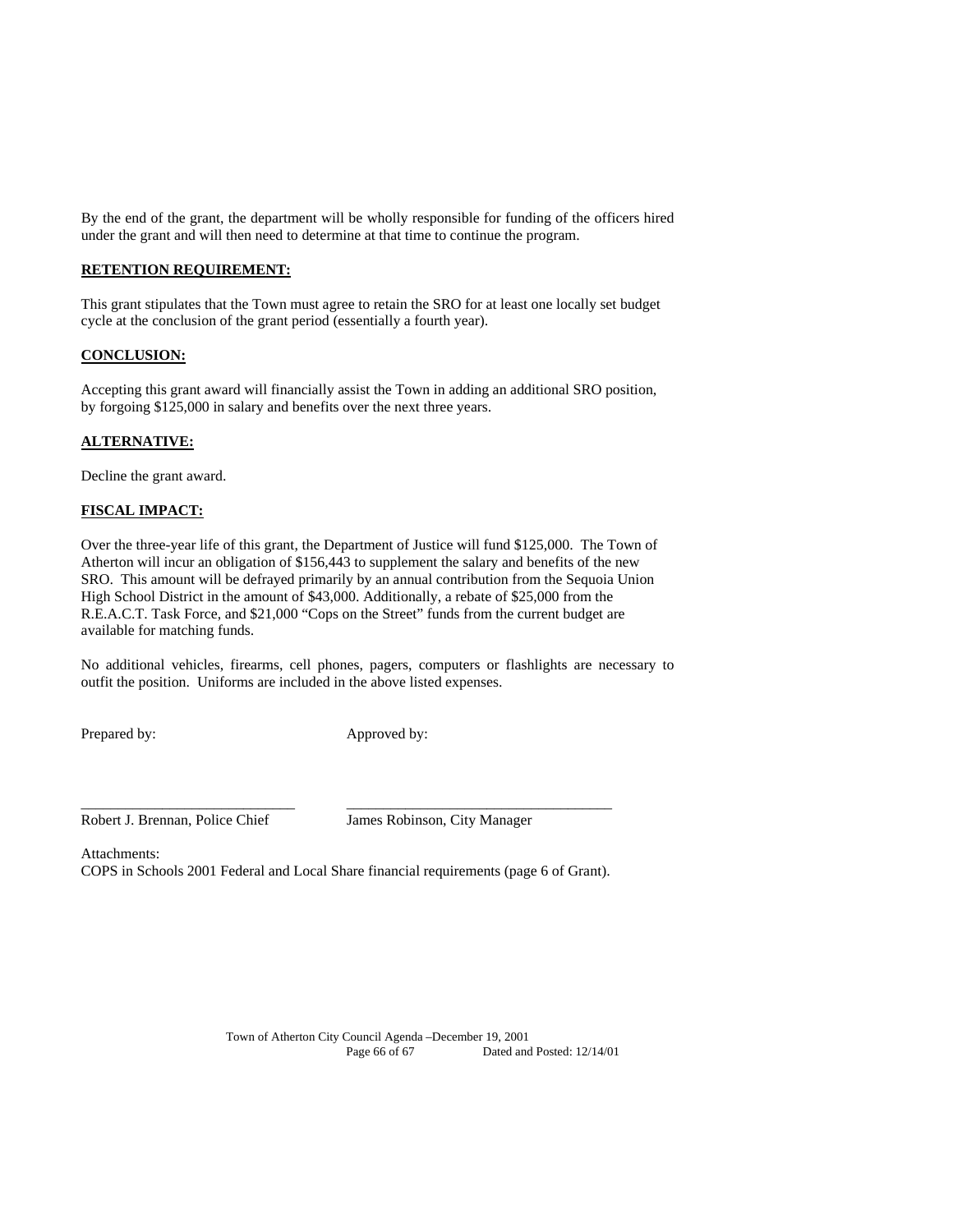By the end of the grant, the department will be wholly responsible for funding of the officers hired under the grant and will then need to determine at that time to continue the program.

**RETENTION REQUIREMENT:**

This grant stipulates that the Town must agree to retain the SRO for at least one locally set budget cycle at the conclusion of the grant period (essentially a fourth year).

**CONCLUSION:**

Accepting this grant award will financially assist the Town in adding an additional SRO position, by forgoing $125,000 in salary and benefits over the next three years.

**ALTERNATIVE:**

Decline the grant award.

**FISCAL IMPACT:**

Over the three-year life of this grant, the Department of Justice will fund $125,000. The Town of Atherton will incur an obligation of $156,443 to supplement the salary and benefits of the new SRO. This amount will be defrayed primarily by an annual contribution from the Sequoia Union High School District in the amount of $43,000. Additionally, a rebate of $25,000 from the R.E.A.C.T. Task Force, and $21,000 "Cops on the Street" funds from the current budget are available for matching funds.

No additional vehicles, firearms, cell phones, pagers, computers or flashlights are necessary to outfit the position. Uniforms are included in the above listed expenses.

Prepared by: Approved by:

\_\_\_\_\_\_\_\_\_\_\_\_\_\_\_\_\_\_\_\_\_\_\_\_\_\_\_\_\_\_ \_\_\_\_\_\_\_\_\_\_\_\_\_\_\_\_\_\_\_\_\_\_\_\_\_\_\_\_\_\_\_\_\_\_\_\_\_

Robert J. Brennan, Police Chief James Robinson, City Manager

Attachments:
COPS in Schools 2001 Federal and Local Share financial requirements (page 6 of Grant).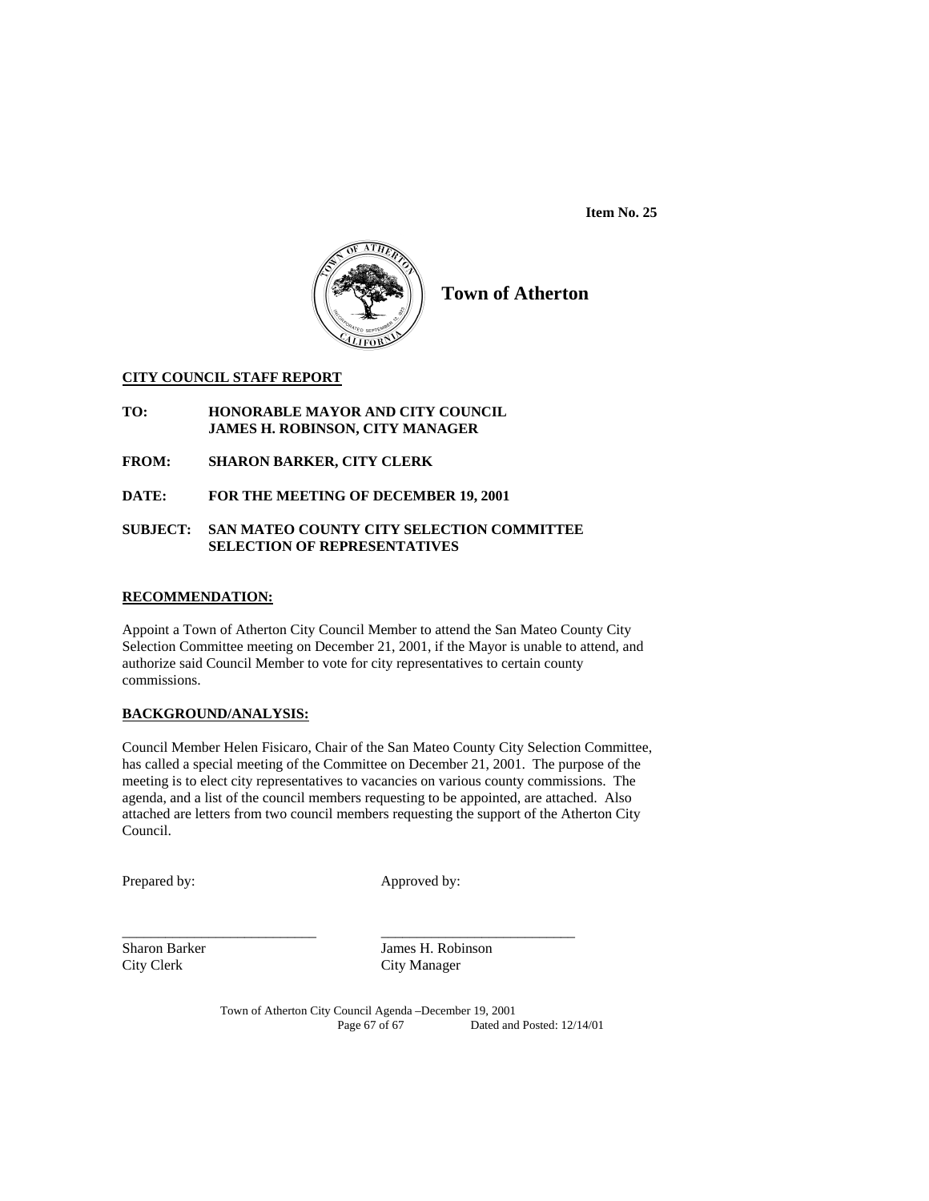**Item No. 25**

# Town of Atherton

**CITY COUNCIL STAFF REPORT**

**TO:** HONORABLE MAYOR AND CITY COUNCIL
JAMES H. ROBINSON, CITY MANAGER

**FROM:** SHARON BARKER, CITY CLERK

**DATE:** FOR THE MEETING OF DECEMBER 19, 2001

**SUBJECT:** SAN MATEO COUNTY CITY SELECTION COMMITTEE SELECTION OF REPRESENTATIVES

**RECOMMENDATION:**

Appoint a Town of Atherton City Council Member to attend the San Mateo County City Selection Committee meeting on December 21, 2001, if the Mayor is unable to attend, and authorize said Council Member to vote for city representatives to certain county commissions.

**BACKGROUND/ANALYSIS:**

Council Member Helen Fisicaro, Chair of the San Mateo County City Selection Committee, has called a special meeting of the Committee on December 21, 2001. The purpose of the meeting is to elect city representatives to vacancies on various county commissions. The agenda, and a list of the council members requesting to be appointed, are attached. Also attached are letters from two council members requesting the support of the Atherton City Council.

Prepared by: Approved by:

\_\_\_\_\_\_\_\_\_\_\_\_\_\_\_\_\_\_\_\_\_\_\_\_\_\_ \_\_\_\_\_\_\_\_\_\_\_\_\_\_\_\_\_\_\_\_\_\_\_\_\_\_

Sharon Barker, City Clerk

James H. Robinson, City Manager